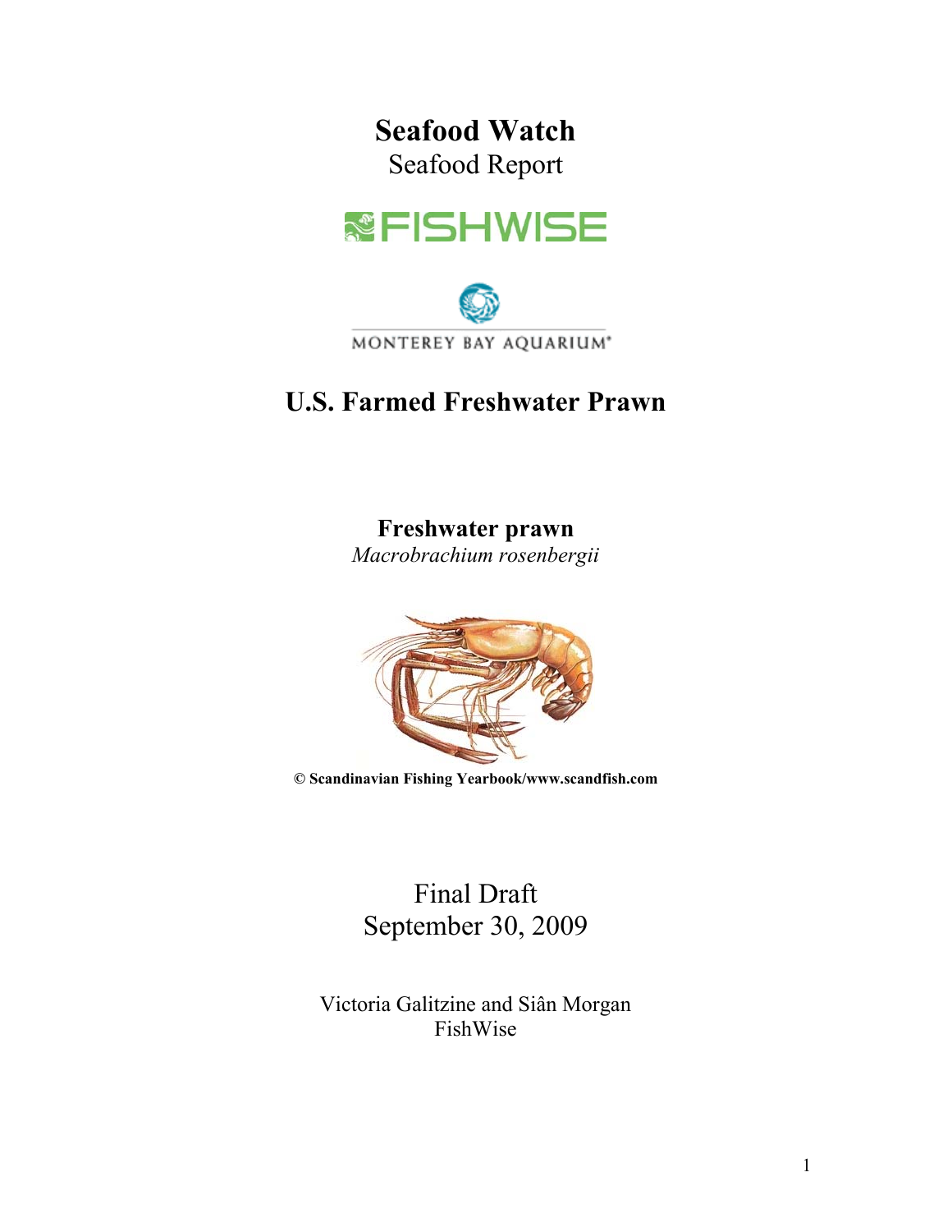# Seafood Watch

Seafood Report

MONTEREY BAY AQUARIUM

## U.S. Farmed Freshwater Prawn

**Freshwater prawn**
*Macrobrachium rosenbergii*

**© Scandinavian Fishing Yearbook/www.scandfish.com**

Final Draft
September 30, 2009

Victoria Galitzine and Siân Morgan
FishWise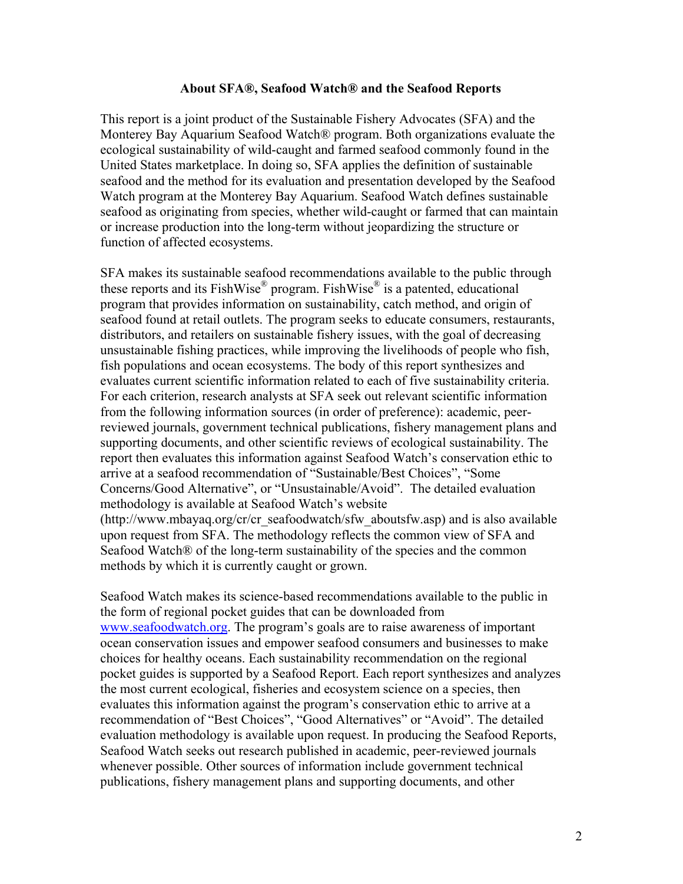### About SFA®, Seafood Watch® and the Seafood Reports

This report is a joint product of the Sustainable Fishery Advocates (SFA) and the Monterey Bay Aquarium Seafood Watch® program. Both organizations evaluate the ecological sustainability of wild-caught and farmed seafood commonly found in the United States marketplace. In doing so, SFA applies the definition of sustainable seafood and the method for its evaluation and presentation developed by the Seafood Watch program at the Monterey Bay Aquarium. Seafood Watch defines sustainable seafood as originating from species, whether wild-caught or farmed that can maintain or increase production into the long-term without jeopardizing the structure or function of affected ecosystems.

SFA makes its sustainable seafood recommendations available to the public through these reports and its FishWise® program. FishWise® is a patented, educational program that provides information on sustainability, catch method, and origin of seafood found at retail outlets. The program seeks to educate consumers, restaurants, distributors, and retailers on sustainable fishery issues, with the goal of decreasing unsustainable fishing practices, while improving the livelihoods of people who fish, fish populations and ocean ecosystems. The body of this report synthesizes and evaluates current scientific information related to each of five sustainability criteria. For each criterion, research analysts at SFA seek out relevant scientific information from the following information sources (in order of preference): academic, peer-reviewed journals, government technical publications, fishery management plans and supporting documents, and other scientific reviews of ecological sustainability. The report then evaluates this information against Seafood Watch's conservation ethic to arrive at a seafood recommendation of "Sustainable/Best Choices", "Some Concerns/Good Alternative", or "Unsustainable/Avoid". The detailed evaluation methodology is available at Seafood Watch's website (http://www.mbayaq.org/cr/cr_seafoodwatch/sfw_aboutsfw.asp) and is also available upon request from SFA. The methodology reflects the common view of SFA and Seafood Watch® of the long-term sustainability of the species and the common methods by which it is currently caught or grown.

Seafood Watch makes its science-based recommendations available to the public in the form of regional pocket guides that can be downloaded from [www.seafoodwatch.org](http://www.seafoodwatch.org). The program's goals are to raise awareness of important ocean conservation issues and empower seafood consumers and businesses to make choices for healthy oceans. Each sustainability recommendation on the regional pocket guides is supported by a Seafood Report. Each report synthesizes and analyzes the most current ecological, fisheries and ecosystem science on a species, then evaluates this information against the program's conservation ethic to arrive at a recommendation of "Best Choices", "Good Alternatives" or "Avoid". The detailed evaluation methodology is available upon request. In producing the Seafood Reports, Seafood Watch seeks out research published in academic, peer-reviewed journals whenever possible. Other sources of information include government technical publications, fishery management plans and supporting documents, and other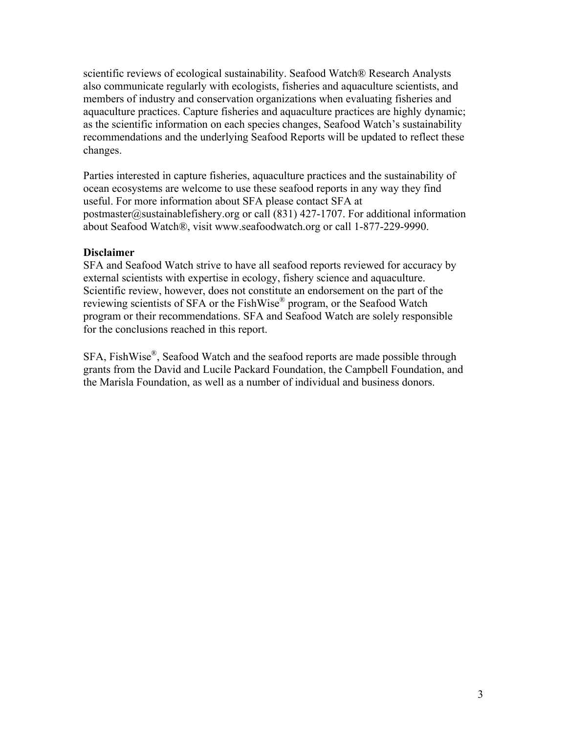scientific reviews of ecological sustainability. Seafood Watch® Research Analysts also communicate regularly with ecologists, fisheries and aquaculture scientists, and members of industry and conservation organizations when evaluating fisheries and aquaculture practices. Capture fisheries and aquaculture practices are highly dynamic; as the scientific information on each species changes, Seafood Watch's sustainability recommendations and the underlying Seafood Reports will be updated to reflect these changes.

Parties interested in capture fisheries, aquaculture practices and the sustainability of ocean ecosystems are welcome to use these seafood reports in any way they find useful. For more information about SFA please contact SFA at postmaster@sustainablefishery.org or call (831) 427-1707. For additional information about Seafood Watch®, visit www.seafoodwatch.org or call 1-877-229-9990.

**Disclaimer**
SFA and Seafood Watch strive to have all seafood reports reviewed for accuracy by external scientists with expertise in ecology, fishery science and aquaculture. Scientific review, however, does not constitute an endorsement on the part of the reviewing scientists of SFA or the FishWise® program, or the Seafood Watch program or their recommendations. SFA and Seafood Watch are solely responsible for the conclusions reached in this report.

SFA, FishWise®, Seafood Watch and the seafood reports are made possible through grants from the David and Lucile Packard Foundation, the Campbell Foundation, and the Marisla Foundation, as well as a number of individual and business donors.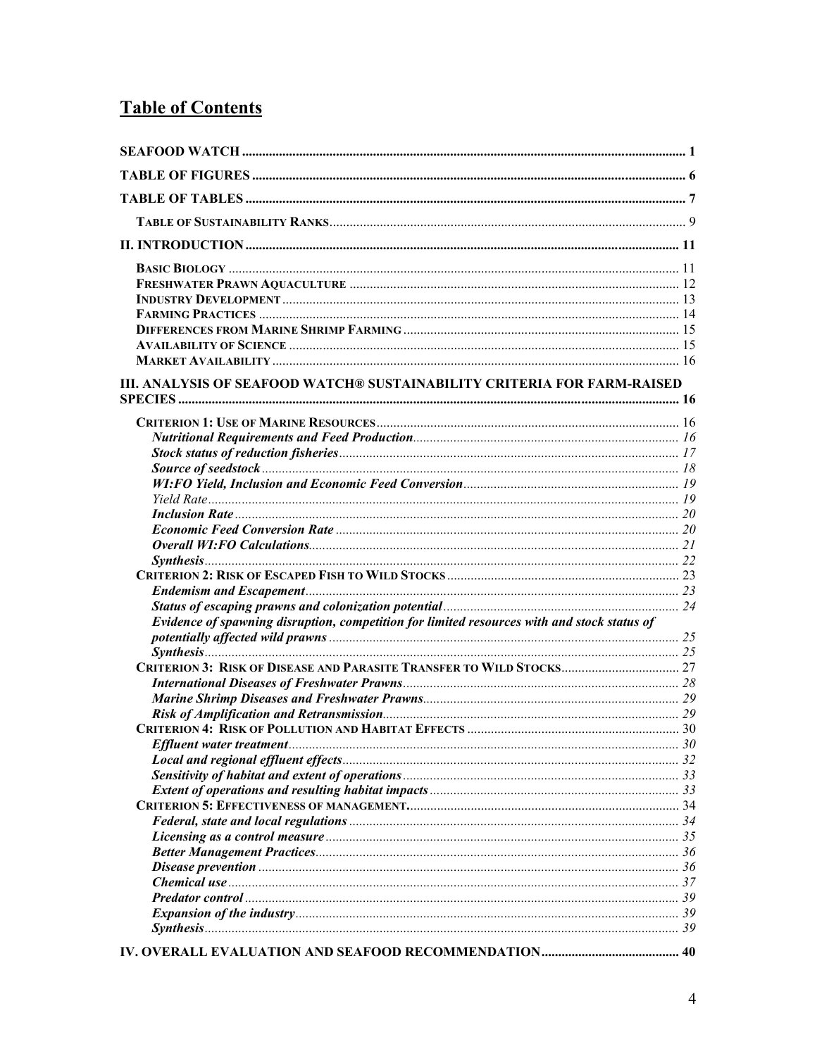# Table of Contents

SEAFOOD WATCH .......... 1

TABLE OF FIGURES .......... 6

TABLE OF TABLES .......... 7

- TABLE OF SUSTAINABILITY RANKS .......... 9

II. INTRODUCTION .......... 11

- BASIC BIOLOGY .......... 11
- FRESHWATER PRAWN AQUACULTURE .......... 12
- INDUSTRY DEVELOPMENT .......... 13
- FARMING PRACTICES .......... 14
- DIFFERENCES FROM MARINE SHRIMP FARMING .......... 15
- AVAILABILITY OF SCIENCE .......... 15
- MARKET AVAILABILITY .......... 16

III. ANALYSIS OF SEAFOOD WATCH® SUSTAINABILITY CRITERIA FOR FARM-RAISED SPECIES .......... 16

- CRITERION 1: USE OF MARINE RESOURCES .......... 16
  - *Nutritional Requirements and Feed Production* .......... 16
  - *Stock status of reduction fisheries* .......... 17
  - *Source of seedstock* .......... 18
  - *WI:FO Yield, Inclusion and Economic Feed Conversion* .......... 19
  - *Yield Rate* .......... 19
  - *Inclusion Rate* .......... 20
  - *Economic Feed Conversion Rate* .......... 20
  - *Overall WI:FO Calculations* .......... 21
  - *Synthesis* .......... 22
- CRITERION 2: RISK OF ESCAPED FISH TO WILD STOCKS .......... 23
  - *Endemism and Escapement* .......... 23
  - *Status of escaping prawns and colonization potential* .......... 24
  - *Evidence of spawning disruption, competition for limited resources with and stock status of potentially affected wild prawns* .......... 25
  - *Synthesis* .......... 25
- CRITERION 3: RISK OF DISEASE AND PARASITE TRANSFER TO WILD STOCKS .......... 27
  - *International Diseases of Freshwater Prawns* .......... 28
  - *Marine Shrimp Diseases and Freshwater Prawns* .......... 29
  - *Risk of Amplification and Retransmission* .......... 29
- CRITERION 4: RISK OF POLLUTION AND HABITAT EFFECTS .......... 30
  - *Effluent water treatment* .......... 30
  - *Local and regional effluent effects* .......... 32
  - *Sensitivity of habitat and extent of operations* .......... 33
  - *Extent of operations and resulting habitat impacts* .......... 33
- CRITERION 5: EFFECTIVENESS OF MANAGEMENT. .......... 34
  - *Federal, state and local regulations* .......... 34
  - *Licensing as a control measure* .......... 35
  - *Better Management Practices* .......... 36
  - *Disease prevention* .......... 36
  - *Chemical use* .......... 37
  - *Predator control* .......... 39
  - *Expansion of the industry* .......... 39
  - *Synthesis* .......... 39

IV. OVERALL EVALUATION AND SEAFOOD RECOMMENDATION .......... 40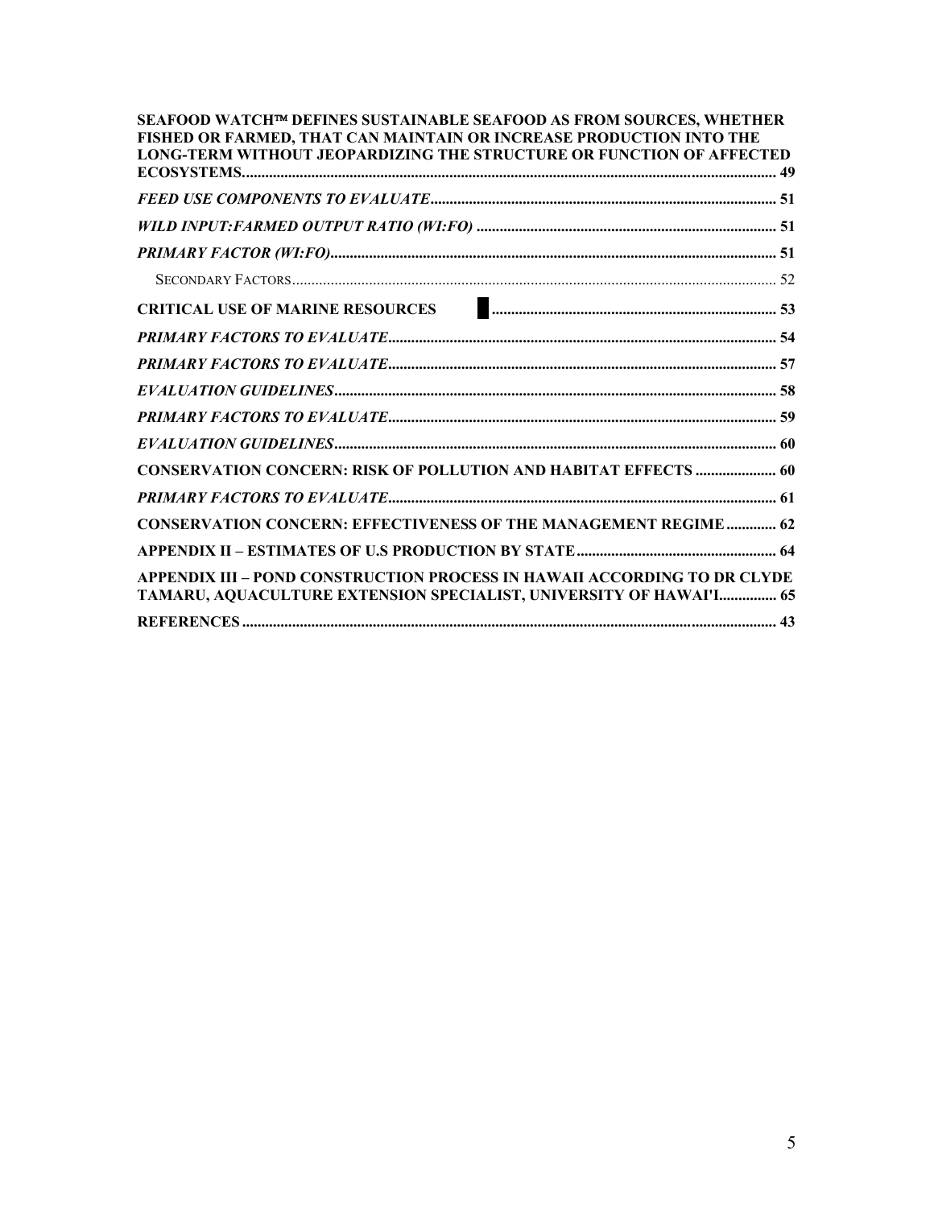**SEAFOOD WATCH™ DEFINES SUSTAINABLE SEAFOOD AS FROM SOURCES, WHETHER FISHED OR FARMED, THAT CAN MAINTAIN OR INCREASE PRODUCTION INTO THE LONG-TERM WITHOUT JEOPARDIZING THE STRUCTURE OR FUNCTION OF AFFECTED ECOSYSTEMS.......................................................................................................................... 49**

***FEED USE COMPONENTS TO EVALUATE*........................................................................................... 51**

***WILD INPUT:FARMED OUTPUT RATIO (WI:FO)* .............................................................................. 51**

***PRIMARY FACTOR (WI:FO)*.................................................................................................................. 51**

SECONDARY FACTORS............................................................................................................................ 52

**CRITICAL USE OF MARINE RESOURCES ........................................................................... 53**

***PRIMARY FACTORS TO EVALUATE*.................................................................................................... 54**

***PRIMARY FACTORS TO EVALUATE*.................................................................................................... 57**

***EVALUATION GUIDELINES*.................................................................................................................. 58**

***PRIMARY FACTORS TO EVALUATE*.................................................................................................... 59**

***EVALUATION GUIDELINES*.................................................................................................................. 60**

**CONSERVATION CONCERN: RISK OF POLLUTION AND HABITAT EFFECTS ..................... 60**

***PRIMARY FACTORS TO EVALUATE*.................................................................................................... 61**

**CONSERVATION CONCERN: EFFECTIVENESS OF THE MANAGEMENT REGIME............. 62**

**APPENDIX II – ESTIMATES OF U.S PRODUCTION BY STATE.................................................... 64**

**APPENDIX III – POND CONSTRUCTION PROCESS IN HAWAII ACCORDING TO DR CLYDE TAMARU, AQUACULTURE EXTENSION SPECIALIST, UNIVERSITY OF HAWAI'I............... 65**

**REFERENCES.......................................................................................................................... 43**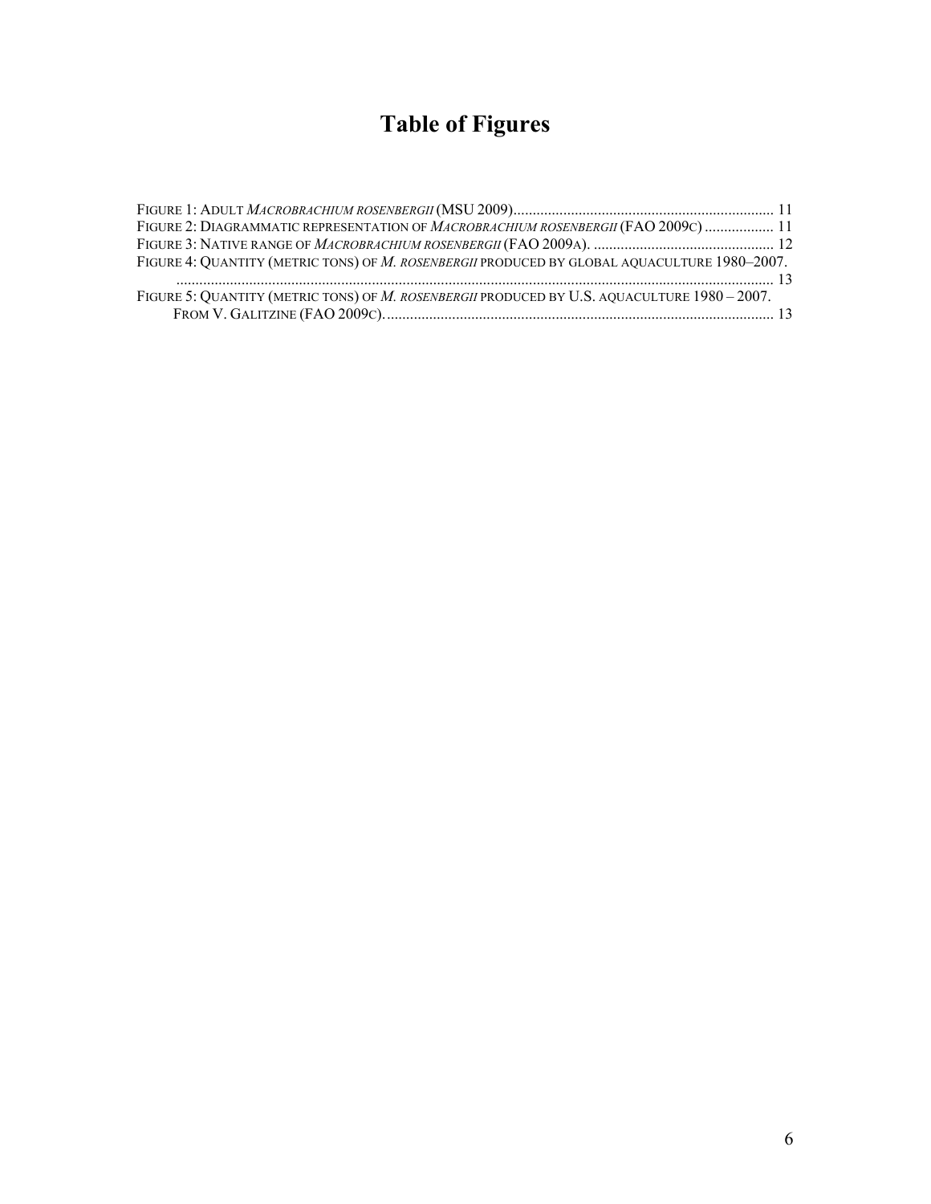# Table of Figures

Figure 1: Adult *Macrobrachium rosenbergii* (MSU 2009) .................................................................... 11
Figure 2: Diagrammatic representation of *Macrobrachium rosenbergii* (FAO 2009c) .................. 11
Figure 3: Native range of *Macrobrachium rosenbergii* (FAO 2009a). ............................................... 12
Figure 4: Quantity (metric tons) of *M. rosenbergii* produced by global aquaculture 1980–2007. ............................................................................................................................................. 13
Figure 5: Quantity (metric tons) of *M. rosenbergii* produced by U.S. aquaculture 1980 – 2007. From V. Galitzine (FAO 2009c). ..................................................................................................... 13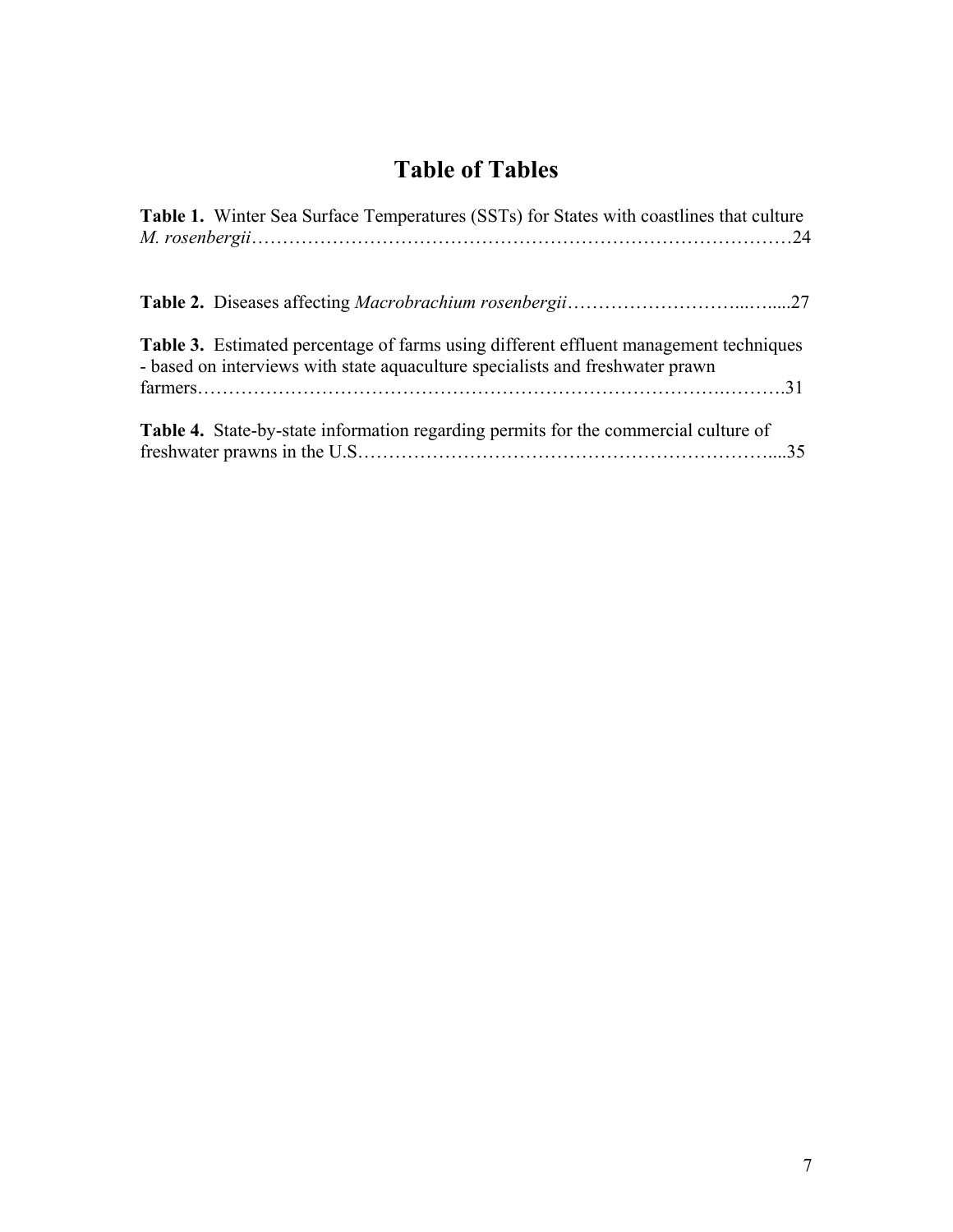# Table of Tables

**Table 1.** Winter Sea Surface Temperatures (SSTs) for States with coastlines that culture *M. rosenbergii*……………………………………………………………………………24

**Table 2.** Diseases affecting *Macrobrachium rosenbergii*………………………...…....27

**Table 3.** Estimated percentage of farms using different effluent management techniques - based on interviews with state aquaculture specialists and freshwater prawn farmers…………………………………………………………………………….……….31

**Table 4.** State-by-state information regarding permits for the commercial culture of freshwater prawns in the U.S………………………………………………………….....35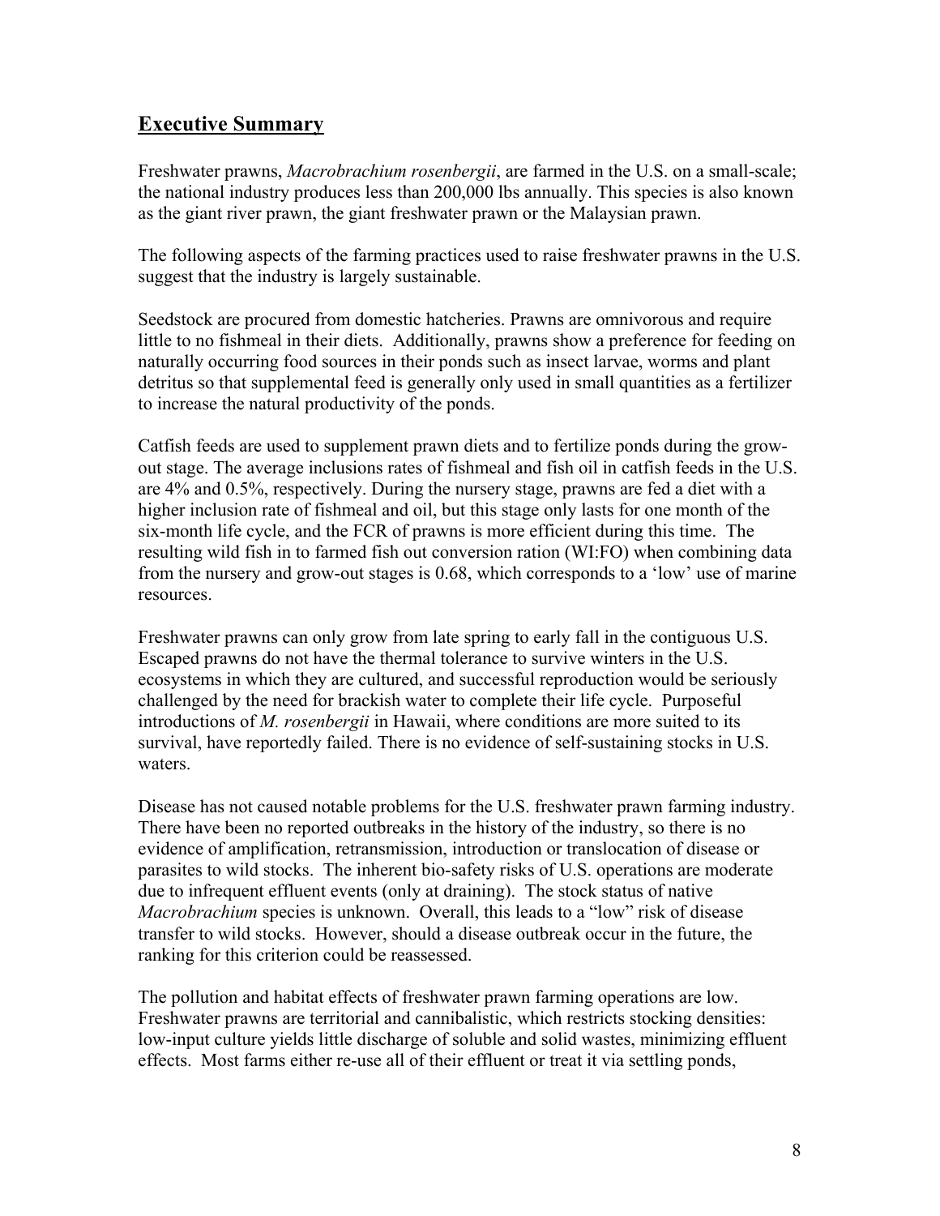## Executive Summary

Freshwater prawns, *Macrobrachium rosenbergii*, are farmed in the U.S. on a small-scale; the national industry produces less than 200,000 lbs annually. This species is also known as the giant river prawn, the giant freshwater prawn or the Malaysian prawn.

The following aspects of the farming practices used to raise freshwater prawns in the U.S. suggest that the industry is largely sustainable.

Seedstock are procured from domestic hatcheries. Prawns are omnivorous and require little to no fishmeal in their diets. Additionally, prawns show a preference for feeding on naturally occurring food sources in their ponds such as insect larvae, worms and plant detritus so that supplemental feed is generally only used in small quantities as a fertilizer to increase the natural productivity of the ponds.

Catfish feeds are used to supplement prawn diets and to fertilize ponds during the grow-out stage. The average inclusions rates of fishmeal and fish oil in catfish feeds in the U.S. are 4% and 0.5%, respectively. During the nursery stage, prawns are fed a diet with a higher inclusion rate of fishmeal and oil, but this stage only lasts for one month of the six-month life cycle, and the FCR of prawns is more efficient during this time. The resulting wild fish in to farmed fish out conversion ration (WI:FO) when combining data from the nursery and grow-out stages is 0.68, which corresponds to a 'low' use of marine resources.

Freshwater prawns can only grow from late spring to early fall in the contiguous U.S. Escaped prawns do not have the thermal tolerance to survive winters in the U.S. ecosystems in which they are cultured, and successful reproduction would be seriously challenged by the need for brackish water to complete their life cycle. Purposeful introductions of *M. rosenbergii* in Hawaii, where conditions are more suited to its survival, have reportedly failed. There is no evidence of self-sustaining stocks in U.S. waters.

Disease has not caused notable problems for the U.S. freshwater prawn farming industry. There have been no reported outbreaks in the history of the industry, so there is no evidence of amplification, retransmission, introduction or translocation of disease or parasites to wild stocks. The inherent bio-safety risks of U.S. operations are moderate due to infrequent effluent events (only at draining). The stock status of native *Macrobrachium* species is unknown. Overall, this leads to a "low" risk of disease transfer to wild stocks. However, should a disease outbreak occur in the future, the ranking for this criterion could be reassessed.

The pollution and habitat effects of freshwater prawn farming operations are low. Freshwater prawns are territorial and cannibalistic, which restricts stocking densities: low-input culture yields little discharge of soluble and solid wastes, minimizing effluent effects. Most farms either re-use all of their effluent or treat it via settling ponds,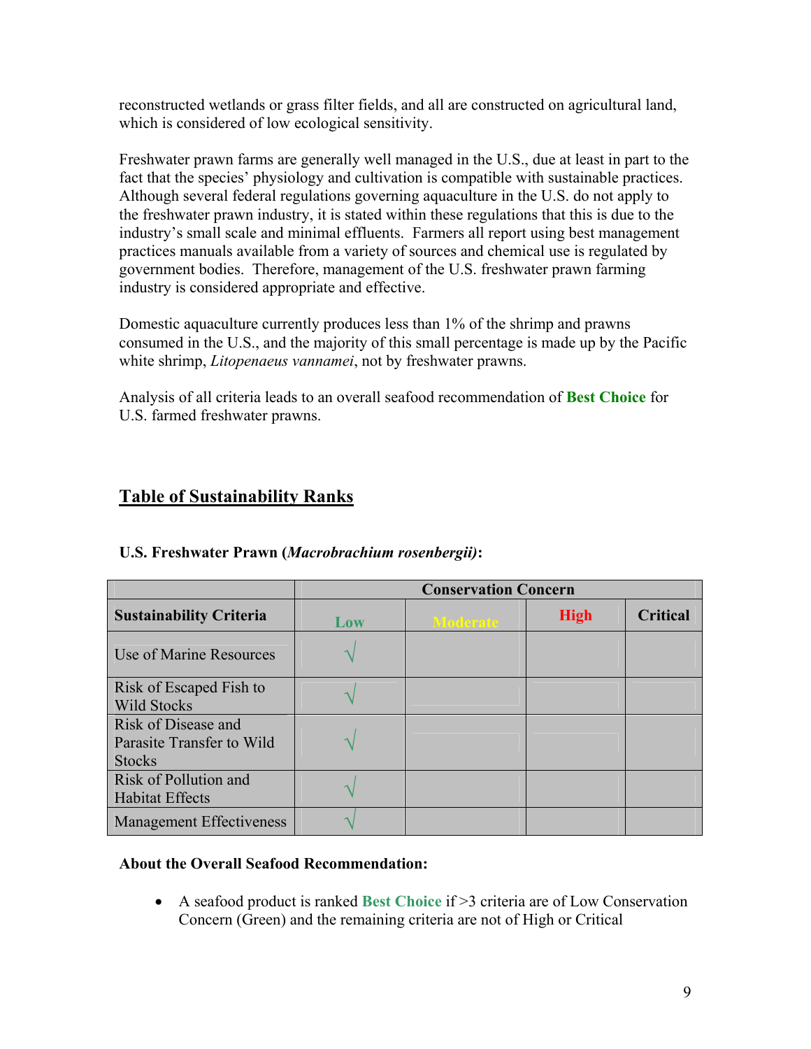reconstructed wetlands or grass filter fields, and all are constructed on agricultural land, which is considered of low ecological sensitivity.

Freshwater prawn farms are generally well managed in the U.S., due at least in part to the fact that the species' physiology and cultivation is compatible with sustainable practices. Although several federal regulations governing aquaculture in the U.S. do not apply to the freshwater prawn industry, it is stated within these regulations that this is due to the industry's small scale and minimal effluents. Farmers all report using best management practices manuals available from a variety of sources and chemical use is regulated by government bodies. Therefore, management of the U.S. freshwater prawn farming industry is considered appropriate and effective.

Domestic aquaculture currently produces less than 1% of the shrimp and prawns consumed in the U.S., and the majority of this small percentage is made up by the Pacific white shrimp, *Litopenaeus vannamei*, not by freshwater prawns.

Analysis of all criteria leads to an overall seafood recommendation of **Best Choice** for U.S. farmed freshwater prawns.

## Table of Sustainability Ranks

**U.S. Freshwater Prawn (*Macrobrachium rosenbergii)*:**

| | Conservation Concern | | | |
|---|---|---|---|---|
| **Sustainability Criteria** | **Low** | **Moderate** | **High** | **Critical** |
| Use of Marine Resources | √ | | | |
| Risk of Escaped Fish to Wild Stocks | √ | | | |
| Risk of Disease and Parasite Transfer to Wild Stocks | √ | | | |
| Risk of Pollution and Habitat Effects | √ | | | |
| Management Effectiveness | √ | | | |

**About the Overall Seafood Recommendation:**

- A seafood product is ranked **Best Choice** if >3 criteria are of Low Conservation Concern (Green) and the remaining criteria are not of High or Critical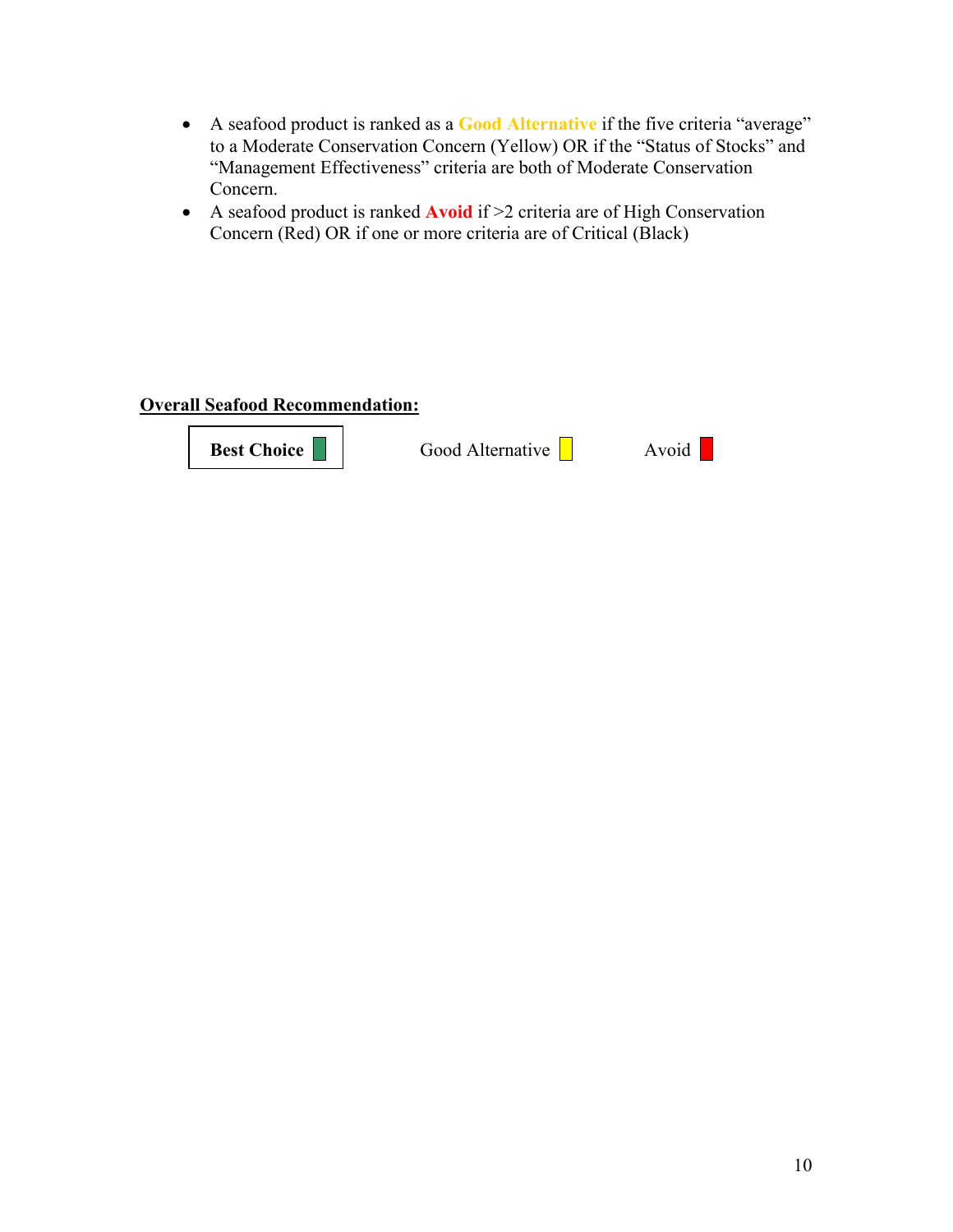- A seafood product is ranked as a **Good Alternative** if the five criteria "average" to a Moderate Conservation Concern (Yellow) OR if the "Status of Stocks" and "Management Effectiveness" criteria are both of Moderate Conservation Concern.
- A seafood product is ranked **Avoid** if >2 criteria are of High Conservation Concern (Red) OR if one or more criteria are of Critical (Black)

**Overall Seafood Recommendation:**

| **Best Choice** (selected) | Good Alternative | Avoid |
|---|---|---|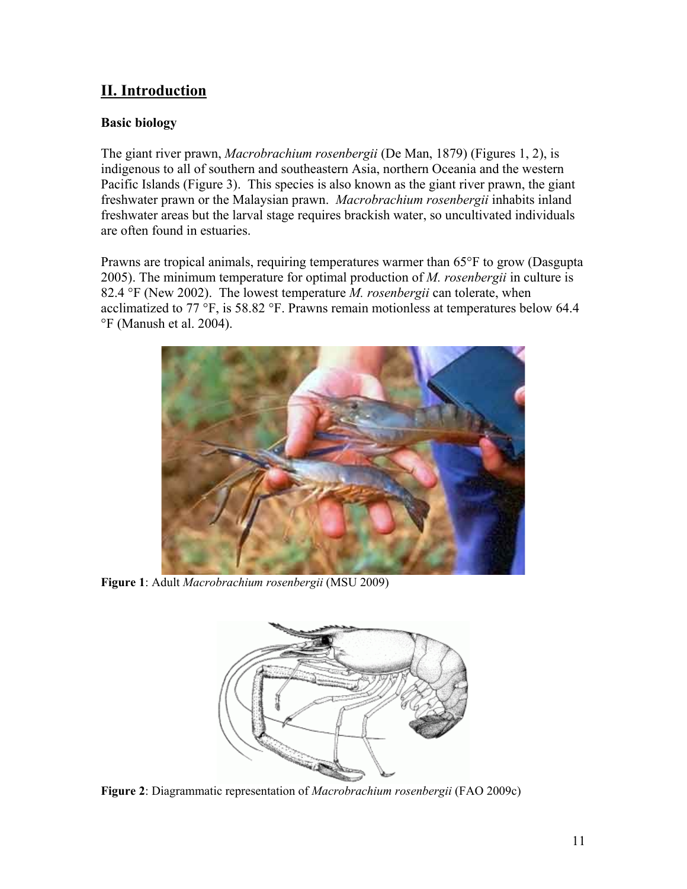## II. Introduction

### Basic biology

The giant river prawn, *Macrobrachium rosenbergii* (De Man, 1879) (Figures 1, 2), is indigenous to all of southern and southeastern Asia, northern Oceania and the western Pacific Islands (Figure 3). This species is also known as the giant river prawn, the giant freshwater prawn or the Malaysian prawn. *Macrobrachium rosenbergii* inhabits inland freshwater areas but the larval stage requires brackish water, so uncultivated individuals are often found in estuaries.

Prawns are tropical animals, requiring temperatures warmer than 65°F to grow (Dasgupta 2005). The minimum temperature for optimal production of *M. rosenbergii* in culture is 82.4 °F (New 2002). The lowest temperature *M. rosenbergii* can tolerate, when acclimatized to 77 °F, is 58.82 °F. Prawns remain motionless at temperatures below 64.4 °F (Manush et al. 2004).

**Figure 1**: Adult *Macrobrachium rosenbergii* (MSU 2009)

**Figure 2**: Diagrammatic representation of *Macrobrachium rosenbergii* (FAO 2009c)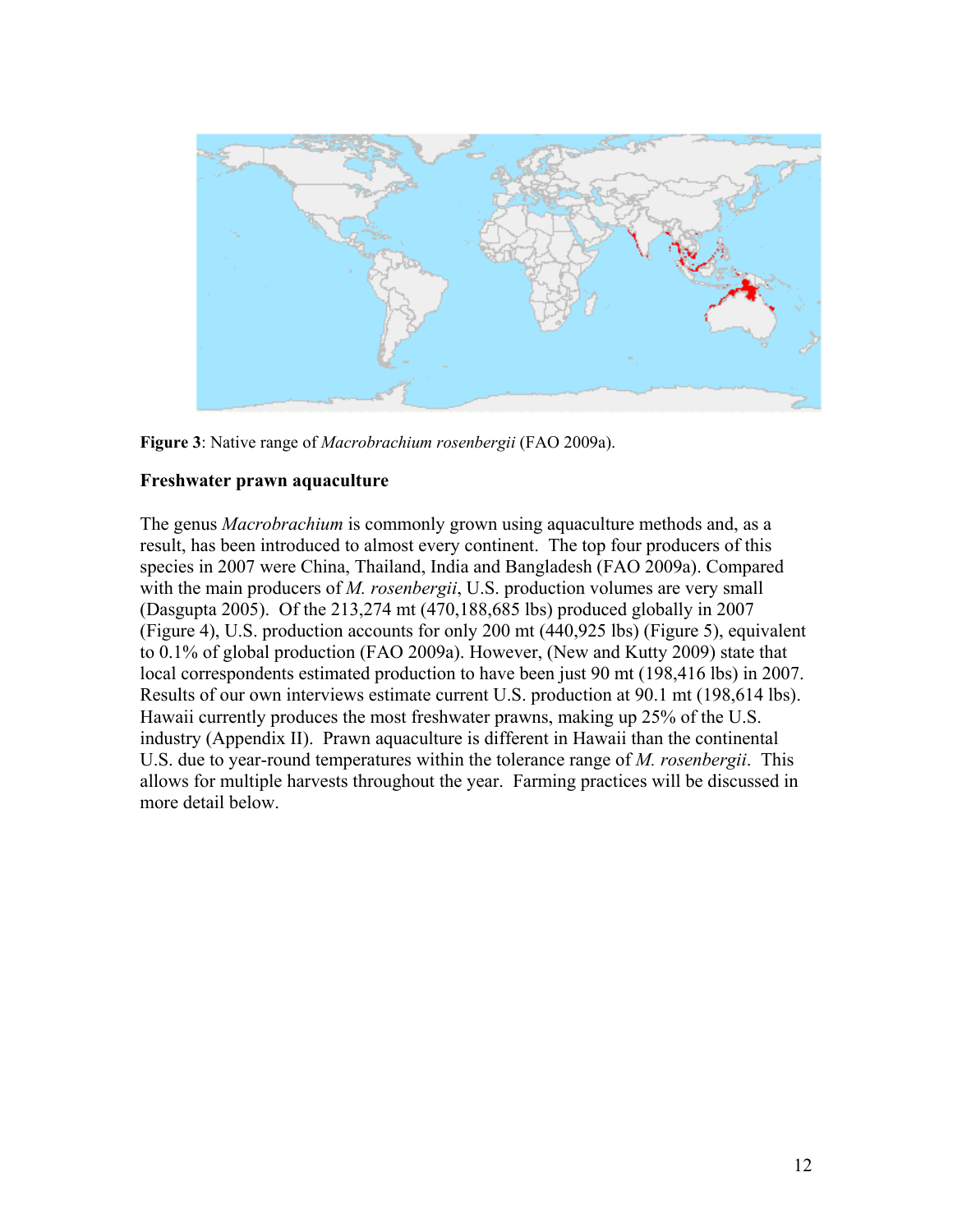**Figure 3**: Native range of *Macrobrachium rosenbergii* (FAO 2009a).

**Freshwater prawn aquaculture**

The genus *Macrobrachium* is commonly grown using aquaculture methods and, as a result, has been introduced to almost every continent. The top four producers of this species in 2007 were China, Thailand, India and Bangladesh (FAO 2009a). Compared with the main producers of *M. rosenbergii*, U.S. production volumes are very small (Dasgupta 2005). Of the 213,274 mt (470,188,685 lbs) produced globally in 2007 (Figure 4), U.S. production accounts for only 200 mt (440,925 lbs) (Figure 5), equivalent to 0.1% of global production (FAO 2009a). However, (New and Kutty 2009) state that local correspondents estimated production to have been just 90 mt (198,416 lbs) in 2007. Results of our own interviews estimate current U.S. production at 90.1 mt (198,614 lbs). Hawaii currently produces the most freshwater prawns, making up 25% of the U.S. industry (Appendix II). Prawn aquaculture is different in Hawaii than the continental U.S. due to year-round temperatures within the tolerance range of *M. rosenbergii*. This allows for multiple harvests throughout the year. Farming practices will be discussed in more detail below.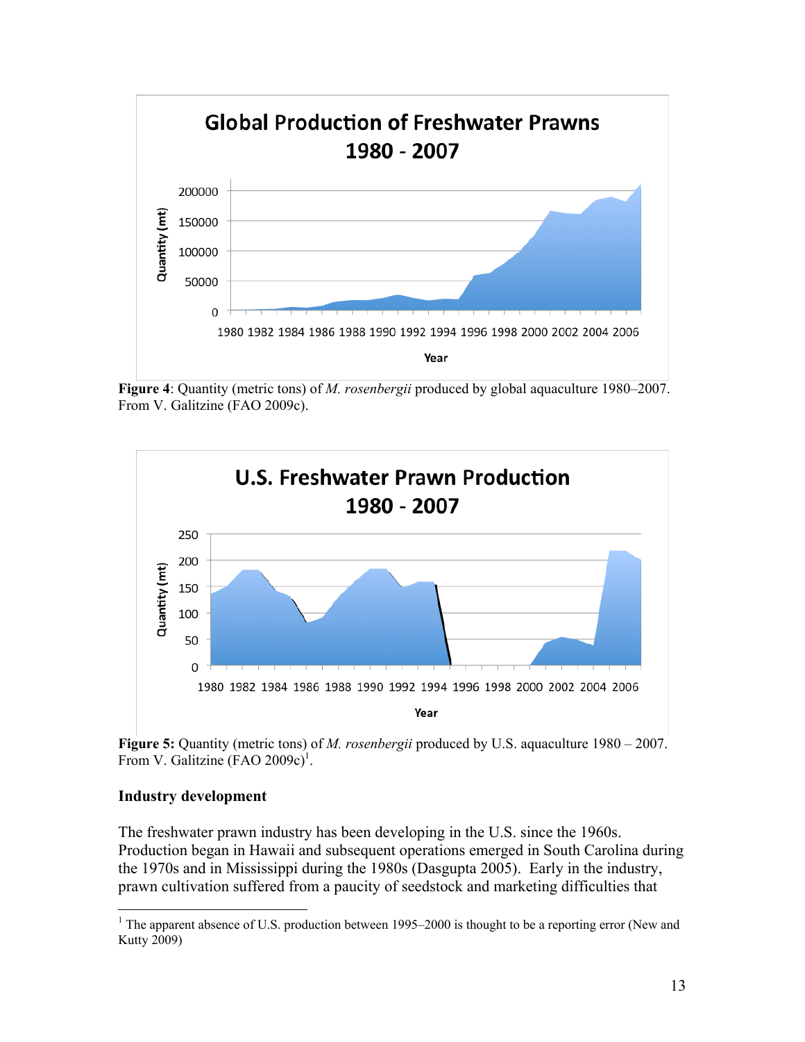**Figure 4**: Quantity (metric tons) of *M. rosenbergii* produced by global aquaculture 1980–2007. From V. Galitzine (FAO 2009c).

**Figure 5:** Quantity (metric tons) of *M. rosenbergii* produced by U.S. aquaculture 1980 – 2007. From V. Galitzine (FAO 2009c)[1].

### Industry development

The freshwater prawn industry has been developing in the U.S. since the 1960s. Production began in Hawaii and subsequent operations emerged in South Carolina during the 1970s and in Mississippi during the 1980s (Dasgupta 2005). Early in the industry, prawn cultivation suffered from a paucity of seedstock and marketing difficulties that

[1] The apparent absence of U.S. production between 1995–2000 is thought to be a reporting error (New and Kutty 2009)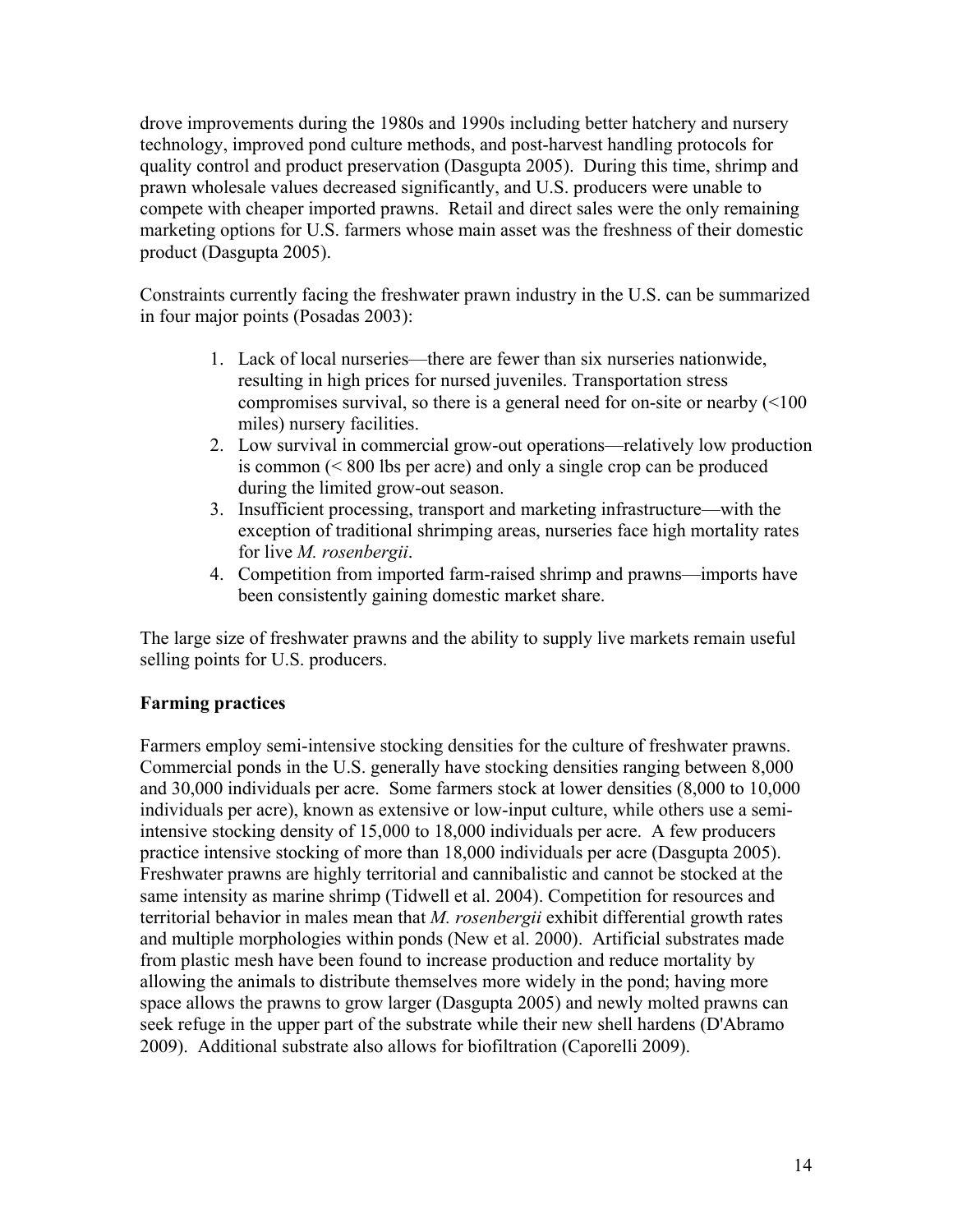drove improvements during the 1980s and 1990s including better hatchery and nursery technology, improved pond culture methods, and post-harvest handling protocols for quality control and product preservation (Dasgupta 2005). During this time, shrimp and prawn wholesale values decreased significantly, and U.S. producers were unable to compete with cheaper imported prawns. Retail and direct sales were the only remaining marketing options for U.S. farmers whose main asset was the freshness of their domestic product (Dasgupta 2005).

Constraints currently facing the freshwater prawn industry in the U.S. can be summarized in four major points (Posadas 2003):

1. Lack of local nurseries—there are fewer than six nurseries nationwide, resulting in high prices for nursed juveniles. Transportation stress compromises survival, so there is a general need for on-site or nearby (<100 miles) nursery facilities.
2. Low survival in commercial grow-out operations—relatively low production is common (< 800 lbs per acre) and only a single crop can be produced during the limited grow-out season.
3. Insufficient processing, transport and marketing infrastructure—with the exception of traditional shrimping areas, nurseries face high mortality rates for live *M. rosenbergii*.
4. Competition from imported farm-raised shrimp and prawns—imports have been consistently gaining domestic market share.

The large size of freshwater prawns and the ability to supply live markets remain useful selling points for U.S. producers.

**Farming practices**

Farmers employ semi-intensive stocking densities for the culture of freshwater prawns. Commercial ponds in the U.S. generally have stocking densities ranging between 8,000 and 30,000 individuals per acre. Some farmers stock at lower densities (8,000 to 10,000 individuals per acre), known as extensive or low-input culture, while others use a semi-intensive stocking density of 15,000 to 18,000 individuals per acre. A few producers practice intensive stocking of more than 18,000 individuals per acre (Dasgupta 2005). Freshwater prawns are highly territorial and cannibalistic and cannot be stocked at the same intensity as marine shrimp (Tidwell et al. 2004). Competition for resources and territorial behavior in males mean that *M. rosenbergii* exhibit differential growth rates and multiple morphologies within ponds (New et al. 2000). Artificial substrates made from plastic mesh have been found to increase production and reduce mortality by allowing the animals to distribute themselves more widely in the pond; having more space allows the prawns to grow larger (Dasgupta 2005) and newly molted prawns can seek refuge in the upper part of the substrate while their new shell hardens (D'Abramo 2009). Additional substrate also allows for biofiltration (Caporelli 2009).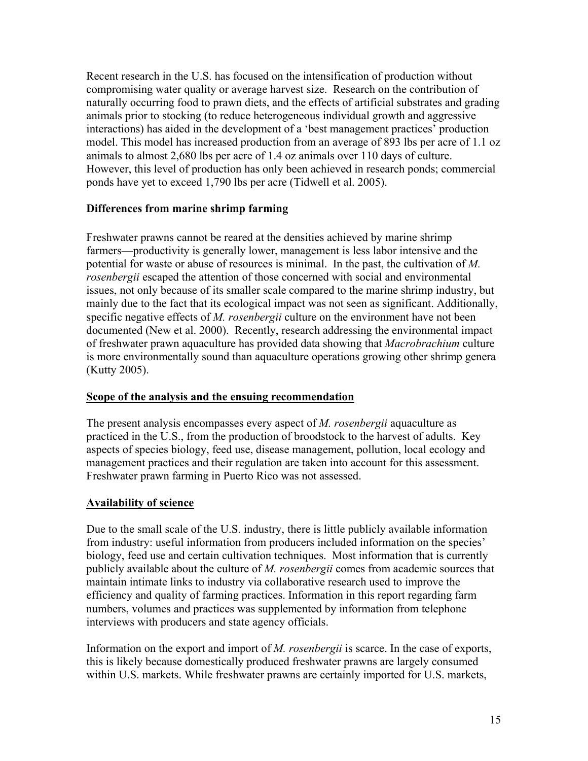Recent research in the U.S. has focused on the intensification of production without compromising water quality or average harvest size. Research on the contribution of naturally occurring food to prawn diets, and the effects of artificial substrates and grading animals prior to stocking (to reduce heterogeneous individual growth and aggressive interactions) has aided in the development of a 'best management practices' production model. This model has increased production from an average of 893 lbs per acre of 1.1 oz animals to almost 2,680 lbs per acre of 1.4 oz animals over 110 days of culture. However, this level of production has only been achieved in research ponds; commercial ponds have yet to exceed 1,790 lbs per acre (Tidwell et al. 2005).

**Differences from marine shrimp farming**

Freshwater prawns cannot be reared at the densities achieved by marine shrimp farmers—productivity is generally lower, management is less labor intensive and the potential for waste or abuse of resources is minimal. In the past, the cultivation of *M. rosenbergii* escaped the attention of those concerned with social and environmental issues, not only because of its smaller scale compared to the marine shrimp industry, but mainly due to the fact that its ecological impact was not seen as significant. Additionally, specific negative effects of *M. rosenbergii* culture on the environment have not been documented (New et al. 2000). Recently, research addressing the environmental impact of freshwater prawn aquaculture has provided data showing that *Macrobrachium* culture is more environmentally sound than aquaculture operations growing other shrimp genera (Kutty 2005).

**Scope of the analysis and the ensuing recommendation**

The present analysis encompasses every aspect of *M. rosenbergii* aquaculture as practiced in the U.S., from the production of broodstock to the harvest of adults. Key aspects of species biology, feed use, disease management, pollution, local ecology and management practices and their regulation are taken into account for this assessment. Freshwater prawn farming in Puerto Rico was not assessed.

**Availability of science**

Due to the small scale of the U.S. industry, there is little publicly available information from industry: useful information from producers included information on the species' biology, feed use and certain cultivation techniques. Most information that is currently publicly available about the culture of *M. rosenbergii* comes from academic sources that maintain intimate links to industry via collaborative research used to improve the efficiency and quality of farming practices. Information in this report regarding farm numbers, volumes and practices was supplemented by information from telephone interviews with producers and state agency officials.

Information on the export and import of *M. rosenbergii* is scarce. In the case of exports, this is likely because domestically produced freshwater prawns are largely consumed within U.S. markets. While freshwater prawns are certainly imported for U.S. markets,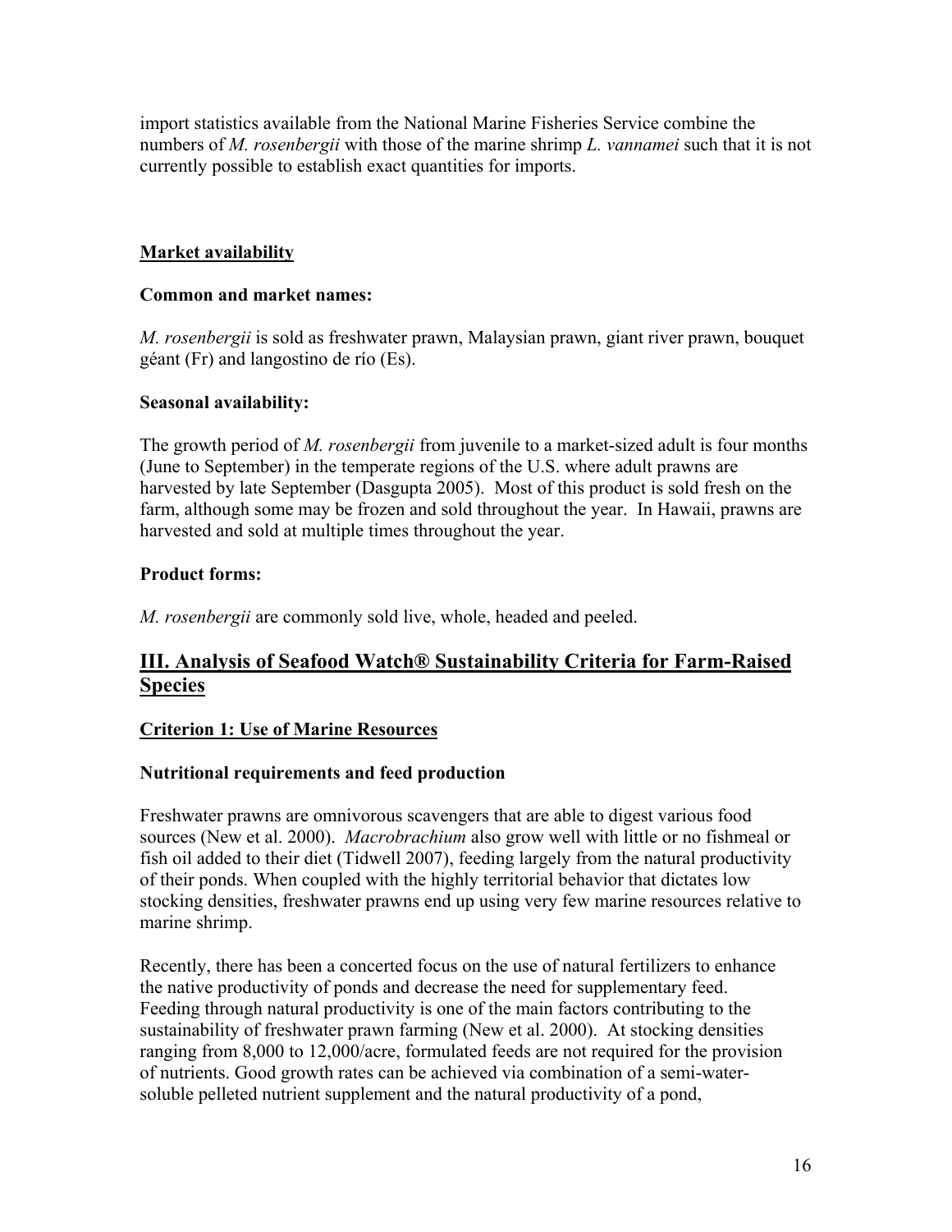import statistics available from the National Marine Fisheries Service combine the numbers of *M. rosenbergii* with those of the marine shrimp *L. vannamei* such that it is not currently possible to establish exact quantities for imports.

**Market availability**

**Common and market names:**

*M. rosenbergii* is sold as freshwater prawn, Malaysian prawn, giant river prawn, bouquet géant (Fr) and langostino de río (Es).

**Seasonal availability:**

The growth period of *M. rosenbergii* from juvenile to a market-sized adult is four months (June to September) in the temperate regions of the U.S. where adult prawns are harvested by late September (Dasgupta 2005). Most of this product is sold fresh on the farm, although some may be frozen and sold throughout the year. In Hawaii, prawns are harvested and sold at multiple times throughout the year.

**Product forms:**

*M. rosenbergii* are commonly sold live, whole, headed and peeled.

## III. Analysis of Seafood Watch® Sustainability Criteria for Farm-Raised Species

### Criterion 1: Use of Marine Resources

**Nutritional requirements and feed production**

Freshwater prawns are omnivorous scavengers that are able to digest various food sources (New et al. 2000). *Macrobrachium* also grow well with little or no fishmeal or fish oil added to their diet (Tidwell 2007), feeding largely from the natural productivity of their ponds. When coupled with the highly territorial behavior that dictates low stocking densities, freshwater prawns end up using very few marine resources relative to marine shrimp.

Recently, there has been a concerted focus on the use of natural fertilizers to enhance the native productivity of ponds and decrease the need for supplementary feed. Feeding through natural productivity is one of the main factors contributing to the sustainability of freshwater prawn farming (New et al. 2000). At stocking densities ranging from 8,000 to 12,000/acre, formulated feeds are not required for the provision of nutrients. Good growth rates can be achieved via combination of a semi-water-soluble pelleted nutrient supplement and the natural productivity of a pond,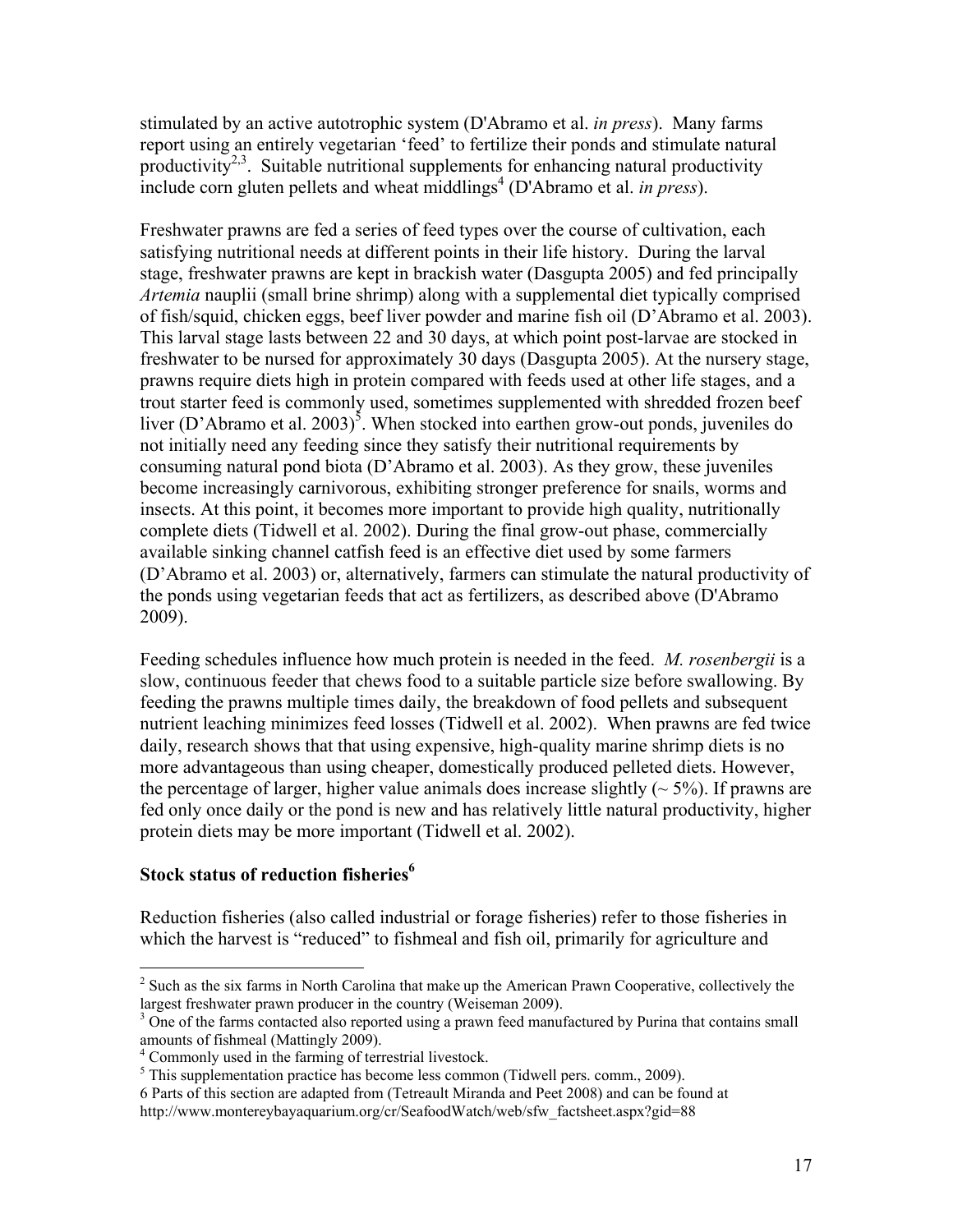stimulated by an active autotrophic system (D'Abramo et al. *in press*). Many farms report using an entirely vegetarian 'feed' to fertilize their ponds and stimulate natural productivity[2,3]. Suitable nutritional supplements for enhancing natural productivity include corn gluten pellets and wheat middlings[4] (D'Abramo et al. *in press*).

Freshwater prawns are fed a series of feed types over the course of cultivation, each satisfying nutritional needs at different points in their life history. During the larval stage, freshwater prawns are kept in brackish water (Dasgupta 2005) and fed principally *Artemia* nauplii (small brine shrimp) along with a supplemental diet typically comprised of fish/squid, chicken eggs, beef liver powder and marine fish oil (D'Abramo et al. 2003). This larval stage lasts between 22 and 30 days, at which point post-larvae are stocked in freshwater to be nursed for approximately 30 days (Dasgupta 2005). At the nursery stage, prawns require diets high in protein compared with feeds used at other life stages, and a trout starter feed is commonly used, sometimes supplemented with shredded frozen beef liver (D'Abramo et al. 2003)[5]. When stocked into earthen grow-out ponds, juveniles do not initially need any feeding since they satisfy their nutritional requirements by consuming natural pond biota (D'Abramo et al. 2003). As they grow, these juveniles become increasingly carnivorous, exhibiting stronger preference for snails, worms and insects. At this point, it becomes more important to provide high quality, nutritionally complete diets (Tidwell et al. 2002). During the final grow-out phase, commercially available sinking channel catfish feed is an effective diet used by some farmers (D'Abramo et al. 2003) or, alternatively, farmers can stimulate the natural productivity of the ponds using vegetarian feeds that act as fertilizers, as described above (D'Abramo 2009).

Feeding schedules influence how much protein is needed in the feed. *M. rosenbergii* is a slow, continuous feeder that chews food to a suitable particle size before swallowing. By feeding the prawns multiple times daily, the breakdown of food pellets and subsequent nutrient leaching minimizes feed losses (Tidwell et al. 2002). When prawns are fed twice daily, research shows that that using expensive, high-quality marine shrimp diets is no more advantageous than using cheaper, domestically produced pelleted diets. However, the percentage of larger, higher value animals does increase slightly (~ 5%). If prawns are fed only once daily or the pond is new and has relatively little natural productivity, higher protein diets may be more important (Tidwell et al. 2002).

**Stock status of reduction fisheries[6]**

Reduction fisheries (also called industrial or forage fisheries) refer to those fisheries in which the harvest is "reduced" to fishmeal and fish oil, primarily for agriculture and

---

[2] Such as the six farms in North Carolina that make up the American Prawn Cooperative, collectively the largest freshwater prawn producer in the country (Weiseman 2009).

[3] One of the farms contacted also reported using a prawn feed manufactured by Purina that contains small amounts of fishmeal (Mattingly 2009).

[4] Commonly used in the farming of terrestrial livestock.

[5] This supplementation practice has become less common (Tidwell pers. comm., 2009).

6 Parts of this section are adapted from (Tetreault Miranda and Peet 2008) and can be found at http://www.montereybayaquarium.org/cr/SeafoodWatch/web/sfw_factsheet.aspx?gid=88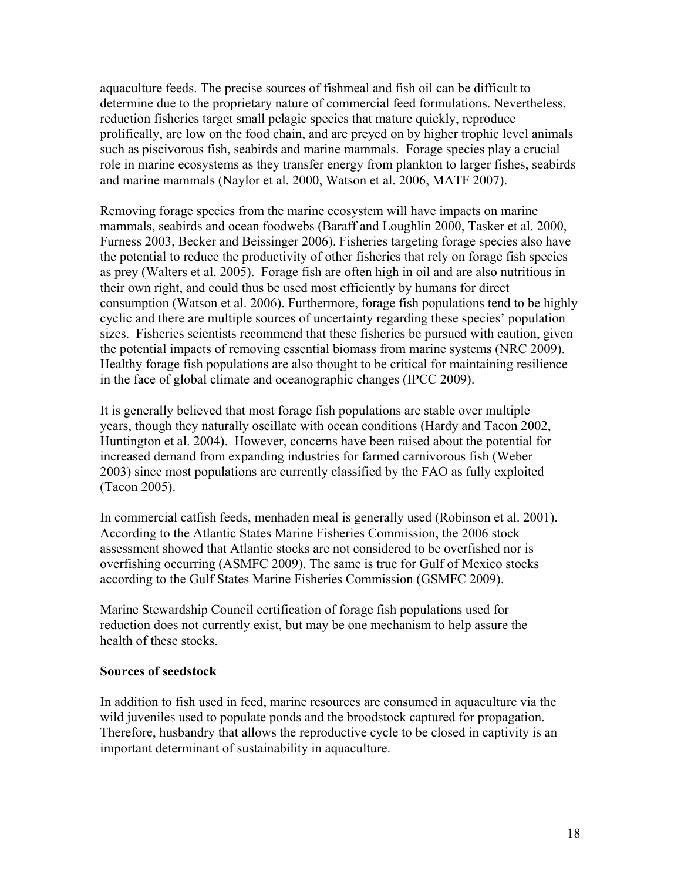aquaculture feeds. The precise sources of fishmeal and fish oil can be difficult to determine due to the proprietary nature of commercial feed formulations. Nevertheless, reduction fisheries target small pelagic species that mature quickly, reproduce prolifically, are low on the food chain, and are preyed on by higher trophic level animals such as piscivorous fish, seabirds and marine mammals. Forage species play a crucial role in marine ecosystems as they transfer energy from plankton to larger fishes, seabirds and marine mammals (Naylor et al. 2000, Watson et al. 2006, MATF 2007).

Removing forage species from the marine ecosystem will have impacts on marine mammals, seabirds and ocean foodwebs (Baraff and Loughlin 2000, Tasker et al. 2000, Furness 2003, Becker and Beissinger 2006). Fisheries targeting forage species also have the potential to reduce the productivity of other fisheries that rely on forage fish species as prey (Walters et al. 2005). Forage fish are often high in oil and are also nutritious in their own right, and could thus be used most efficiently by humans for direct consumption (Watson et al. 2006). Furthermore, forage fish populations tend to be highly cyclic and there are multiple sources of uncertainty regarding these species' population sizes. Fisheries scientists recommend that these fisheries be pursued with caution, given the potential impacts of removing essential biomass from marine systems (NRC 2009). Healthy forage fish populations are also thought to be critical for maintaining resilience in the face of global climate and oceanographic changes (IPCC 2009).

It is generally believed that most forage fish populations are stable over multiple years, though they naturally oscillate with ocean conditions (Hardy and Tacon 2002, Huntington et al. 2004). However, concerns have been raised about the potential for increased demand from expanding industries for farmed carnivorous fish (Weber 2003) since most populations are currently classified by the FAO as fully exploited (Tacon 2005).

In commercial catfish feeds, menhaden meal is generally used (Robinson et al. 2001). According to the Atlantic States Marine Fisheries Commission, the 2006 stock assessment showed that Atlantic stocks are not considered to be overfished nor is overfishing occurring (ASMFC 2009). The same is true for Gulf of Mexico stocks according to the Gulf States Marine Fisheries Commission (GSMFC 2009).

Marine Stewardship Council certification of forage fish populations used for reduction does not currently exist, but may be one mechanism to help assure the health of these stocks.

**Sources of seedstock**

In addition to fish used in feed, marine resources are consumed in aquaculture via the wild juveniles used to populate ponds and the broodstock captured for propagation. Therefore, husbandry that allows the reproductive cycle to be closed in captivity is an important determinant of sustainability in aquaculture.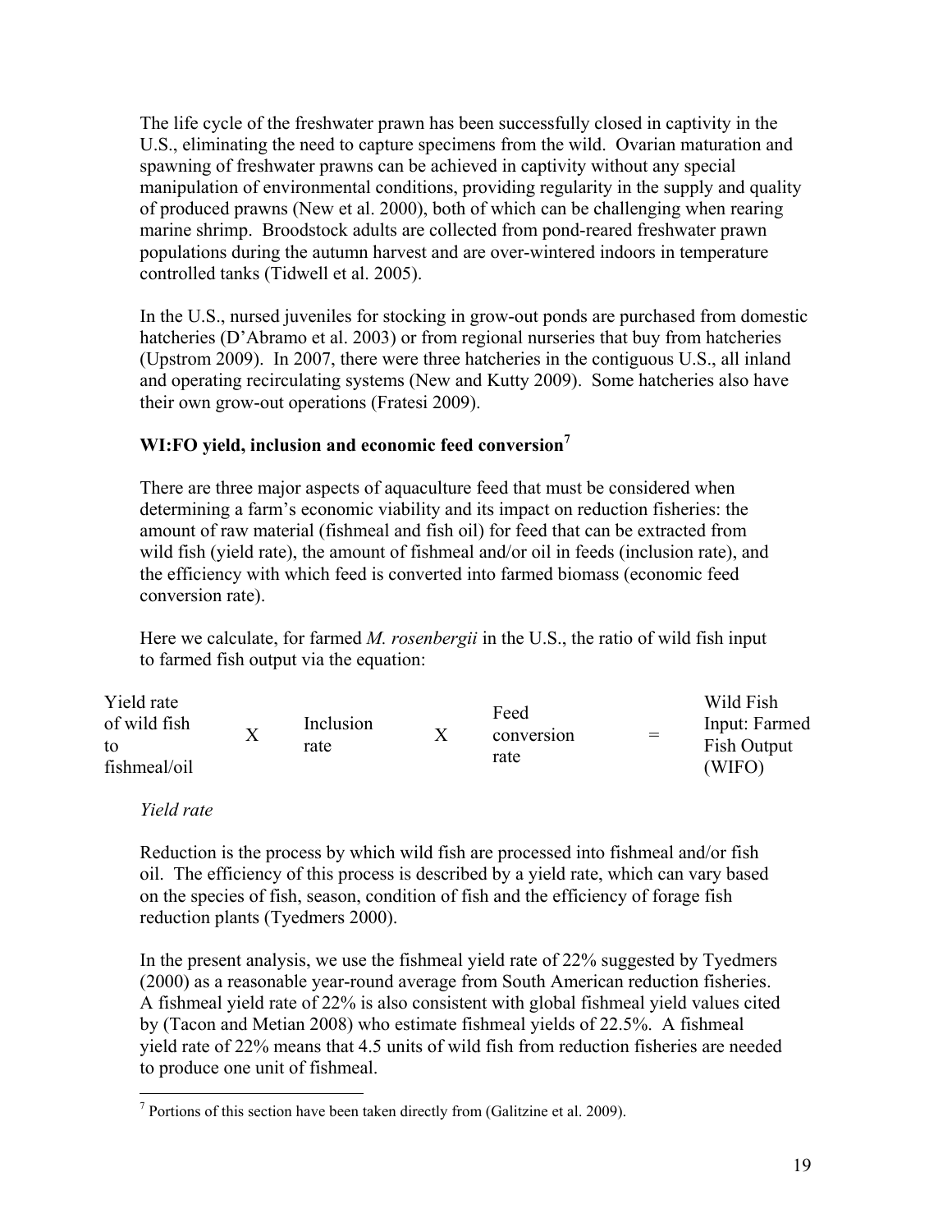The life cycle of the freshwater prawn has been successfully closed in captivity in the U.S., eliminating the need to capture specimens from the wild. Ovarian maturation and spawning of freshwater prawns can be achieved in captivity without any special manipulation of environmental conditions, providing regularity in the supply and quality of produced prawns (New et al. 2000), both of which can be challenging when rearing marine shrimp. Broodstock adults are collected from pond-reared freshwater prawn populations during the autumn harvest and are over-wintered indoors in temperature controlled tanks (Tidwell et al. 2005).

In the U.S., nursed juveniles for stocking in grow-out ponds are purchased from domestic hatcheries (D'Abramo et al. 2003) or from regional nurseries that buy from hatcheries (Upstrom 2009). In 2007, there were three hatcheries in the contiguous U.S., all inland and operating recirculating systems (New and Kutty 2009). Some hatcheries also have their own grow-out operations (Fratesi 2009).

**WI:FO yield, inclusion and economic feed conversion[7]**

There are three major aspects of aquaculture feed that must be considered when determining a farm's economic viability and its impact on reduction fisheries: the amount of raw material (fishmeal and fish oil) for feed that can be extracted from wild fish (yield rate), the amount of fishmeal and/or oil in feeds (inclusion rate), and the efficiency with which feed is converted into farmed biomass (economic feed conversion rate).

Here we calculate, for farmed *M. rosenbergii* in the U.S., the ratio of wild fish input to farmed fish output via the equation:

| Yield rate of wild fish to fishmeal/oil | X | Inclusion rate | X | Feed conversion rate | = | Wild Fish Input: Farmed Fish Output (WIFO) |
|---|---|---|---|---|---|---|

*Yield rate*

Reduction is the process by which wild fish are processed into fishmeal and/or fish oil. The efficiency of this process is described by a yield rate, which can vary based on the species of fish, season, condition of fish and the efficiency of forage fish reduction plants (Tyedmers 2000).

In the present analysis, we use the fishmeal yield rate of 22% suggested by Tyedmers (2000) as a reasonable year-round average from South American reduction fisheries. A fishmeal yield rate of 22% is also consistent with global fishmeal yield values cited by (Tacon and Metian 2008) who estimate fishmeal yields of 22.5%. A fishmeal yield rate of 22% means that 4.5 units of wild fish from reduction fisheries are needed to produce one unit of fishmeal.

[7] Portions of this section have been taken directly from (Galitzine et al. 2009).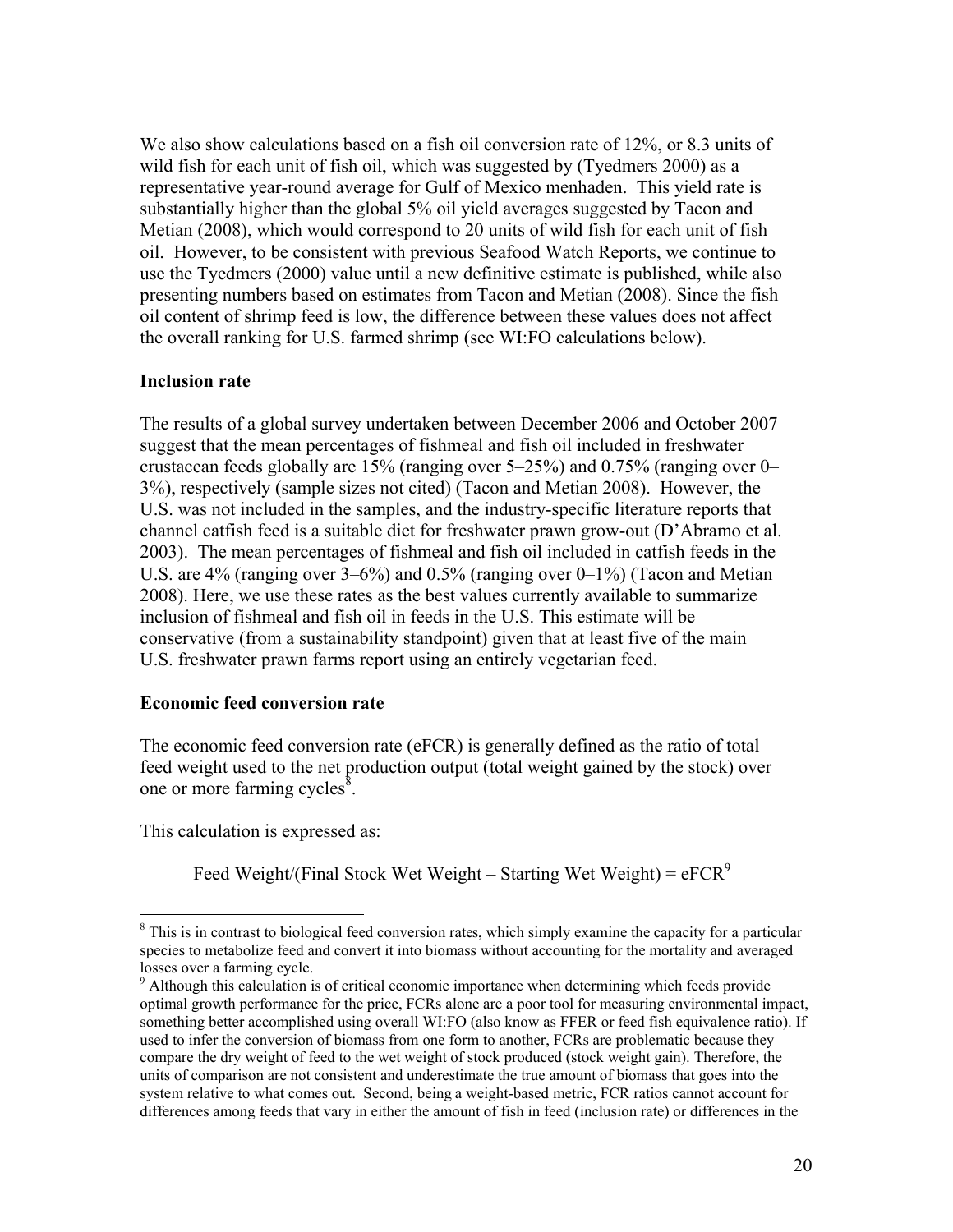We also show calculations based on a fish oil conversion rate of 12%, or 8.3 units of wild fish for each unit of fish oil, which was suggested by (Tyedmers 2000) as a representative year-round average for Gulf of Mexico menhaden. This yield rate is substantially higher than the global 5% oil yield averages suggested by Tacon and Metian (2008), which would correspond to 20 units of wild fish for each unit of fish oil. However, to be consistent with previous Seafood Watch Reports, we continue to use the Tyedmers (2000) value until a new definitive estimate is published, while also presenting numbers based on estimates from Tacon and Metian (2008). Since the fish oil content of shrimp feed is low, the difference between these values does not affect the overall ranking for U.S. farmed shrimp (see WI:FO calculations below).

**Inclusion rate**

The results of a global survey undertaken between December 2006 and October 2007 suggest that the mean percentages of fishmeal and fish oil included in freshwater crustacean feeds globally are 15% (ranging over 5–25%) and 0.75% (ranging over 0–3%), respectively (sample sizes not cited) (Tacon and Metian 2008). However, the U.S. was not included in the samples, and the industry-specific literature reports that channel catfish feed is a suitable diet for freshwater prawn grow-out (D'Abramo et al. 2003). The mean percentages of fishmeal and fish oil included in catfish feeds in the U.S. are 4% (ranging over 3–6%) and 0.5% (ranging over 0–1%) (Tacon and Metian 2008). Here, we use these rates as the best values currently available to summarize inclusion of fishmeal and fish oil in feeds in the U.S. This estimate will be conservative (from a sustainability standpoint) given that at least five of the main U.S. freshwater prawn farms report using an entirely vegetarian feed.

**Economic feed conversion rate**

The economic feed conversion rate (eFCR) is generally defined as the ratio of total feed weight used to the net production output (total weight gained by the stock) over one or more farming cycles[8].

This calculation is expressed as:

Feed Weight/(Final Stock Wet Weight – Starting Wet Weight) = eFCR[9]

---

[8] This is in contrast to biological feed conversion rates, which simply examine the capacity for a particular species to metabolize feed and convert it into biomass without accounting for the mortality and averaged losses over a farming cycle.

[9] Although this calculation is of critical economic importance when determining which feeds provide optimal growth performance for the price, FCRs alone are a poor tool for measuring environmental impact, something better accomplished using overall WI:FO (also know as FFER or feed fish equivalence ratio). If used to infer the conversion of biomass from one form to another, FCRs are problematic because they compare the dry weight of feed to the wet weight of stock produced (stock weight gain). Therefore, the units of comparison are not consistent and underestimate the true amount of biomass that goes into the system relative to what comes out. Second, being a weight-based metric, FCR ratios cannot account for differences among feeds that vary in either the amount of fish in feed (inclusion rate) or differences in the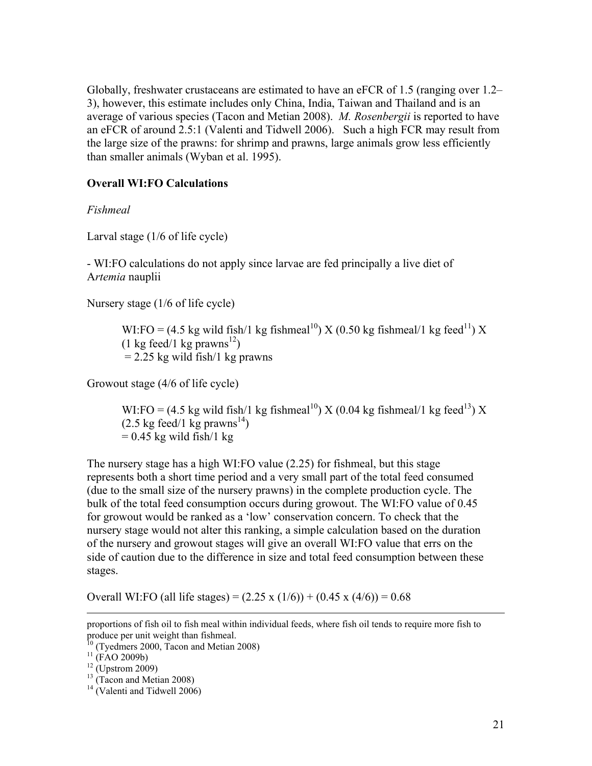Globally, freshwater crustaceans are estimated to have an eFCR of 1.5 (ranging over 1.2–3), however, this estimate includes only China, India, Taiwan and Thailand and is an average of various species (Tacon and Metian 2008). *M. Rosenbergii* is reported to have an eFCR of around 2.5:1 (Valenti and Tidwell 2006). Such a high FCR may result from the large size of the prawns: for shrimp and prawns, large animals grow less efficiently than smaller animals (Wyban et al. 1995).

**Overall WI:FO Calculations**

*Fishmeal*

Larval stage (1/6 of life cycle)

- WI:FO calculations do not apply since larvae are fed principally a live diet of A*rtemia* nauplii

Nursery stage (1/6 of life cycle)

> WI:FO = (4.5 kg wild fish/1 kg fishmeal[10]) X (0.50 kg fishmeal/1 kg feed[11]) X (1 kg feed/1 kg prawns[12])
> = 2.25 kg wild fish/1 kg prawns

Growout stage (4/6 of life cycle)

> WI:FO = (4.5 kg wild fish/1 kg fishmeal[10]) X (0.04 kg fishmeal/1 kg feed[13]) X (2.5 kg feed/1 kg prawns[14])
> = 0.45 kg wild fish/1 kg

The nursery stage has a high WI:FO value (2.25) for fishmeal, but this stage represents both a short time period and a very small part of the total feed consumed (due to the small size of the nursery prawns) in the complete production cycle. The bulk of the total feed consumption occurs during growout. The WI:FO value of 0.45 for growout would be ranked as a 'low' conservation concern. To check that the nursery stage would not alter this ranking, a simple calculation based on the duration of the nursery and growout stages will give an overall WI:FO value that errs on the side of caution due to the difference in size and total feed consumption between these stages.

Overall WI:FO (all life stages) = (2.25 x (1/6)) + (0.45 x (4/6)) = 0.68

---

proportions of fish oil to fish meal within individual feeds, where fish oil tends to require more fish to produce per unit weight than fishmeal.

[10] (Tyedmers 2000, Tacon and Metian 2008)

[11] (FAO 2009b)

[12] (Upstrom 2009)

[13] (Tacon and Metian 2008)

[14] (Valenti and Tidwell 2006)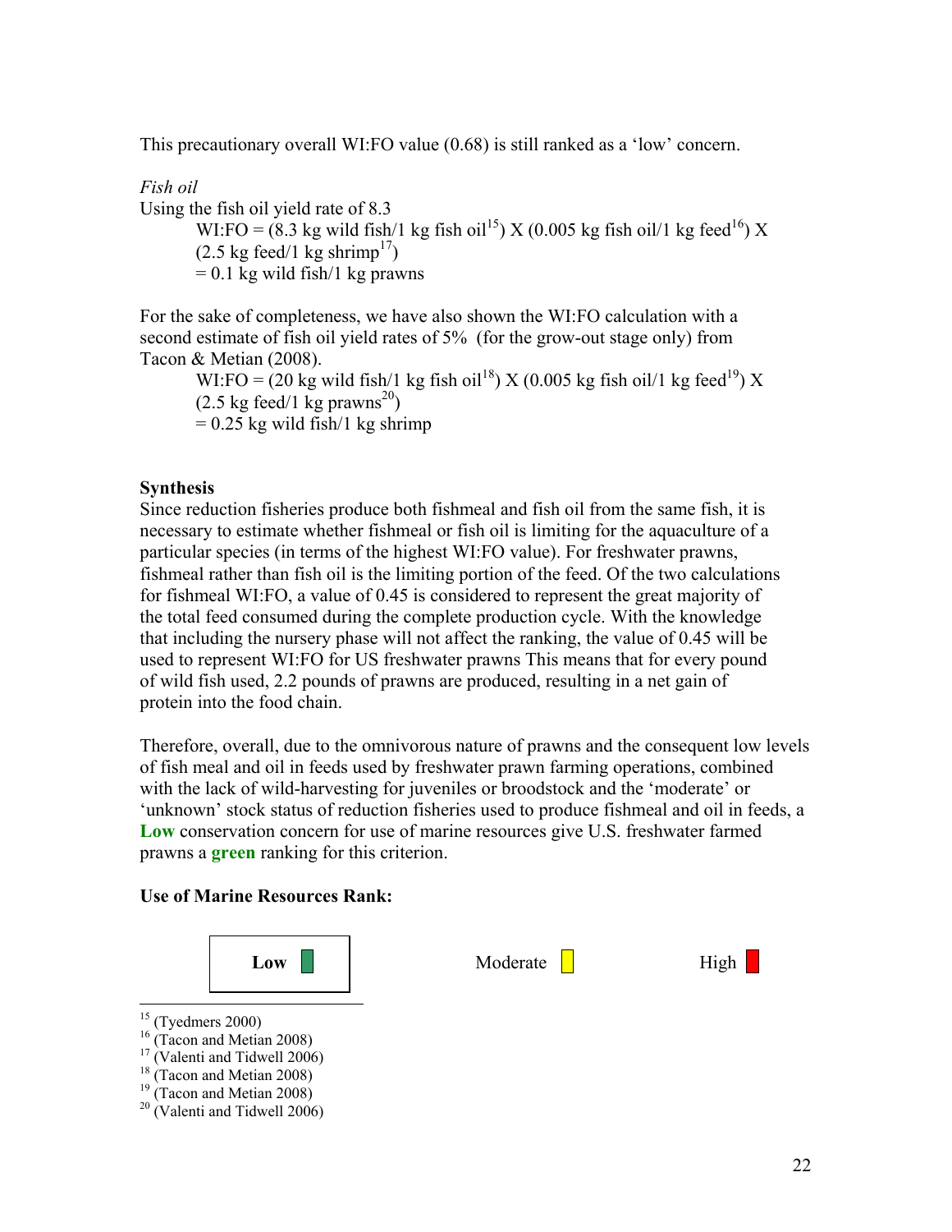This precautionary overall WI:FO value (0.68) is still ranked as a 'low' concern.

*Fish oil*

Using the fish oil yield rate of 8.3

WI:FO = (8.3 kg wild fish/1 kg fish oil[15]) X (0.005 kg fish oil/1 kg feed[16]) X (2.5 kg feed/1 kg shrimp[17])
= 0.1 kg wild fish/1 kg prawns

For the sake of completeness, we have also shown the WI:FO calculation with a second estimate of fish oil yield rates of 5% (for the grow-out stage only) from Tacon & Metian (2008).

WI:FO = (20 kg wild fish/1 kg fish oil[18]) X (0.005 kg fish oil/1 kg feed[19]) X (2.5 kg feed/1 kg prawns[20])
= 0.25 kg wild fish/1 kg shrimp

**Synthesis**

Since reduction fisheries produce both fishmeal and fish oil from the same fish, it is necessary to estimate whether fishmeal or fish oil is limiting for the aquaculture of a particular species (in terms of the highest WI:FO value). For freshwater prawns, fishmeal rather than fish oil is the limiting portion of the feed. Of the two calculations for fishmeal WI:FO, a value of 0.45 is considered to represent the great majority of the total feed consumed during the complete production cycle. With the knowledge that including the nursery phase will not affect the ranking, the value of 0.45 will be used to represent WI:FO for US freshwater prawns This means that for every pound of wild fish used, 2.2 pounds of prawns are produced, resulting in a net gain of protein into the food chain.

Therefore, overall, due to the omnivorous nature of prawns and the consequent low levels of fish meal and oil in feeds used by freshwater prawn farming operations, combined with the lack of wild-harvesting for juveniles or broodstock and the 'moderate' or 'unknown' stock status of reduction fisheries used to produce fishmeal and oil in feeds, a **Low** conservation concern for use of marine resources give U.S. freshwater farmed prawns a **green** ranking for this criterion.

**Use of Marine Resources Rank:**

| **Low** (selected) | Moderate | High |
|---|---|---|

[15] (Tyedmers 2000)
[16] (Tacon and Metian 2008)
[17] (Valenti and Tidwell 2006)
[18] (Tacon and Metian 2008)
[19] (Tacon and Metian 2008)
[20] (Valenti and Tidwell 2006)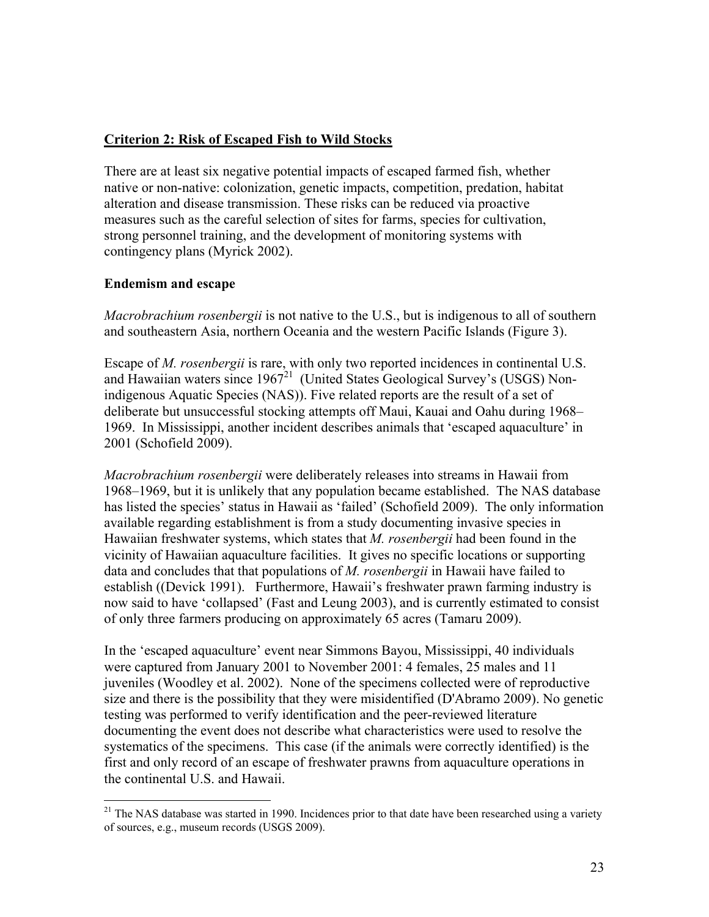## Criterion 2: Risk of Escaped Fish to Wild Stocks

There are at least six negative potential impacts of escaped farmed fish, whether native or non-native: colonization, genetic impacts, competition, predation, habitat alteration and disease transmission. These risks can be reduced via proactive measures such as the careful selection of sites for farms, species for cultivation, strong personnel training, and the development of monitoring systems with contingency plans (Myrick 2002).

### Endemism and escape

*Macrobrachium rosenbergii* is not native to the U.S., but is indigenous to all of southern and southeastern Asia, northern Oceania and the western Pacific Islands (Figure 3).

Escape of *M. rosenbergii* is rare, with only two reported incidences in continental U.S. and Hawaiian waters since 1967[21] (United States Geological Survey's (USGS) Non-indigenous Aquatic Species (NAS)). Five related reports are the result of a set of deliberate but unsuccessful stocking attempts off Maui, Kauai and Oahu during 1968–1969. In Mississippi, another incident describes animals that 'escaped aquaculture' in 2001 (Schofield 2009).

*Macrobrachium rosenbergii* were deliberately releases into streams in Hawaii from 1968–1969, but it is unlikely that any population became established. The NAS database has listed the species' status in Hawaii as 'failed' (Schofield 2009). The only information available regarding establishment is from a study documenting invasive species in Hawaiian freshwater systems, which states that *M. rosenbergii* had been found in the vicinity of Hawaiian aquaculture facilities. It gives no specific locations or supporting data and concludes that that populations of *M. rosenbergii* in Hawaii have failed to establish ((Devick 1991). Furthermore, Hawaii's freshwater prawn farming industry is now said to have 'collapsed' (Fast and Leung 2003), and is currently estimated to consist of only three farmers producing on approximately 65 acres (Tamaru 2009).

In the 'escaped aquaculture' event near Simmons Bayou, Mississippi, 40 individuals were captured from January 2001 to November 2001: 4 females, 25 males and 11 juveniles (Woodley et al. 2002). None of the specimens collected were of reproductive size and there is the possibility that they were misidentified (D'Abramo 2009). No genetic testing was performed to verify identification and the peer-reviewed literature documenting the event does not describe what characteristics were used to resolve the systematics of the specimens. This case (if the animals were correctly identified) is the first and only record of an escape of freshwater prawns from aquaculture operations in the continental U.S. and Hawaii.

---

[21] The NAS database was started in 1990. Incidences prior to that date have been researched using a variety of sources, e.g., museum records (USGS 2009).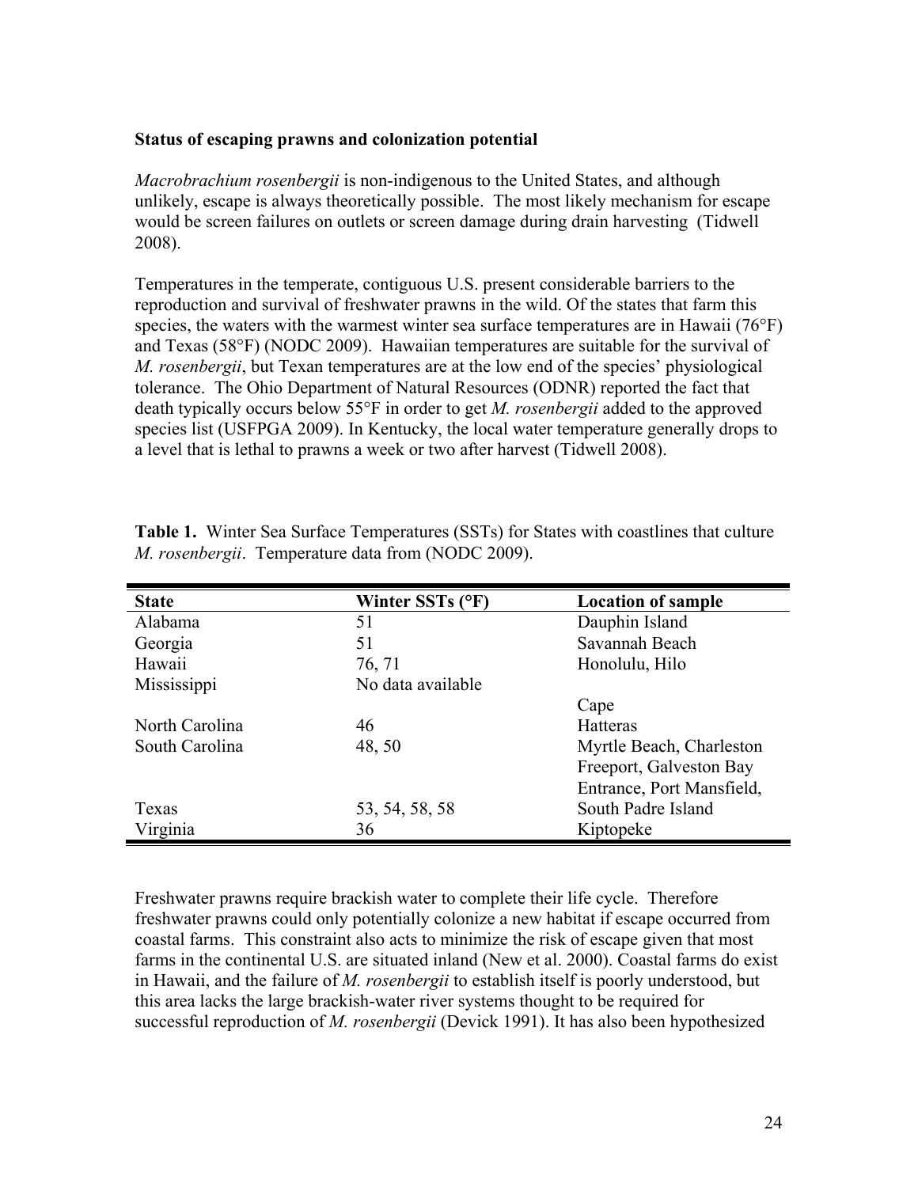**Status of escaping prawns and colonization potential**

*Macrobrachium rosenbergii* is non-indigenous to the United States, and although unlikely, escape is always theoretically possible. The most likely mechanism for escape would be screen failures on outlets or screen damage during drain harvesting (Tidwell 2008).

Temperatures in the temperate, contiguous U.S. present considerable barriers to the reproduction and survival of freshwater prawns in the wild. Of the states that farm this species, the waters with the warmest winter sea surface temperatures are in Hawaii (76°F) and Texas (58°F) (NODC 2009). Hawaiian temperatures are suitable for the survival of *M. rosenbergii*, but Texan temperatures are at the low end of the species' physiological tolerance. The Ohio Department of Natural Resources (ODNR) reported the fact that death typically occurs below 55°F in order to get *M. rosenbergii* added to the approved species list (USFPGA 2009). In Kentucky, the local water temperature generally drops to a level that is lethal to prawns a week or two after harvest (Tidwell 2008).

**Table 1.** Winter Sea Surface Temperatures (SSTs) for States with coastlines that culture *M. rosenbergii*. Temperature data from (NODC 2009).

| State | Winter SSTs (°F) | Location of sample |
|---|---|---|
| Alabama | 51 | Dauphin Island |
| Georgia | 51 | Savannah Beach |
| Hawaii | 76, 71 | Honolulu, Hilo |
| Mississippi | No data available | |
| North Carolina | 46 | Cape Hatteras |
| South Carolina | 48, 50 | Myrtle Beach, Charleston |
| Texas | 53, 54, 58, 58 | Freeport, Galveston Bay Entrance, Port Mansfield, South Padre Island |
| Virginia | 36 | Kiptopeke |

Freshwater prawns require brackish water to complete their life cycle. Therefore freshwater prawns could only potentially colonize a new habitat if escape occurred from coastal farms. This constraint also acts to minimize the risk of escape given that most farms in the continental U.S. are situated inland (New et al. 2000). Coastal farms do exist in Hawaii, and the failure of *M. rosenbergii* to establish itself is poorly understood, but this area lacks the large brackish-water river systems thought to be required for successful reproduction of *M. rosenbergii* (Devick 1991). It has also been hypothesized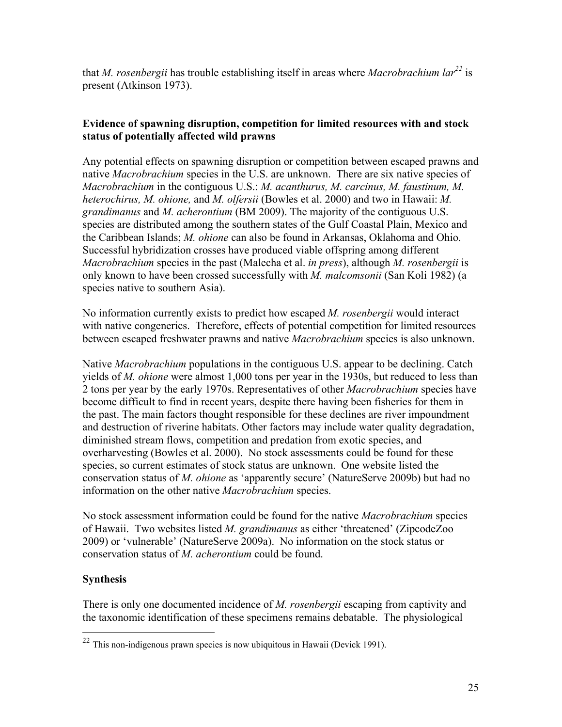that *M. rosenbergii* has trouble establishing itself in areas where *Macrobrachium lar*[22] is present (Atkinson 1973).

**Evidence of spawning disruption, competition for limited resources with and stock status of potentially affected wild prawns**

Any potential effects on spawning disruption or competition between escaped prawns and native *Macrobrachium* species in the U.S. are unknown. There are six native species of *Macrobrachium* in the contiguous U.S.: *M. acanthurus, M. carcinus, M. faustinum, M. heterochirus, M. ohione,* and *M. olfersii* (Bowles et al. 2000) and two in Hawaii: *M. grandimanus* and *M. acherontium* (BM 2009). The majority of the contiguous U.S. species are distributed among the southern states of the Gulf Coastal Plain, Mexico and the Caribbean Islands; *M. ohione* can also be found in Arkansas, Oklahoma and Ohio. Successful hybridization crosses have produced viable offspring among different *Macrobrachium* species in the past (Malecha et al. *in press*), although *M. rosenbergii* is only known to have been crossed successfully with *M. malcomsonii* (San Koli 1982) (a species native to southern Asia).

No information currently exists to predict how escaped *M. rosenbergii* would interact with native congenerics. Therefore, effects of potential competition for limited resources between escaped freshwater prawns and native *Macrobrachium* species is also unknown.

Native *Macrobrachium* populations in the contiguous U.S. appear to be declining. Catch yields of *M. ohione* were almost 1,000 tons per year in the 1930s, but reduced to less than 2 tons per year by the early 1970s. Representatives of other *Macrobrachium* species have become difficult to find in recent years, despite there having been fisheries for them in the past. The main factors thought responsible for these declines are river impoundment and destruction of riverine habitats. Other factors may include water quality degradation, diminished stream flows, competition and predation from exotic species, and overharvesting (Bowles et al. 2000). No stock assessments could be found for these species, so current estimates of stock status are unknown. One website listed the conservation status of *M. ohione* as 'apparently secure' (NatureServe 2009b) but had no information on the other native *Macrobrachium* species.

No stock assessment information could be found for the native *Macrobrachium* species of Hawaii. Two websites listed *M. grandimanus* as either 'threatened' (ZipcodeZoo 2009) or 'vulnerable' (NatureServe 2009a). No information on the stock status or conservation status of *M. acherontium* could be found.

**Synthesis**

There is only one documented incidence of *M. rosenbergii* escaping from captivity and the taxonomic identification of these specimens remains debatable. The physiological

[22] This non-indigenous prawn species is now ubiquitous in Hawaii (Devick 1991).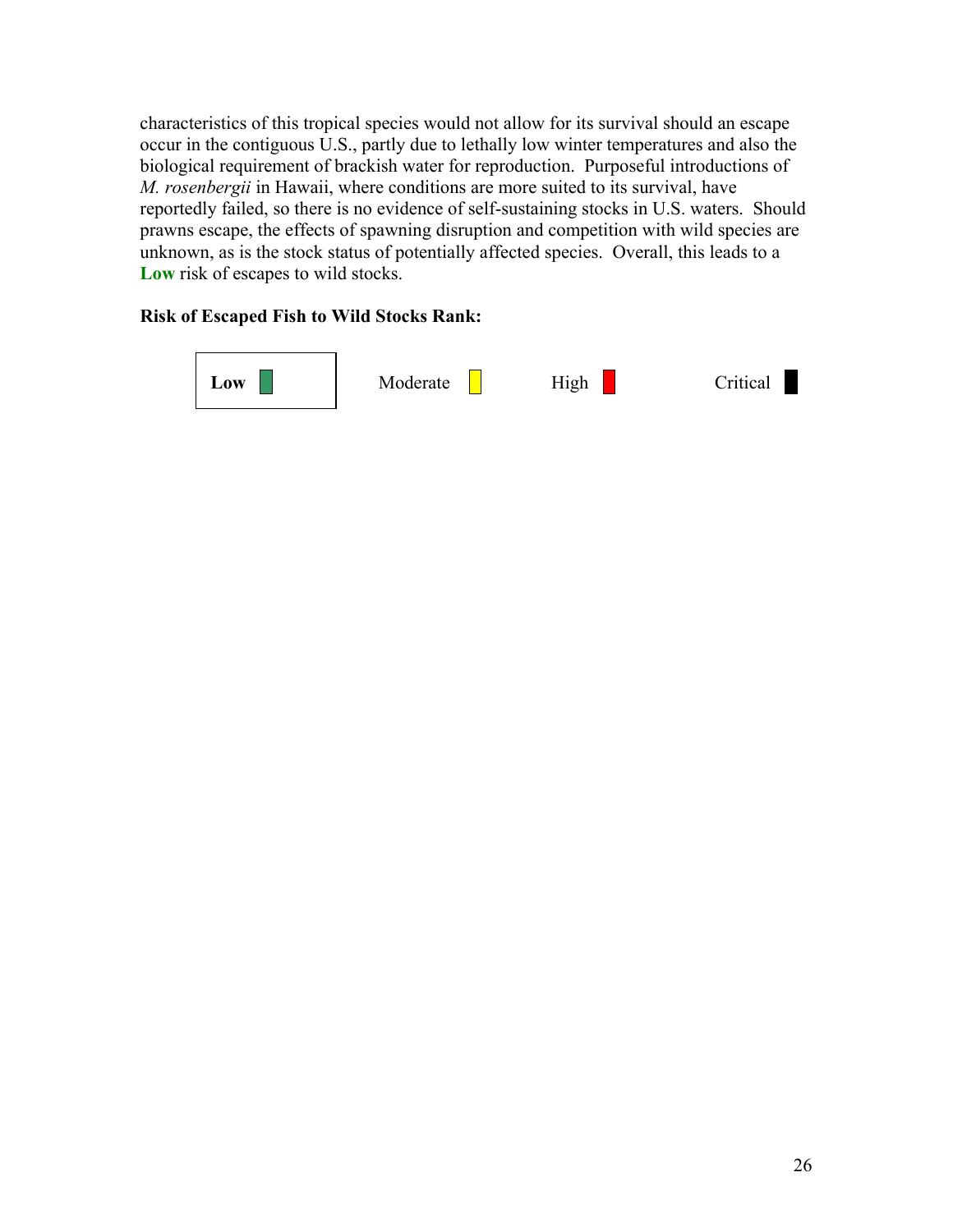characteristics of this tropical species would not allow for its survival should an escape occur in the contiguous U.S., partly due to lethally low winter temperatures and also the biological requirement of brackish water for reproduction. Purposeful introductions of *M. rosenbergii* in Hawaii, where conditions are more suited to its survival, have reportedly failed, so there is no evidence of self-sustaining stocks in U.S. waters. Should prawns escape, the effects of spawning disruption and competition with wild species are unknown, as is the stock status of potentially affected species. Overall, this leads to a **Low** risk of escapes to wild stocks.

**Risk of Escaped Fish to Wild Stocks Rank:**

| **Low** | Moderate | High | Critical |
|---|---|---|---|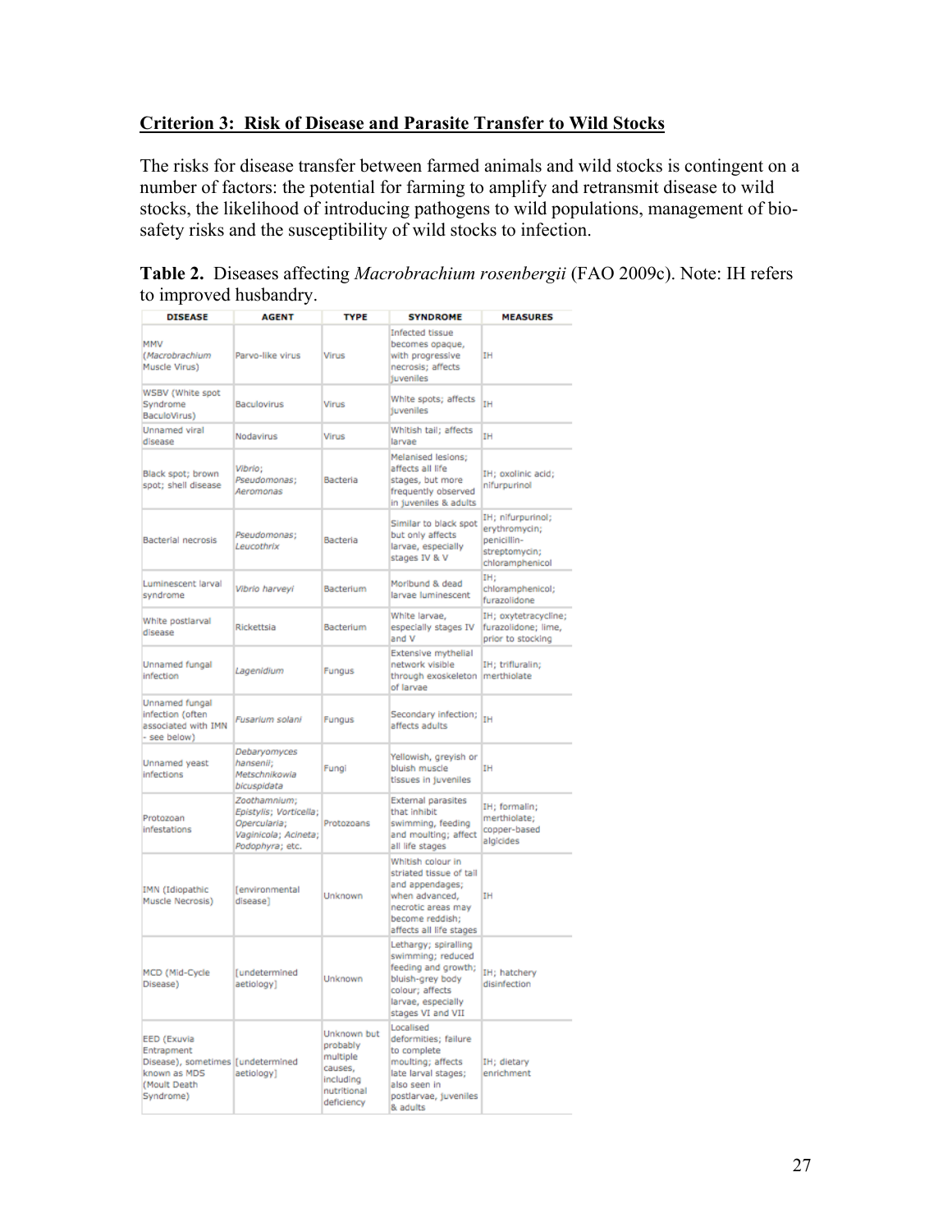## Criterion 3: Risk of Disease and Parasite Transfer to Wild Stocks

The risks for disease transfer between farmed animals and wild stocks is contingent on a number of factors: the potential for farming to amplify and retransmit disease to wild stocks, the likelihood of introducing pathogens to wild populations, management of bio-safety risks and the susceptibility of wild stocks to infection.

**Table 2.** Diseases affecting *Macrobrachium rosenbergii* (FAO 2009c). Note: IH refers to improved husbandry.

| DISEASE | AGENT | TYPE | SYNDROME | MEASURES |
|---|---|---|---|---|
| MMV (*Macrobrachium* Muscle Virus) | Parvo-like virus | Virus | Infected tissue becomes opaque, with progressive necrosis; affects juveniles | IH |
| WSBV (White spot Syndrome BaculoVirus) | Baculovirus | Virus | White spots; affects juveniles | IH |
| Unnamed viral disease | Nodavirus | Virus | Whitish tail; affects larvae | IH |
| Black spot; brown spot; shell disease | *Vibrio*; *Pseudomonas*; *Aeromonas* | Bacteria | Melanised lesions; affects all life stages, but more frequently observed in juveniles & adults | IH; oxolinic acid; nifurpurinol |
| Bacterial necrosis | *Pseudomonas*; *Leucothrix* | Bacteria | Similar to black spot but only affects larvae, especially stages IV & V | IH; nifurpurinol; erythromycin; penicillin-streptomycin; chloramphenicol |
| Luminescent larval syndrome | *Vibrio harveyi* | Bacterium | Moribund & dead larvae luminescent | IH; chloramphenicol; furazolidone |
| White postlarval disease | Rickettsia | Bacterium | White larvae, especially stages IV and V | IH; oxytetracycline; furazolidone; lime, prior to stocking |
| Unnamed fungal infection | *Lagenidium* | Fungus | Extensive mythelial network visible through exoskeleton of larvae | IH; trifluralin; merthiolate |
| Unnamed fungal infection (often associated with IMN - see below) | *Fusarium solani* | Fungus | Secondary infection; affects adults | IH |
| Unnamed yeast infections | *Debaryomyces hansenii*; *Metschnikowia bicuspidata* | Fungi | Yellowish, greyish or bluish muscle tissues in juveniles | IH |
| Protozoan infestations | *Zoothamnium*; *Epistylis*; *Vorticella*; *Opercularia*; *Vaginicola*; *Acineta*; *Podophyra*; etc. | Protozoans | External parasites that inhibit swimming, feeding and moulting; affect all life stages | IH; formalin; merthiolate; copper-based algicides |
| IMN (Idiopathic Muscle Necrosis) | [environmental disease] | Unknown | Whitish colour in striated tissue of tail and appendages; when advanced, necrotic areas may become reddish; affects all life stages | IH |
| MCD (Mid-Cycle Disease) | [undetermined aetiology] | Unknown | Lethargy; spiralling swimming; reduced feeding and growth; bluish-grey body colour; affects larvae, especially stages VI and VII | IH; hatchery disinfection |
| EED (Exuvia Entrapment Disease), sometimes known as MDS (Moult Death Syndrome) | [undetermined aetiology] | Unknown but probably multiple causes, including nutritional deficiency | Localised deformities; failure to complete moulting; affects late larval stages; also seen in postlarvae, juveniles & adults | IH; dietary enrichment |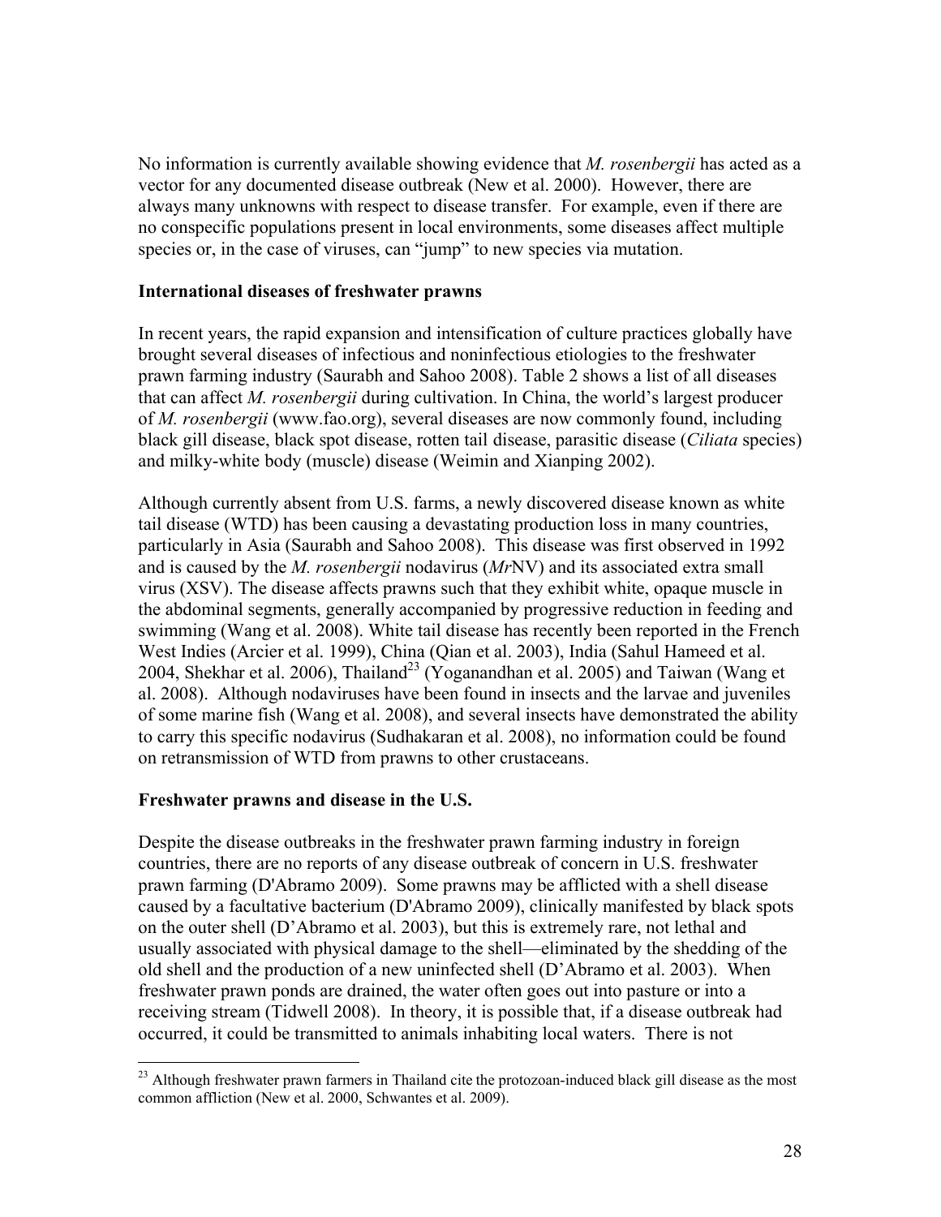No information is currently available showing evidence that *M. rosenbergii* has acted as a vector for any documented disease outbreak (New et al. 2000). However, there are always many unknowns with respect to disease transfer. For example, even if there are no conspecific populations present in local environments, some diseases affect multiple species or, in the case of viruses, can "jump" to new species via mutation.

**International diseases of freshwater prawns**

In recent years, the rapid expansion and intensification of culture practices globally have brought several diseases of infectious and noninfectious etiologies to the freshwater prawn farming industry (Saurabh and Sahoo 2008). Table 2 shows a list of all diseases that can affect *M. rosenbergii* during cultivation. In China, the world's largest producer of *M. rosenbergii* (www.fao.org), several diseases are now commonly found, including black gill disease, black spot disease, rotten tail disease, parasitic disease (*Ciliata* species) and milky-white body (muscle) disease (Weimin and Xianping 2002).

Although currently absent from U.S. farms, a newly discovered disease known as white tail disease (WTD) has been causing a devastating production loss in many countries, particularly in Asia (Saurabh and Sahoo 2008). This disease was first observed in 1992 and is caused by the *M. rosenbergii* nodavirus (*Mr*NV) and its associated extra small virus (XSV). The disease affects prawns such that they exhibit white, opaque muscle in the abdominal segments, generally accompanied by progressive reduction in feeding and swimming (Wang et al. 2008). White tail disease has recently been reported in the French West Indies (Arcier et al. 1999), China (Qian et al. 2003), India (Sahul Hameed et al. 2004, Shekhar et al. 2006), Thailand[23] (Yoganandhan et al. 2005) and Taiwan (Wang et al. 2008). Although nodaviruses have been found in insects and the larvae and juveniles of some marine fish (Wang et al. 2008), and several insects have demonstrated the ability to carry this specific nodavirus (Sudhakaran et al. 2008), no information could be found on retransmission of WTD from prawns to other crustaceans.

**Freshwater prawns and disease in the U.S.**

Despite the disease outbreaks in the freshwater prawn farming industry in foreign countries, there are no reports of any disease outbreak of concern in U.S. freshwater prawn farming (D'Abramo 2009). Some prawns may be afflicted with a shell disease caused by a facultative bacterium (D'Abramo 2009), clinically manifested by black spots on the outer shell (D'Abramo et al. 2003), but this is extremely rare, not lethal and usually associated with physical damage to the shell—eliminated by the shedding of the old shell and the production of a new uninfected shell (D'Abramo et al. 2003). When freshwater prawn ponds are drained, the water often goes out into pasture or into a receiving stream (Tidwell 2008). In theory, it is possible that, if a disease outbreak had occurred, it could be transmitted to animals inhabiting local waters. There is not

[23] Although freshwater prawn farmers in Thailand cite the protozoan-induced black gill disease as the most common affliction (New et al. 2000, Schwantes et al. 2009).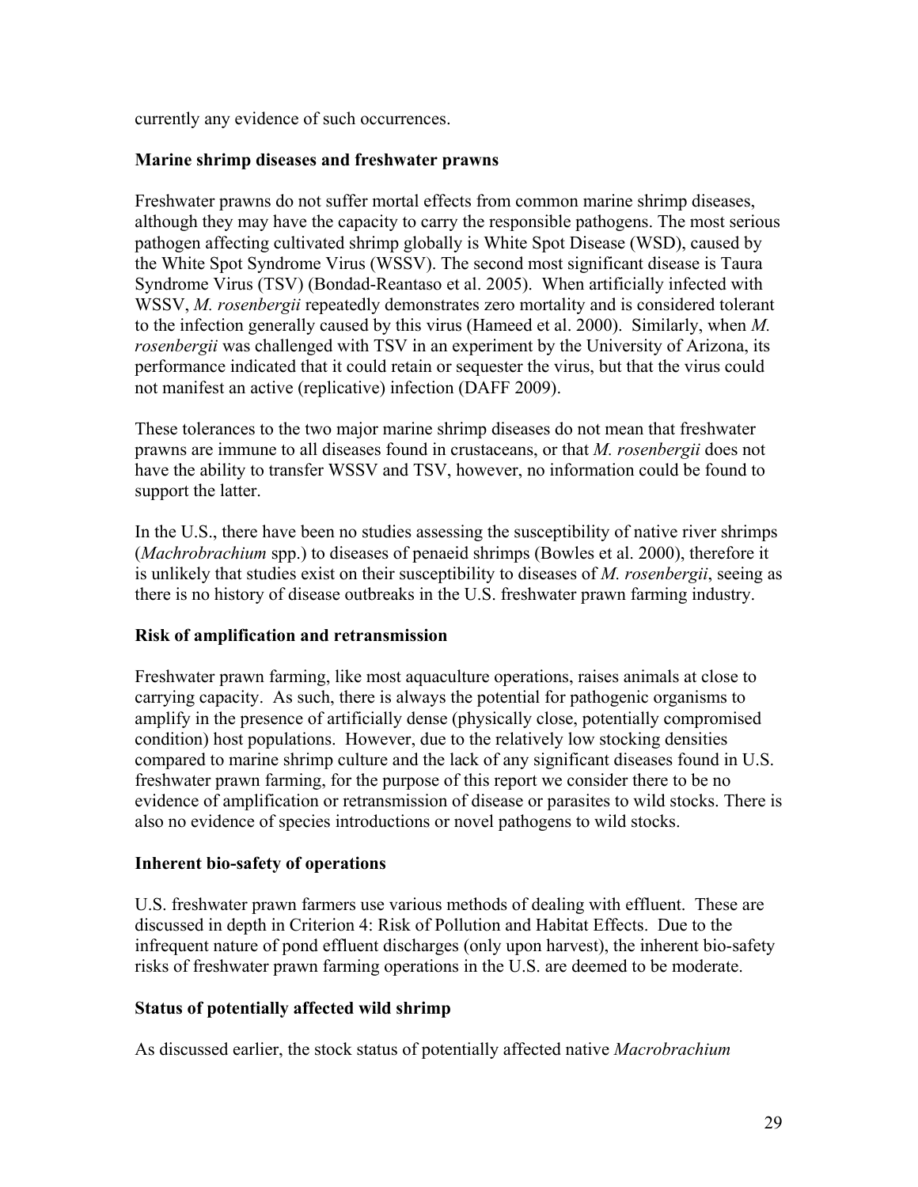currently any evidence of such occurrences.

**Marine shrimp diseases and freshwater prawns**

Freshwater prawns do not suffer mortal effects from common marine shrimp diseases, although they may have the capacity to carry the responsible pathogens. The most serious pathogen affecting cultivated shrimp globally is White Spot Disease (WSD), caused by the White Spot Syndrome Virus (WSSV). The second most significant disease is Taura Syndrome Virus (TSV) (Bondad-Reantaso et al. 2005). When artificially infected with WSSV, *M. rosenbergii* repeatedly demonstrates zero mortality and is considered tolerant to the infection generally caused by this virus (Hameed et al. 2000). Similarly, when *M. rosenbergii* was challenged with TSV in an experiment by the University of Arizona, its performance indicated that it could retain or sequester the virus, but that the virus could not manifest an active (replicative) infection (DAFF 2009).

These tolerances to the two major marine shrimp diseases do not mean that freshwater prawns are immune to all diseases found in crustaceans, or that *M. rosenbergii* does not have the ability to transfer WSSV and TSV, however, no information could be found to support the latter.

In the U.S., there have been no studies assessing the susceptibility of native river shrimps (*Machrobrachium* spp.) to diseases of penaeid shrimps (Bowles et al. 2000), therefore it is unlikely that studies exist on their susceptibility to diseases of *M. rosenbergii*, seeing as there is no history of disease outbreaks in the U.S. freshwater prawn farming industry.

**Risk of amplification and retransmission**

Freshwater prawn farming, like most aquaculture operations, raises animals at close to carrying capacity. As such, there is always the potential for pathogenic organisms to amplify in the presence of artificially dense (physically close, potentially compromised condition) host populations. However, due to the relatively low stocking densities compared to marine shrimp culture and the lack of any significant diseases found in U.S. freshwater prawn farming, for the purpose of this report we consider there to be no evidence of amplification or retransmission of disease or parasites to wild stocks. There is also no evidence of species introductions or novel pathogens to wild stocks.

**Inherent bio-safety of operations**

U.S. freshwater prawn farmers use various methods of dealing with effluent. These are discussed in depth in Criterion 4: Risk of Pollution and Habitat Effects. Due to the infrequent nature of pond effluent discharges (only upon harvest), the inherent bio-safety risks of freshwater prawn farming operations in the U.S. are deemed to be moderate.

**Status of potentially affected wild shrimp**

As discussed earlier, the stock status of potentially affected native *Macrobrachium*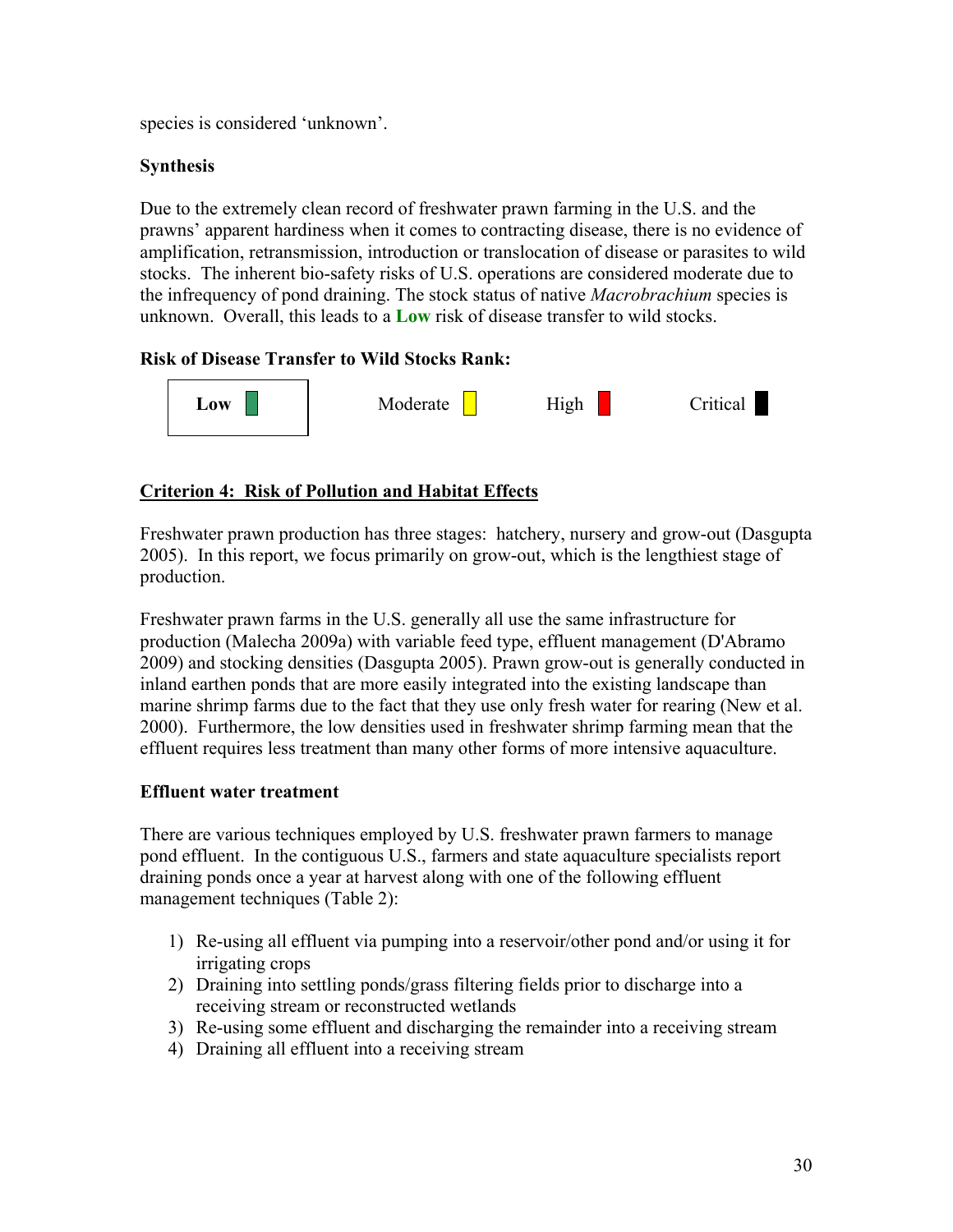species is considered 'unknown'.

**Synthesis**

Due to the extremely clean record of freshwater prawn farming in the U.S. and the prawns' apparent hardiness when it comes to contracting disease, there is no evidence of amplification, retransmission, introduction or translocation of disease or parasites to wild stocks. The inherent bio-safety risks of U.S. operations are considered moderate due to the infrequency of pond draining. The stock status of native *Macrobrachium* species is unknown. Overall, this leads to a **Low** risk of disease transfer to wild stocks.

**Risk of Disease Transfer to Wild Stocks Rank:**

| **Low** | Moderate | High | Critical |
|---|---|---|---|

## Criterion 4: Risk of Pollution and Habitat Effects

Freshwater prawn production has three stages: hatchery, nursery and grow-out (Dasgupta 2005). In this report, we focus primarily on grow-out, which is the lengthiest stage of production.

Freshwater prawn farms in the U.S. generally all use the same infrastructure for production (Malecha 2009a) with variable feed type, effluent management (D'Abramo 2009) and stocking densities (Dasgupta 2005). Prawn grow-out is generally conducted in inland earthen ponds that are more easily integrated into the existing landscape than marine shrimp farms due to the fact that they use only fresh water for rearing (New et al. 2000). Furthermore, the low densities used in freshwater shrimp farming mean that the effluent requires less treatment than many other forms of more intensive aquaculture.

### Effluent water treatment

There are various techniques employed by U.S. freshwater prawn farmers to manage pond effluent. In the contiguous U.S., farmers and state aquaculture specialists report draining ponds once a year at harvest along with one of the following effluent management techniques (Table 2):

1) Re-using all effluent via pumping into a reservoir/other pond and/or using it for irrigating crops
2) Draining into settling ponds/grass filtering fields prior to discharge into a receiving stream or reconstructed wetlands
3) Re-using some effluent and discharging the remainder into a receiving stream
4) Draining all effluent into a receiving stream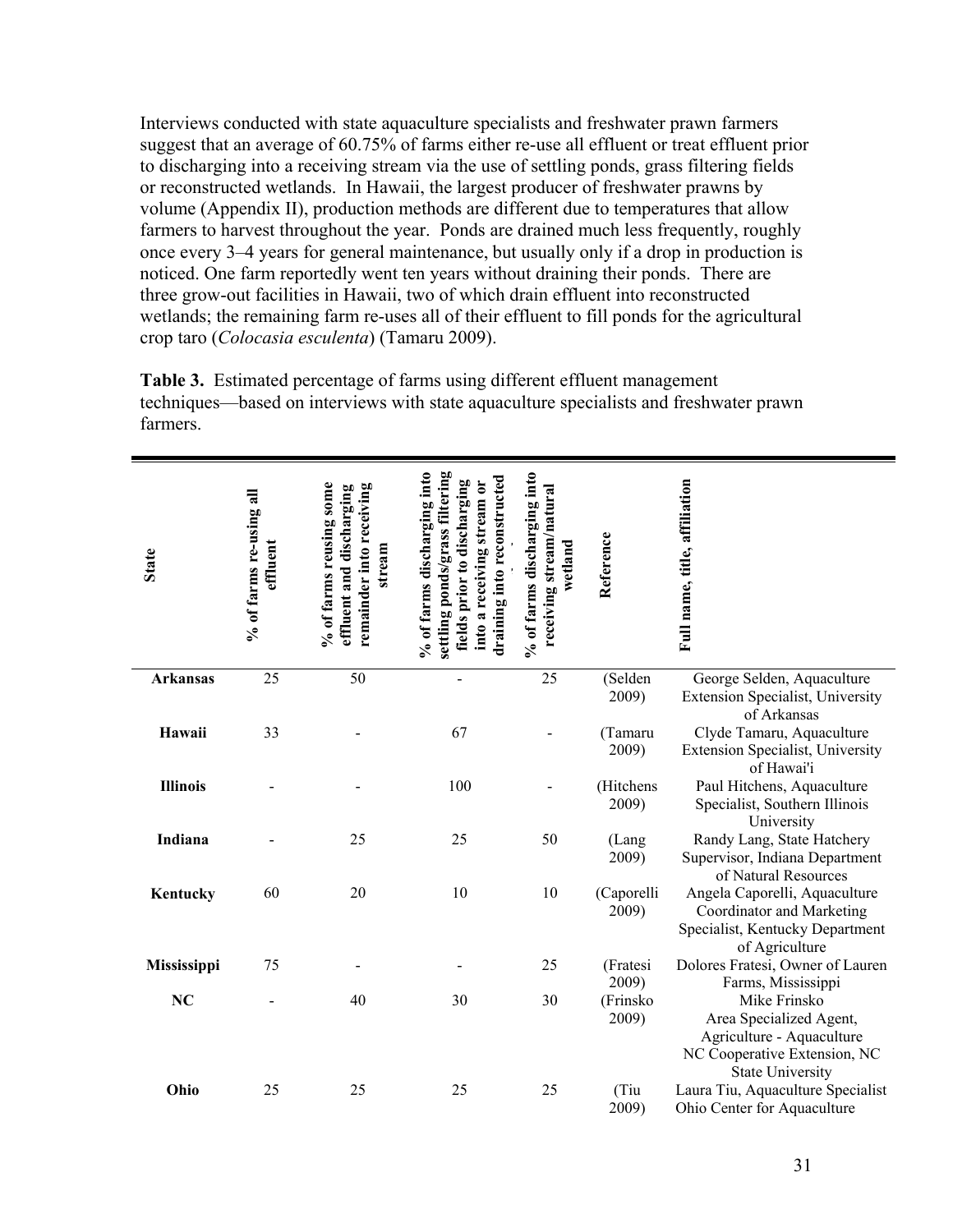Interviews conducted with state aquaculture specialists and freshwater prawn farmers suggest that an average of 60.75% of farms either re-use all effluent or treat effluent prior to discharging into a receiving stream via the use of settling ponds, grass filtering fields or reconstructed wetlands. In Hawaii, the largest producer of freshwater prawns by volume (Appendix II), production methods are different due to temperatures that allow farmers to harvest throughout the year. Ponds are drained much less frequently, roughly once every 3–4 years for general maintenance, but usually only if a drop in production is noticed. One farm reportedly went ten years without draining their ponds. There are three grow-out facilities in Hawaii, two of which drain effluent into reconstructed wetlands; the remaining farm re-uses all of their effluent to fill ponds for the agricultural crop taro (*Colocasia esculenta*) (Tamaru 2009).

**Table 3.** Estimated percentage of farms using different effluent management techniques—based on interviews with state aquaculture specialists and freshwater prawn farmers.

| State | % of farms re-using all effluent | % of farms reusing some effluent and discharging remainder into receiving stream | % of farms discharging into settling ponds/grass filtering fields prior to discharging into a receiving stream or draining into reconstructed wetland | % of farms discharging into receiving stream/natural wetland | Reference | Full name, title, affiliation |
|---|---|---|---|---|---|---|
| **Arkansas** | 25 | 50 | - | 25 | (Selden 2009) | George Selden, Aquaculture Extension Specialist, University of Arkansas |
| **Hawaii** | 33 | - | 67 | - | (Tamaru 2009) | Clyde Tamaru, Aquaculture Extension Specialist, University of Hawai'i |
| **Illinois** | - | - | 100 | - | (Hitchens 2009) | Paul Hitchens, Aquaculture Specialist, Southern Illinois University |
| **Indiana** | - | 25 | 25 | 50 | (Lang 2009) | Randy Lang, State Hatchery Supervisor, Indiana Department of Natural Resources |
| **Kentucky** | 60 | 20 | 10 | 10 | (Caporelli 2009) | Angela Caporelli, Aquaculture Coordinator and Marketing Specialist, Kentucky Department of Agriculture |
| **Mississippi** | 75 | - | - | 25 | (Fratesi 2009) | Dolores Fratesi, Owner of Lauren Farms, Mississippi |
| **NC** | - | 40 | 30 | 30 | (Frinsko 2009) | Mike Frinsko Area Specialized Agent, Agriculture - Aquaculture NC Cooperative Extension, NC State University |
| **Ohio** | 25 | 25 | 25 | 25 | (Tiu 2009) | Laura Tiu, Aquaculture Specialist Ohio Center for Aquaculture |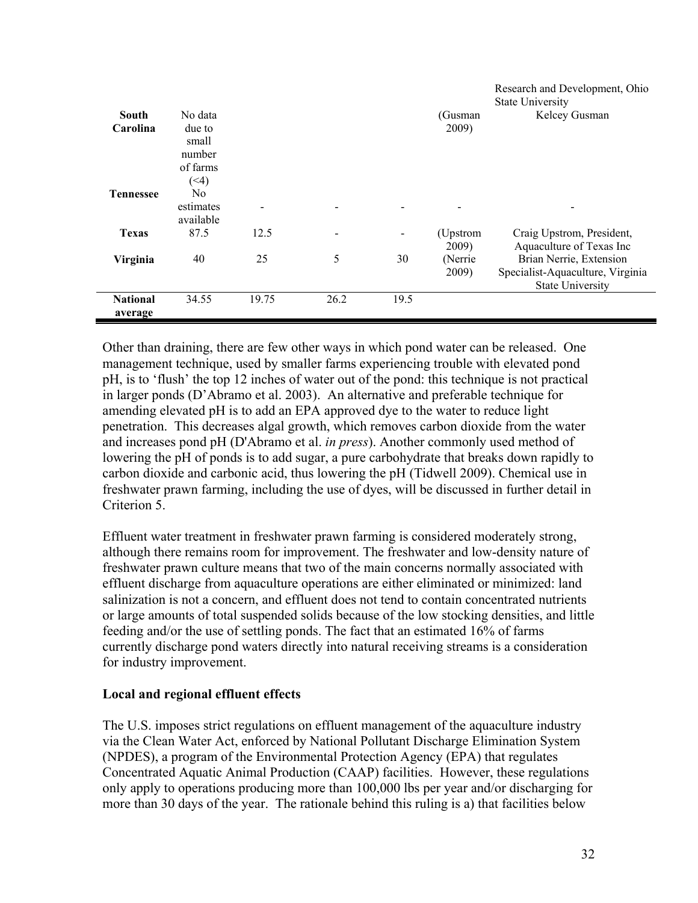| | | | | | | Research and Development, Ohio State University |
|---|---|---|---|---|---|---|
| **South Carolina** | No data due to small number of farms (<4) | | | | (Gusman 2009) | Kelcey Gusman |
| **Tennessee** | No estimates available | - | - | - | - | - |
| **Texas** | 87.5 | 12.5 | - | - | (Upstrom 2009) | Craig Upstrom, President, Aquaculture of Texas Inc |
| **Virginia** | 40 | 25 | 5 | 30 | (Nerrie 2009) | Brian Nerrie, Extension Specialist-Aquaculture, Virginia State University |
| **National average** | 34.55 | 19.75 | 26.2 | 19.5 | | |

Other than draining, there are few other ways in which pond water can be released. One management technique, used by smaller farms experiencing trouble with elevated pond pH, is to 'flush' the top 12 inches of water out of the pond: this technique is not practical in larger ponds (D'Abramo et al. 2003). An alternative and preferable technique for amending elevated pH is to add an EPA approved dye to the water to reduce light penetration. This decreases algal growth, which removes carbon dioxide from the water and increases pond pH (D'Abramo et al. *in press*). Another commonly used method of lowering the pH of ponds is to add sugar, a pure carbohydrate that breaks down rapidly to carbon dioxide and carbonic acid, thus lowering the pH (Tidwell 2009). Chemical use in freshwater prawn farming, including the use of dyes, will be discussed in further detail in Criterion 5.

Effluent water treatment in freshwater prawn farming is considered moderately strong, although there remains room for improvement. The freshwater and low-density nature of freshwater prawn culture means that two of the main concerns normally associated with effluent discharge from aquaculture operations are either eliminated or minimized: land salinization is not a concern, and effluent does not tend to contain concentrated nutrients or large amounts of total suspended solids because of the low stocking densities, and little feeding and/or the use of settling ponds. The fact that an estimated 16% of farms currently discharge pond waters directly into natural receiving streams is a consideration for industry improvement.

**Local and regional effluent effects**

The U.S. imposes strict regulations on effluent management of the aquaculture industry via the Clean Water Act, enforced by National Pollutant Discharge Elimination System (NPDES), a program of the Environmental Protection Agency (EPA) that regulates Concentrated Aquatic Animal Production (CAAP) facilities. However, these regulations only apply to operations producing more than 100,000 lbs per year and/or discharging for more than 30 days of the year. The rationale behind this ruling is a) that facilities below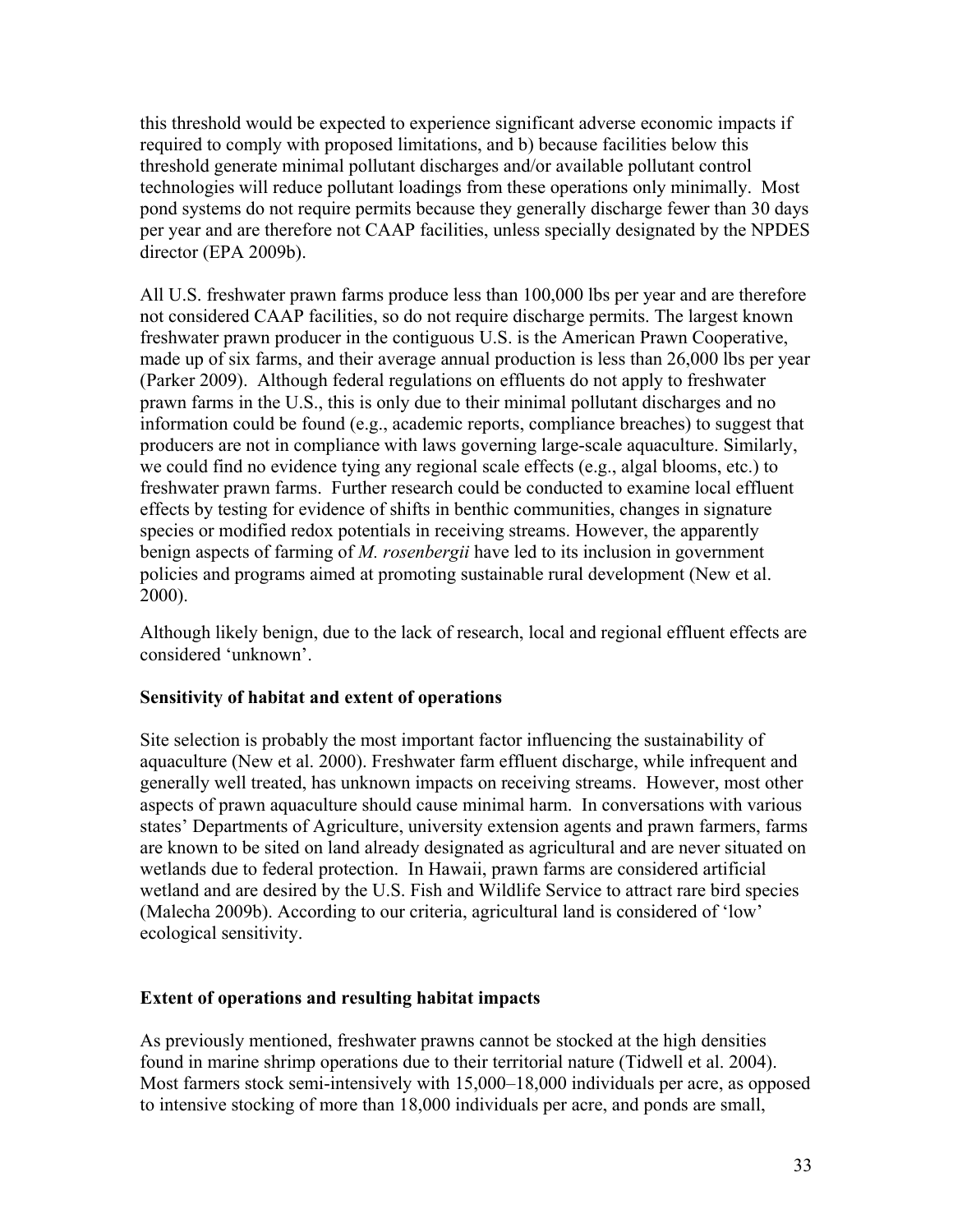this threshold would be expected to experience significant adverse economic impacts if required to comply with proposed limitations, and b) because facilities below this threshold generate minimal pollutant discharges and/or available pollutant control technologies will reduce pollutant loadings from these operations only minimally. Most pond systems do not require permits because they generally discharge fewer than 30 days per year and are therefore not CAAP facilities, unless specially designated by the NPDES director (EPA 2009b).

All U.S. freshwater prawn farms produce less than 100,000 lbs per year and are therefore not considered CAAP facilities, so do not require discharge permits. The largest known freshwater prawn producer in the contiguous U.S. is the American Prawn Cooperative, made up of six farms, and their average annual production is less than 26,000 lbs per year (Parker 2009). Although federal regulations on effluents do not apply to freshwater prawn farms in the U.S., this is only due to their minimal pollutant discharges and no information could be found (e.g., academic reports, compliance breaches) to suggest that producers are not in compliance with laws governing large-scale aquaculture. Similarly, we could find no evidence tying any regional scale effects (e.g., algal blooms, etc.) to freshwater prawn farms. Further research could be conducted to examine local effluent effects by testing for evidence of shifts in benthic communities, changes in signature species or modified redox potentials in receiving streams. However, the apparently benign aspects of farming of *M. rosenbergii* have led to its inclusion in government policies and programs aimed at promoting sustainable rural development (New et al. 2000).

Although likely benign, due to the lack of research, local and regional effluent effects are considered 'unknown'.

### Sensitivity of habitat and extent of operations

Site selection is probably the most important factor influencing the sustainability of aquaculture (New et al. 2000). Freshwater farm effluent discharge, while infrequent and generally well treated, has unknown impacts on receiving streams. However, most other aspects of prawn aquaculture should cause minimal harm. In conversations with various states' Departments of Agriculture, university extension agents and prawn farmers, farms are known to be sited on land already designated as agricultural and are never situated on wetlands due to federal protection. In Hawaii, prawn farms are considered artificial wetland and are desired by the U.S. Fish and Wildlife Service to attract rare bird species (Malecha 2009b). According to our criteria, agricultural land is considered of 'low' ecological sensitivity.

### Extent of operations and resulting habitat impacts

As previously mentioned, freshwater prawns cannot be stocked at the high densities found in marine shrimp operations due to their territorial nature (Tidwell et al. 2004). Most farmers stock semi-intensively with 15,000–18,000 individuals per acre, as opposed to intensive stocking of more than 18,000 individuals per acre, and ponds are small,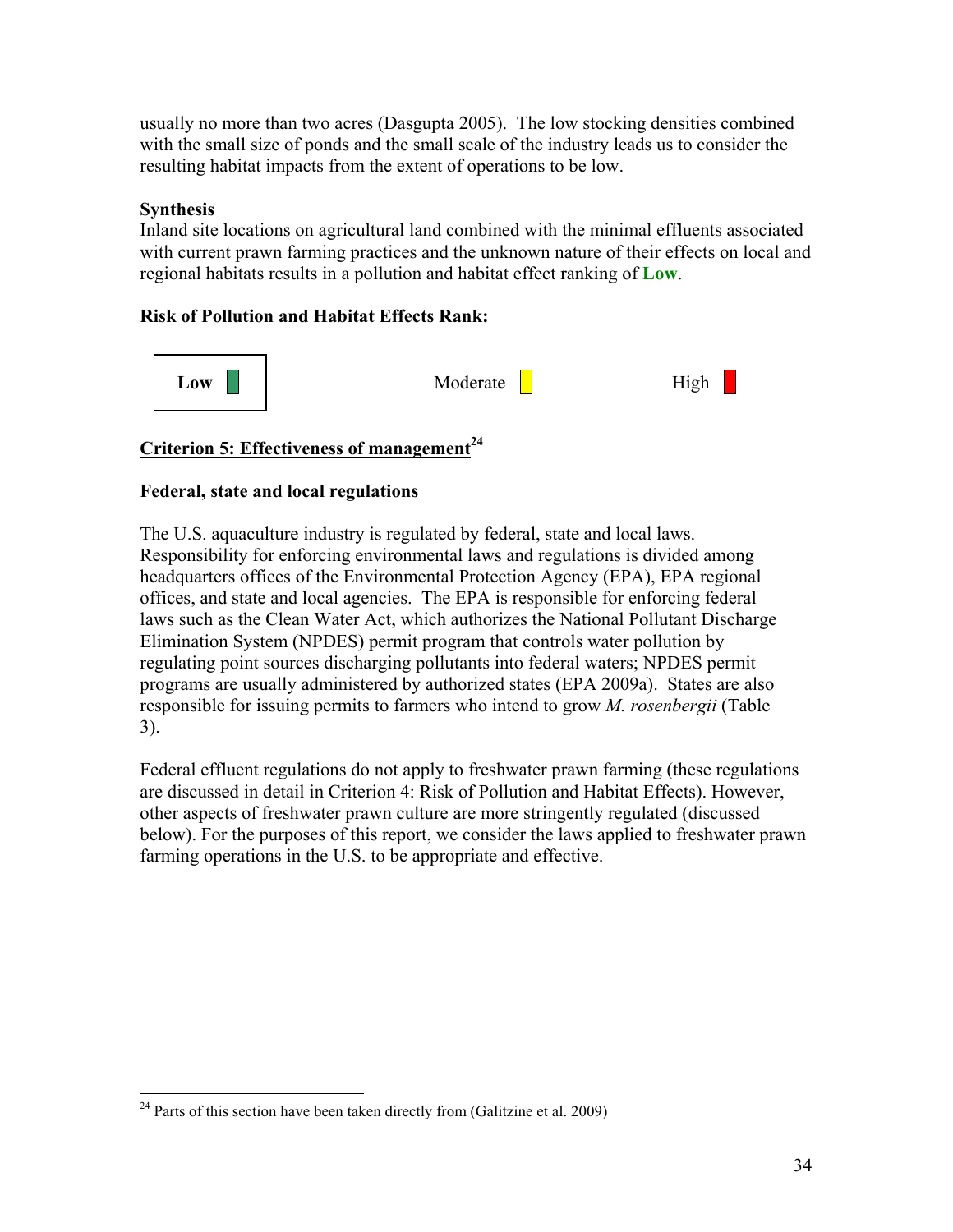usually no more than two acres (Dasgupta 2005). The low stocking densities combined with the small size of ponds and the small scale of the industry leads us to consider the resulting habitat impacts from the extent of operations to be low.

**Synthesis**

Inland site locations on agricultural land combined with the minimal effluents associated with current prawn farming practices and the unknown nature of their effects on local and regional habitats results in a pollution and habitat effect ranking of **Low**.

**Risk of Pollution and Habitat Effects Rank:**

**Low** | Moderate | High

## Criterion 5: Effectiveness of management[24]

### Federal, state and local regulations

The U.S. aquaculture industry is regulated by federal, state and local laws. Responsibility for enforcing environmental laws and regulations is divided among headquarters offices of the Environmental Protection Agency (EPA), EPA regional offices, and state and local agencies. The EPA is responsible for enforcing federal laws such as the Clean Water Act, which authorizes the National Pollutant Discharge Elimination System (NPDES) permit program that controls water pollution by regulating point sources discharging pollutants into federal waters; NPDES permit programs are usually administered by authorized states (EPA 2009a). States are also responsible for issuing permits to farmers who intend to grow *M. rosenbergii* (Table 3).

Federal effluent regulations do not apply to freshwater prawn farming (these regulations are discussed in detail in Criterion 4: Risk of Pollution and Habitat Effects). However, other aspects of freshwater prawn culture are more stringently regulated (discussed below). For the purposes of this report, we consider the laws applied to freshwater prawn farming operations in the U.S. to be appropriate and effective.

[24] Parts of this section have been taken directly from (Galitzine et al. 2009)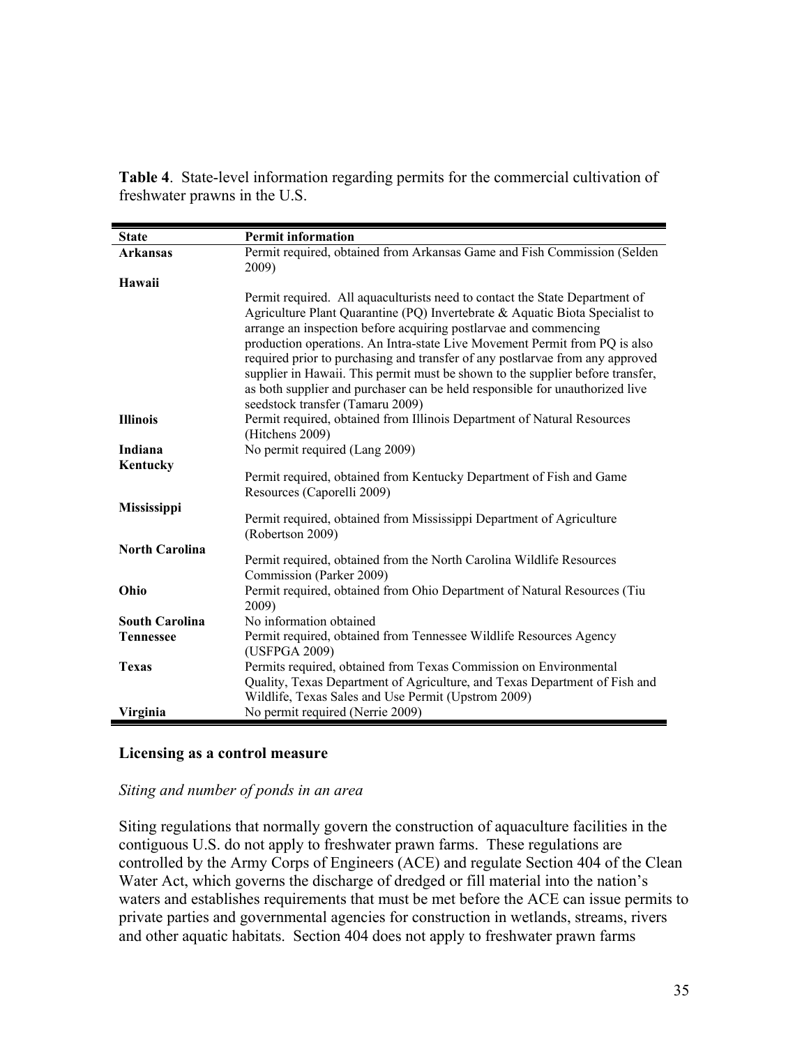**Table 4**. State-level information regarding permits for the commercial cultivation of freshwater prawns in the U.S.

| State | Permit information |
| --- | --- |
| **Arkansas** | Permit required, obtained from Arkansas Game and Fish Commission (Selden 2009) |
| **Hawaii** | Permit required. All aquaculturists need to contact the State Department of Agriculture Plant Quarantine (PQ) Invertebrate & Aquatic Biota Specialist to arrange an inspection before acquiring postlarvae and commencing production operations. An Intra-state Live Movement Permit from PQ is also required prior to purchasing and transfer of any postlarvae from any approved supplier in Hawaii. This permit must be shown to the supplier before transfer, as both supplier and purchaser can be held responsible for unauthorized live seedstock transfer (Tamaru 2009) |
| **Illinois** | Permit required, obtained from Illinois Department of Natural Resources (Hitchens 2009) |
| **Indiana** | No permit required (Lang 2009) |
| **Kentucky** | Permit required, obtained from Kentucky Department of Fish and Game Resources (Caporelli 2009) |
| **Mississippi** | Permit required, obtained from Mississippi Department of Agriculture (Robertson 2009) |
| **North Carolina** | Permit required, obtained from the North Carolina Wildlife Resources Commission (Parker 2009) |
| **Ohio** | Permit required, obtained from Ohio Department of Natural Resources (Tiu 2009) |
| **South Carolina** | No information obtained |
| **Tennessee** | Permit required, obtained from Tennessee Wildlife Resources Agency (USFPGA 2009) |
| **Texas** | Permits required, obtained from Texas Commission on Environmental Quality, Texas Department of Agriculture, and Texas Department of Fish and Wildlife, Texas Sales and Use Permit (Upstrom 2009) |
| **Virginia** | No permit required (Nerrie 2009) |

## Licensing as a control measure

### *Siting and number of ponds in an area*

Siting regulations that normally govern the construction of aquaculture facilities in the contiguous U.S. do not apply to freshwater prawn farms. These regulations are controlled by the Army Corps of Engineers (ACE) and regulate Section 404 of the Clean Water Act, which governs the discharge of dredged or fill material into the nation's waters and establishes requirements that must be met before the ACE can issue permits to private parties and governmental agencies for construction in wetlands, streams, rivers and other aquatic habitats. Section 404 does not apply to freshwater prawn farms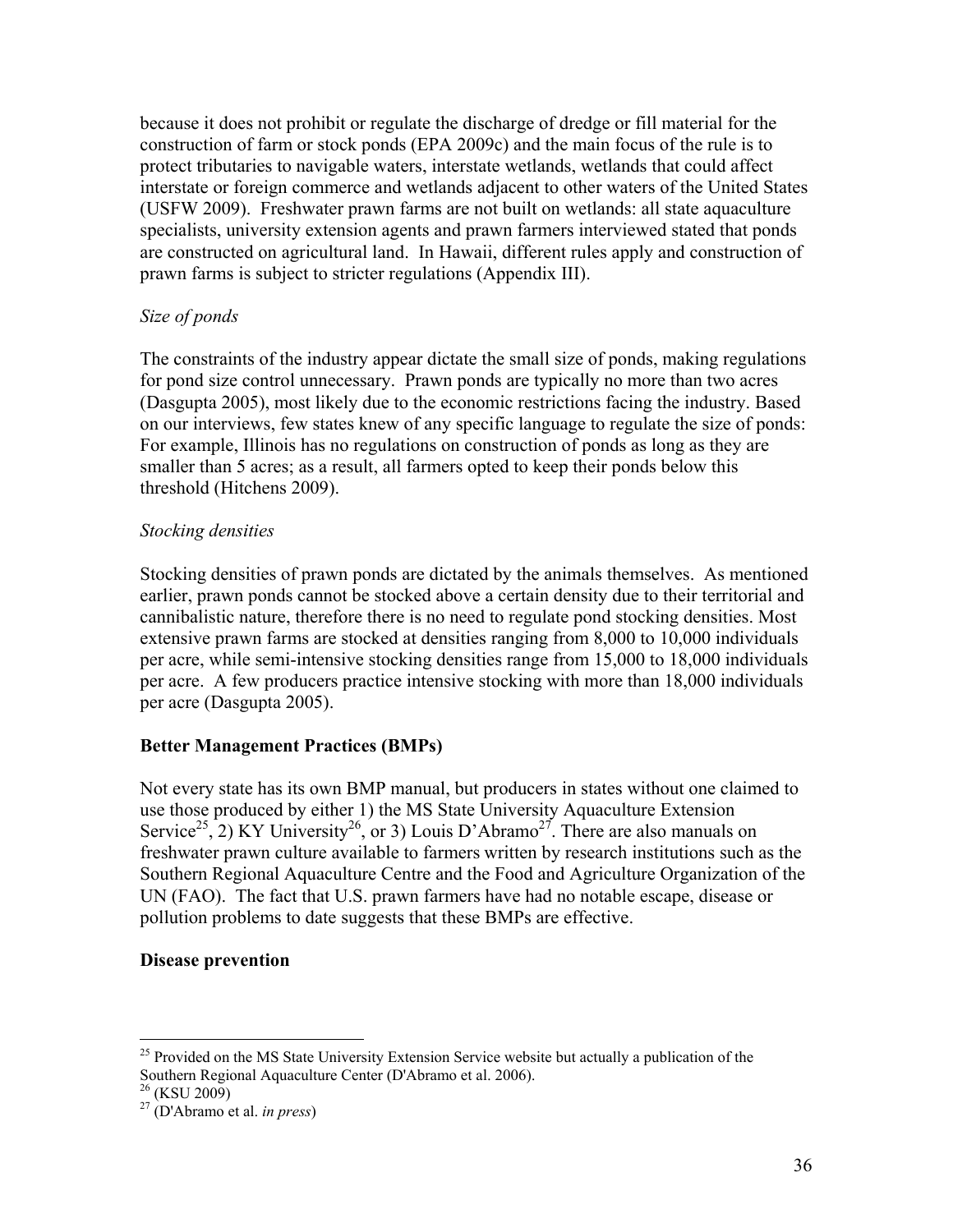because it does not prohibit or regulate the discharge of dredge or fill material for the construction of farm or stock ponds (EPA 2009c) and the main focus of the rule is to protect tributaries to navigable waters, interstate wetlands, wetlands that could affect interstate or foreign commerce and wetlands adjacent to other waters of the United States (USFW 2009). Freshwater prawn farms are not built on wetlands: all state aquaculture specialists, university extension agents and prawn farmers interviewed stated that ponds are constructed on agricultural land. In Hawaii, different rules apply and construction of prawn farms is subject to stricter regulations (Appendix III).

*Size of ponds*

The constraints of the industry appear dictate the small size of ponds, making regulations for pond size control unnecessary. Prawn ponds are typically no more than two acres (Dasgupta 2005), most likely due to the economic restrictions facing the industry. Based on our interviews, few states knew of any specific language to regulate the size of ponds: For example, Illinois has no regulations on construction of ponds as long as they are smaller than 5 acres; as a result, all farmers opted to keep their ponds below this threshold (Hitchens 2009).

*Stocking densities*

Stocking densities of prawn ponds are dictated by the animals themselves. As mentioned earlier, prawn ponds cannot be stocked above a certain density due to their territorial and cannibalistic nature, therefore there is no need to regulate pond stocking densities. Most extensive prawn farms are stocked at densities ranging from 8,000 to 10,000 individuals per acre, while semi-intensive stocking densities range from 15,000 to 18,000 individuals per acre. A few producers practice intensive stocking with more than 18,000 individuals per acre (Dasgupta 2005).

**Better Management Practices (BMPs)**

Not every state has its own BMP manual, but producers in states without one claimed to use those produced by either 1) the MS State University Aquaculture Extension Service[25], 2) KY University[26], or 3) Louis D'Abramo[27]. There are also manuals on freshwater prawn culture available to farmers written by research institutions such as the Southern Regional Aquaculture Centre and the Food and Agriculture Organization of the UN (FAO). The fact that U.S. prawn farmers have had no notable escape, disease or pollution problems to date suggests that these BMPs are effective.

**Disease prevention**

---

[25] Provided on the MS State University Extension Service website but actually a publication of the Southern Regional Aquaculture Center (D'Abramo et al. 2006).

[26] (KSU 2009)

[27] (D'Abramo et al. *in press*)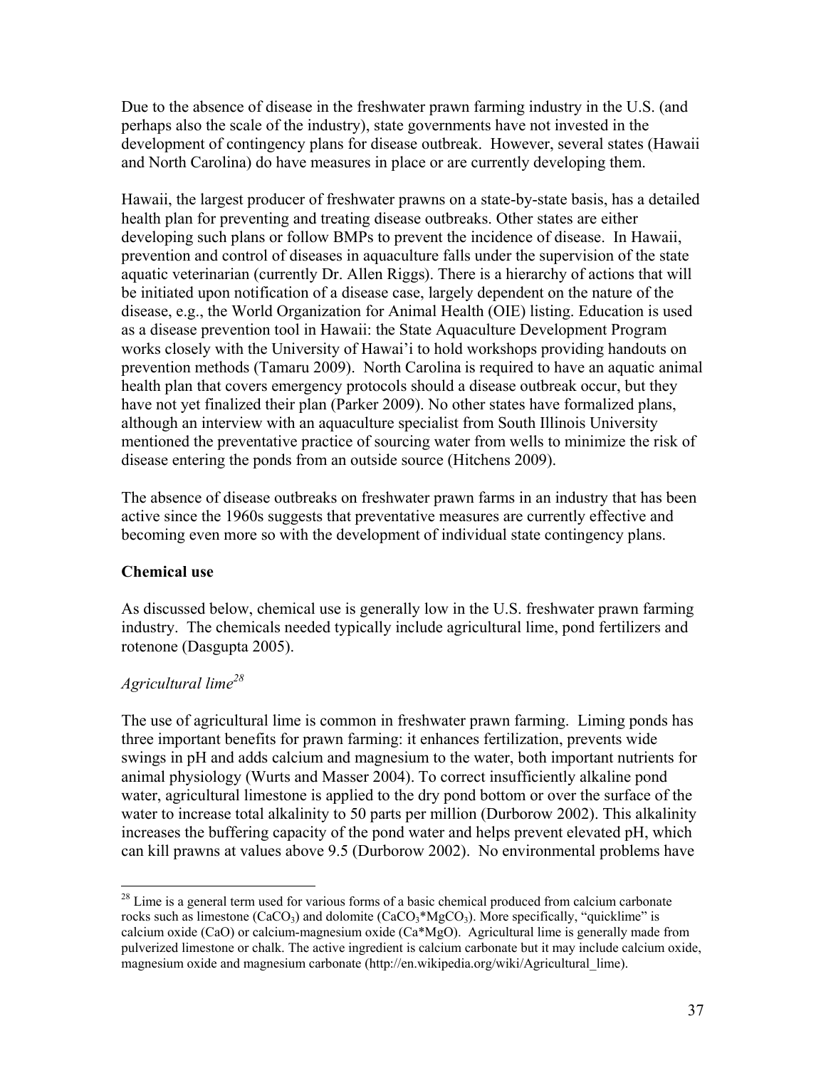Due to the absence of disease in the freshwater prawn farming industry in the U.S. (and perhaps also the scale of the industry), state governments have not invested in the development of contingency plans for disease outbreak. However, several states (Hawaii and North Carolina) do have measures in place or are currently developing them.

Hawaii, the largest producer of freshwater prawns on a state-by-state basis, has a detailed health plan for preventing and treating disease outbreaks. Other states are either developing such plans or follow BMPs to prevent the incidence of disease. In Hawaii, prevention and control of diseases in aquaculture falls under the supervision of the state aquatic veterinarian (currently Dr. Allen Riggs). There is a hierarchy of actions that will be initiated upon notification of a disease case, largely dependent on the nature of the disease, e.g., the World Organization for Animal Health (OIE) listing. Education is used as a disease prevention tool in Hawaii: the State Aquaculture Development Program works closely with the University of Hawai'i to hold workshops providing handouts on prevention methods (Tamaru 2009). North Carolina is required to have an aquatic animal health plan that covers emergency protocols should a disease outbreak occur, but they have not yet finalized their plan (Parker 2009). No other states have formalized plans, although an interview with an aquaculture specialist from South Illinois University mentioned the preventative practice of sourcing water from wells to minimize the risk of disease entering the ponds from an outside source (Hitchens 2009).

The absence of disease outbreaks on freshwater prawn farms in an industry that has been active since the 1960s suggests that preventative measures are currently effective and becoming even more so with the development of individual state contingency plans.

**Chemical use**

As discussed below, chemical use is generally low in the U.S. freshwater prawn farming industry. The chemicals needed typically include agricultural lime, pond fertilizers and rotenone (Dasgupta 2005).

*Agricultural lime*[28]

The use of agricultural lime is common in freshwater prawn farming. Liming ponds has three important benefits for prawn farming: it enhances fertilization, prevents wide swings in pH and adds calcium and magnesium to the water, both important nutrients for animal physiology (Wurts and Masser 2004). To correct insufficiently alkaline pond water, agricultural limestone is applied to the dry pond bottom or over the surface of the water to increase total alkalinity to 50 parts per million (Durborow 2002). This alkalinity increases the buffering capacity of the pond water and helps prevent elevated pH, which can kill prawns at values above 9.5 (Durborow 2002). No environmental problems have

[28] Lime is a general term used for various forms of a basic chemical produced from calcium carbonate rocks such as limestone ($CaCO_3$) and dolomite ($CaCO_3$*$MgCO_3$). More specifically, "quicklime" is calcium oxide (CaO) or calcium-magnesium oxide (Ca*MgO). Agricultural lime is generally made from pulverized limestone or chalk. The active ingredient is calcium carbonate but it may include calcium oxide, magnesium oxide and magnesium carbonate (http://en.wikipedia.org/wiki/Agricultural_lime).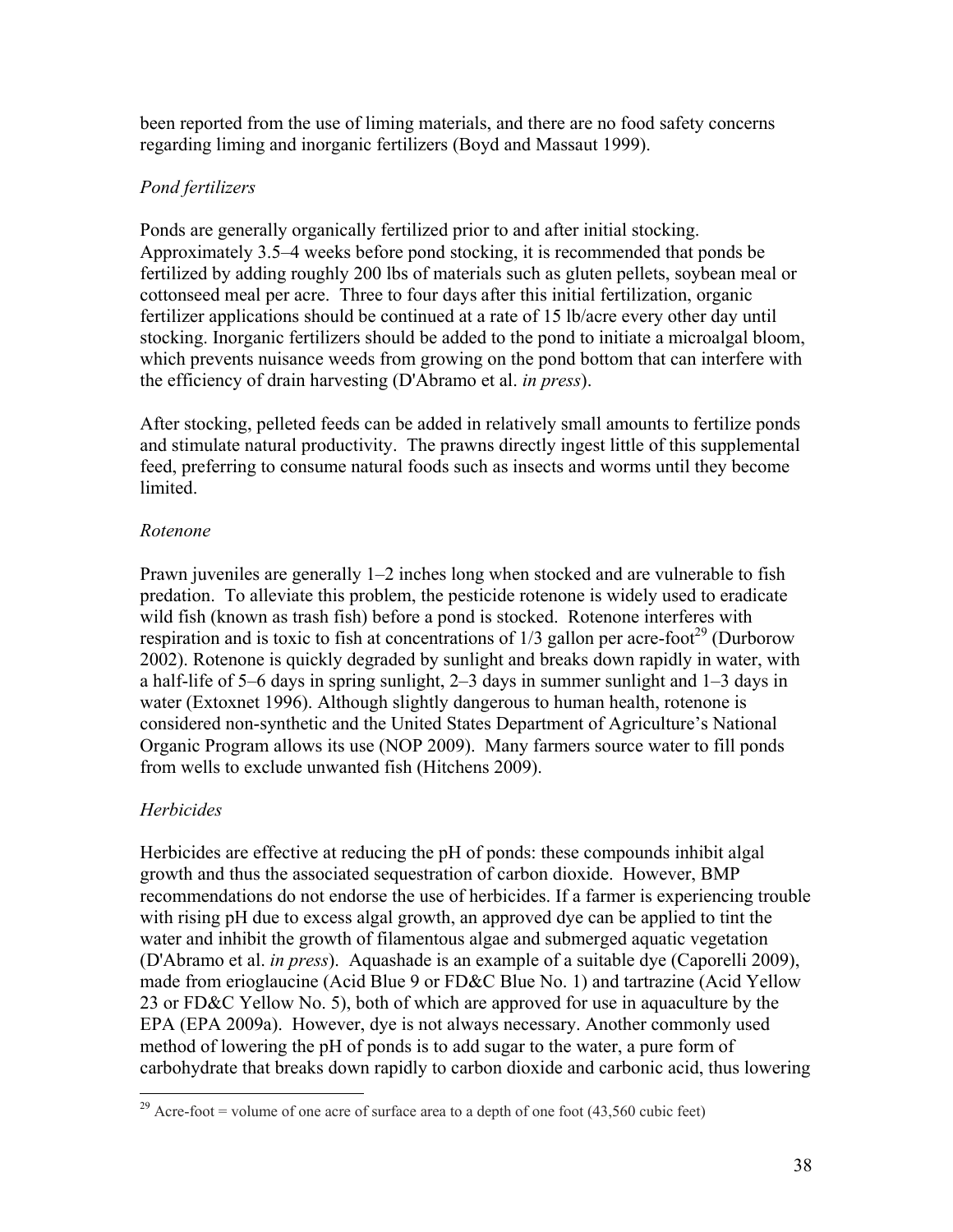been reported from the use of liming materials, and there are no food safety concerns regarding liming and inorganic fertilizers (Boyd and Massaut 1999).

### *Pond fertilizers*

Ponds are generally organically fertilized prior to and after initial stocking. Approximately 3.5–4 weeks before pond stocking, it is recommended that ponds be fertilized by adding roughly 200 lbs of materials such as gluten pellets, soybean meal or cottonseed meal per acre. Three to four days after this initial fertilization, organic fertilizer applications should be continued at a rate of 15 lb/acre every other day until stocking. Inorganic fertilizers should be added to the pond to initiate a microalgal bloom, which prevents nuisance weeds from growing on the pond bottom that can interfere with the efficiency of drain harvesting (D'Abramo et al. *in press*).

After stocking, pelleted feeds can be added in relatively small amounts to fertilize ponds and stimulate natural productivity. The prawns directly ingest little of this supplemental feed, preferring to consume natural foods such as insects and worms until they become limited.

### *Rotenone*

Prawn juveniles are generally 1–2 inches long when stocked and are vulnerable to fish predation. To alleviate this problem, the pesticide rotenone is widely used to eradicate wild fish (known as trash fish) before a pond is stocked. Rotenone interferes with respiration and is toxic to fish at concentrations of 1/3 gallon per acre-foot[29] (Durborow 2002). Rotenone is quickly degraded by sunlight and breaks down rapidly in water, with a half-life of 5–6 days in spring sunlight, 2–3 days in summer sunlight and 1–3 days in water (Extoxnet 1996). Although slightly dangerous to human health, rotenone is considered non-synthetic and the United States Department of Agriculture's National Organic Program allows its use (NOP 2009). Many farmers source water to fill ponds from wells to exclude unwanted fish (Hitchens 2009).

### *Herbicides*

Herbicides are effective at reducing the pH of ponds: these compounds inhibit algal growth and thus the associated sequestration of carbon dioxide. However, BMP recommendations do not endorse the use of herbicides. If a farmer is experiencing trouble with rising pH due to excess algal growth, an approved dye can be applied to tint the water and inhibit the growth of filamentous algae and submerged aquatic vegetation (D'Abramo et al. *in press*). Aquashade is an example of a suitable dye (Caporelli 2009), made from erioglaucine (Acid Blue 9 or FD&C Blue No. 1) and tartrazine (Acid Yellow 23 or FD&C Yellow No. 5), both of which are approved for use in aquaculture by the EPA (EPA 2009a). However, dye is not always necessary. Another commonly used method of lowering the pH of ponds is to add sugar to the water, a pure form of carbohydrate that breaks down rapidly to carbon dioxide and carbonic acid, thus lowering

---

[29] Acre-foot = volume of one acre of surface area to a depth of one foot (43,560 cubic feet)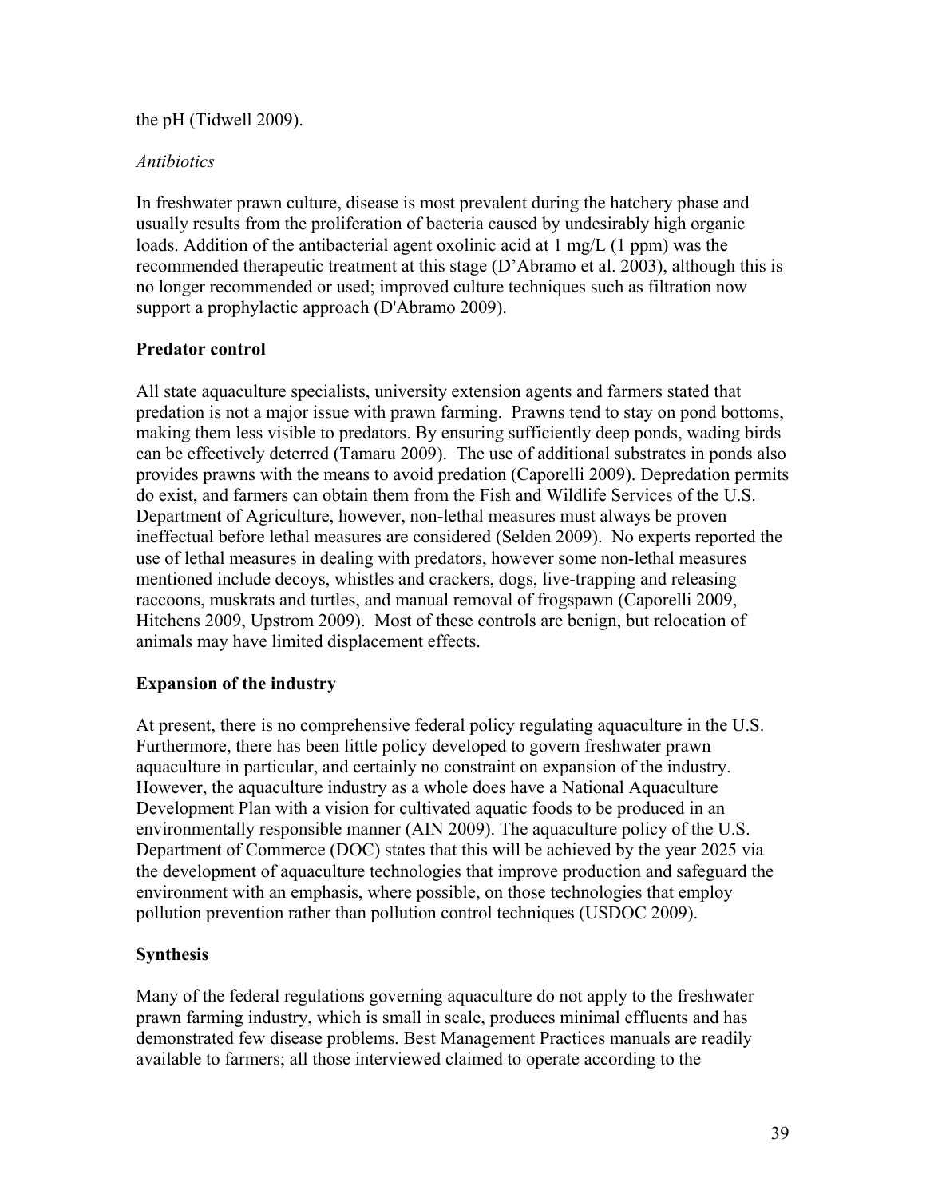the pH (Tidwell 2009).

*Antibiotics*

In freshwater prawn culture, disease is most prevalent during the hatchery phase and usually results from the proliferation of bacteria caused by undesirably high organic loads. Addition of the antibacterial agent oxolinic acid at 1 mg/L (1 ppm) was the recommended therapeutic treatment at this stage (D'Abramo et al. 2003), although this is no longer recommended or used; improved culture techniques such as filtration now support a prophylactic approach (D'Abramo 2009).

**Predator control**

All state aquaculture specialists, university extension agents and farmers stated that predation is not a major issue with prawn farming. Prawns tend to stay on pond bottoms, making them less visible to predators. By ensuring sufficiently deep ponds, wading birds can be effectively deterred (Tamaru 2009). The use of additional substrates in ponds also provides prawns with the means to avoid predation (Caporelli 2009). Depredation permits do exist, and farmers can obtain them from the Fish and Wildlife Services of the U.S. Department of Agriculture, however, non-lethal measures must always be proven ineffectual before lethal measures are considered (Selden 2009). No experts reported the use of lethal measures in dealing with predators, however some non-lethal measures mentioned include decoys, whistles and crackers, dogs, live-trapping and releasing raccoons, muskrats and turtles, and manual removal of frogspawn (Caporelli 2009, Hitchens 2009, Upstrom 2009). Most of these controls are benign, but relocation of animals may have limited displacement effects.

**Expansion of the industry**

At present, there is no comprehensive federal policy regulating aquaculture in the U.S. Furthermore, there has been little policy developed to govern freshwater prawn aquaculture in particular, and certainly no constraint on expansion of the industry. However, the aquaculture industry as a whole does have a National Aquaculture Development Plan with a vision for cultivated aquatic foods to be produced in an environmentally responsible manner (AIN 2009). The aquaculture policy of the U.S. Department of Commerce (DOC) states that this will be achieved by the year 2025 via the development of aquaculture technologies that improve production and safeguard the environment with an emphasis, where possible, on those technologies that employ pollution prevention rather than pollution control techniques (USDOC 2009).

**Synthesis**

Many of the federal regulations governing aquaculture do not apply to the freshwater prawn farming industry, which is small in scale, produces minimal effluents and has demonstrated few disease problems. Best Management Practices manuals are readily available to farmers; all those interviewed claimed to operate according to the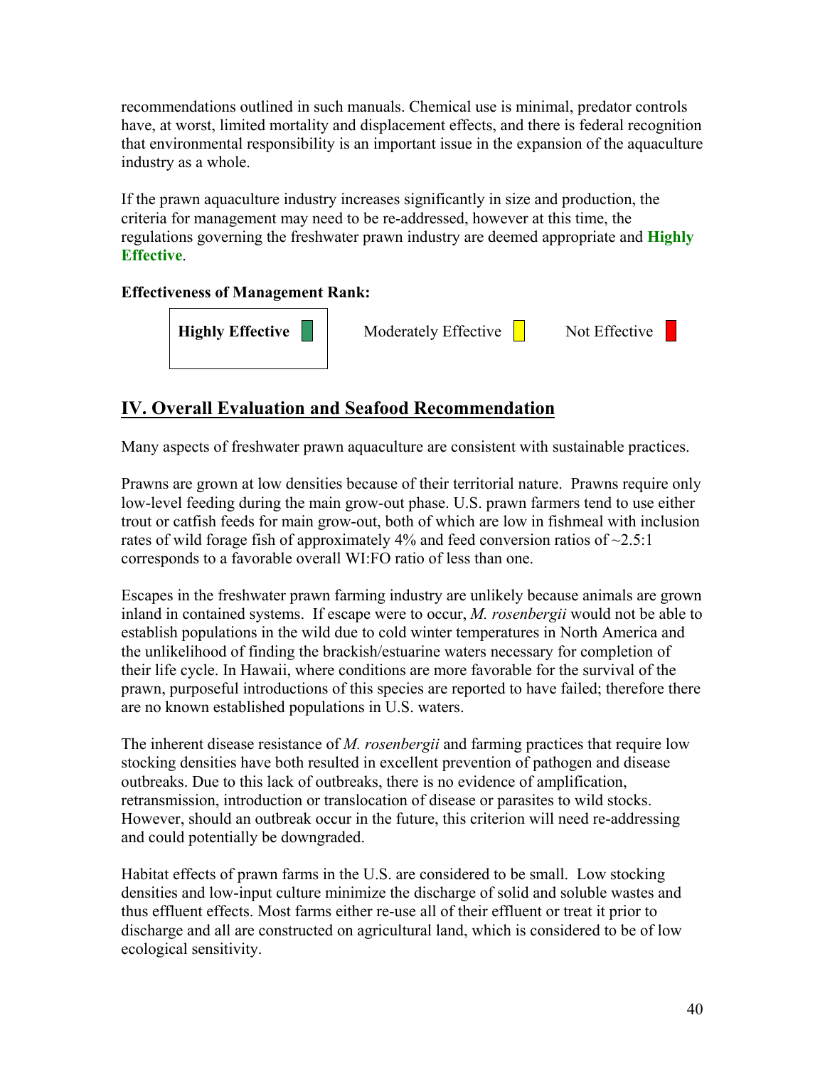recommendations outlined in such manuals. Chemical use is minimal, predator controls have, at worst, limited mortality and displacement effects, and there is federal recognition that environmental responsibility is an important issue in the expansion of the aquaculture industry as a whole.

If the prawn aquaculture industry increases significantly in size and production, the criteria for management may need to be re-addressed, however at this time, the regulations governing the freshwater prawn industry are deemed appropriate and **Highly Effective**.

**Effectiveness of Management Rank:**

| **Highly Effective** | Moderately Effective | Not Effective |
|---|---|---|

## IV. Overall Evaluation and Seafood Recommendation

Many aspects of freshwater prawn aquaculture are consistent with sustainable practices.

Prawns are grown at low densities because of their territorial nature. Prawns require only low-level feeding during the main grow-out phase. U.S. prawn farmers tend to use either trout or catfish feeds for main grow-out, both of which are low in fishmeal with inclusion rates of wild forage fish of approximately 4% and feed conversion ratios of ~2.5:1 corresponds to a favorable overall WI:FO ratio of less than one.

Escapes in the freshwater prawn farming industry are unlikely because animals are grown inland in contained systems. If escape were to occur, *M. rosenbergii* would not be able to establish populations in the wild due to cold winter temperatures in North America and the unlikelihood of finding the brackish/estuarine waters necessary for completion of their life cycle. In Hawaii, where conditions are more favorable for the survival of the prawn, purposeful introductions of this species are reported to have failed; therefore there are no known established populations in U.S. waters.

The inherent disease resistance of *M. rosenbergii* and farming practices that require low stocking densities have both resulted in excellent prevention of pathogen and disease outbreaks. Due to this lack of outbreaks, there is no evidence of amplification, retransmission, introduction or translocation of disease or parasites to wild stocks. However, should an outbreak occur in the future, this criterion will need re-addressing and could potentially be downgraded.

Habitat effects of prawn farms in the U.S. are considered to be small. Low stocking densities and low-input culture minimize the discharge of solid and soluble wastes and thus effluent effects. Most farms either re-use all of their effluent or treat it prior to discharge and all are constructed on agricultural land, which is considered to be of low ecological sensitivity.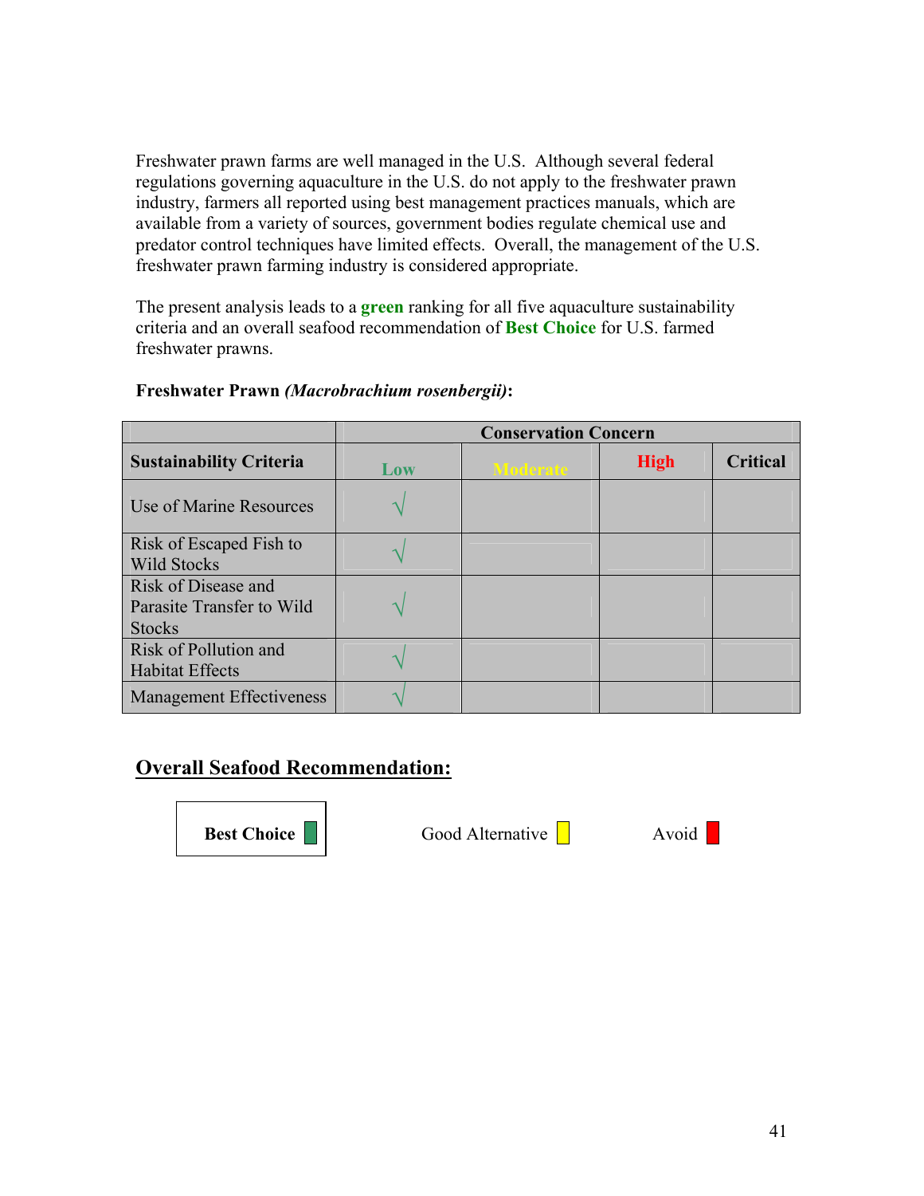Freshwater prawn farms are well managed in the U.S. Although several federal regulations governing aquaculture in the U.S. do not apply to the freshwater prawn industry, farmers all reported using best management practices manuals, which are available from a variety of sources, government bodies regulate chemical use and predator control techniques have limited effects. Overall, the management of the U.S. freshwater prawn farming industry is considered appropriate.

The present analysis leads to a **green** ranking for all five aquaculture sustainability criteria and an overall seafood recommendation of **Best Choice** for U.S. farmed freshwater prawns.

**Freshwater Prawn *(Macrobrachium rosenbergii)*:**

| | Conservation Concern | | | |
|---|---|---|---|---|
| **Sustainability Criteria** | **Low** | **Moderate** | **High** | **Critical** |
| Use of Marine Resources | √ | | | |
| Risk of Escaped Fish to Wild Stocks | √ | | | |
| Risk of Disease and Parasite Transfer to Wild Stocks | √ | | | |
| Risk of Pollution and Habitat Effects | √ | | | |
| Management Effectiveness | √ | | | |

## Overall Seafood Recommendation:

**Best Choice** ☑ Good Alternative ☐ Avoid ☐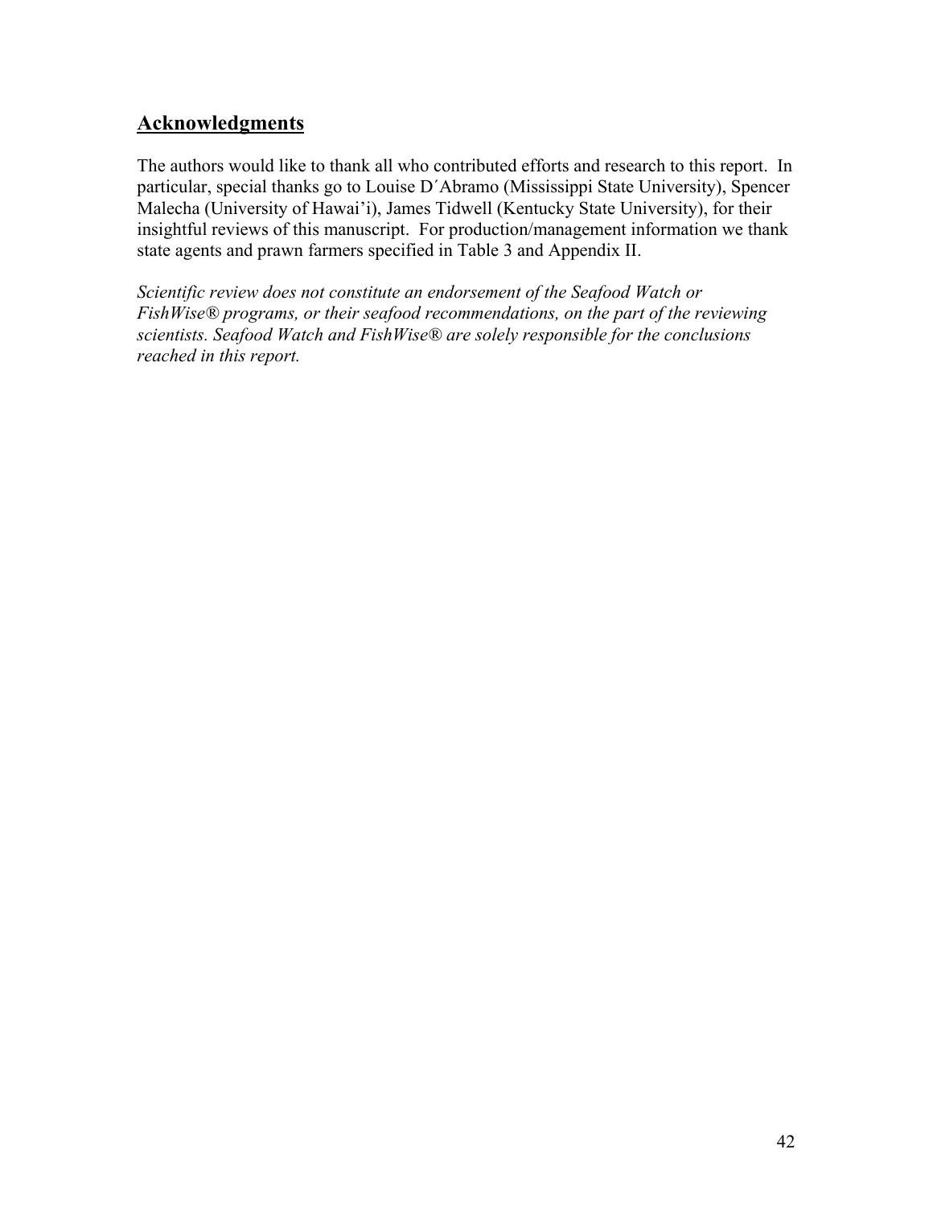## Acknowledgments

The authors would like to thank all who contributed efforts and research to this report. In particular, special thanks go to Louise D´Abramo (Mississippi State University), Spencer Malecha (University of Hawai'i), James Tidwell (Kentucky State University), for their insightful reviews of this manuscript. For production/management information we thank state agents and prawn farmers specified in Table 3 and Appendix II.

*Scientific review does not constitute an endorsement of the Seafood Watch or FishWise® programs, or their seafood recommendations, on the part of the reviewing scientists. Seafood Watch and FishWise® are solely responsible for the conclusions reached in this report.*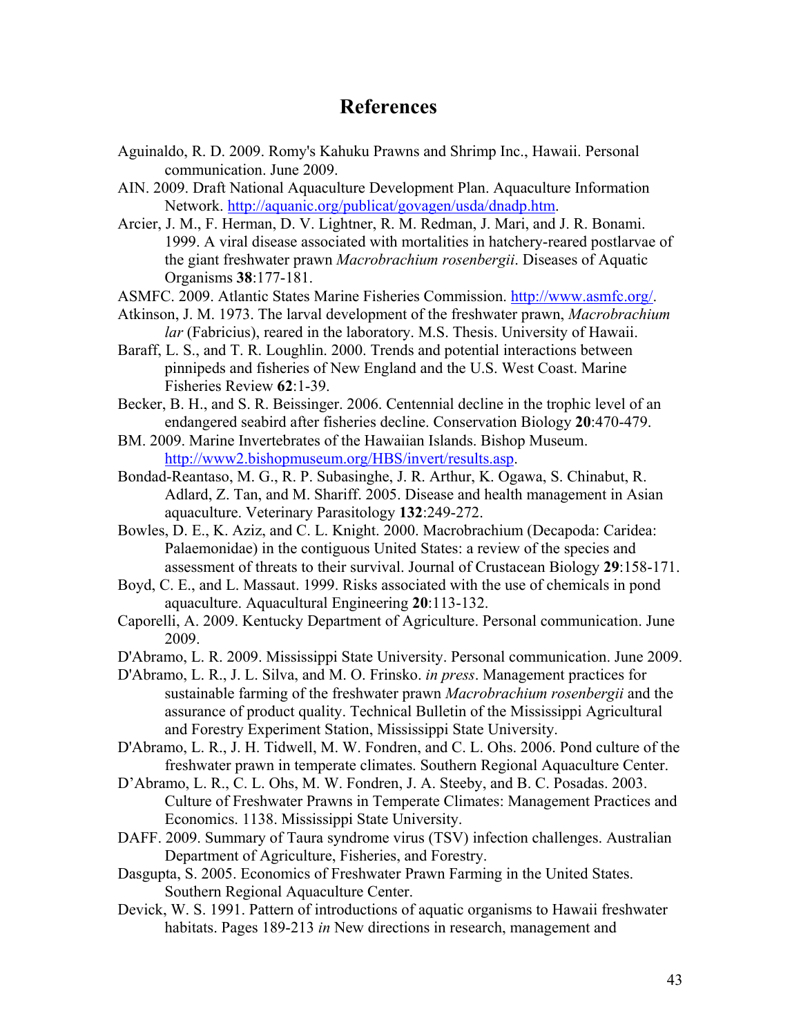# References

Aguinaldo, R. D. 2009. Romy's Kahuku Prawns and Shrimp Inc., Hawaii. Personal communication. June 2009.

AIN. 2009. Draft National Aquaculture Development Plan. Aquaculture Information Network. http://aquanic.org/publicat/govagen/usda/dnadp.htm.

Arcier, J. M., F. Herman, D. V. Lightner, R. M. Redman, J. Mari, and J. R. Bonami. 1999. A viral disease associated with mortalities in hatchery-reared postlarvae of the giant freshwater prawn *Macrobrachium rosenbergii*. Diseases of Aquatic Organisms **38**:177-181.

ASMFC. 2009. Atlantic States Marine Fisheries Commission. http://www.asmfc.org/.

Atkinson, J. M. 1973. The larval development of the freshwater prawn, *Macrobrachium lar* (Fabricius), reared in the laboratory. M.S. Thesis. University of Hawaii.

Baraff, L. S., and T. R. Loughlin. 2000. Trends and potential interactions between pinnipeds and fisheries of New England and the U.S. West Coast. Marine Fisheries Review **62**:1-39.

Becker, B. H., and S. R. Beissinger. 2006. Centennial decline in the trophic level of an endangered seabird after fisheries decline. Conservation Biology **20**:470-479.

BM. 2009. Marine Invertebrates of the Hawaiian Islands. Bishop Museum. http://www2.bishopmuseum.org/HBS/invert/results.asp.

Bondad-Reantaso, M. G., R. P. Subasinghe, J. R. Arthur, K. Ogawa, S. Chinabut, R. Adlard, Z. Tan, and M. Shariff. 2005. Disease and health management in Asian aquaculture. Veterinary Parasitology **132**:249-272.

Bowles, D. E., K. Aziz, and C. L. Knight. 2000. Macrobrachium (Decapoda: Caridea: Palaemonidae) in the contiguous United States: a review of the species and assessment of threats to their survival. Journal of Crustacean Biology **29**:158-171.

Boyd, C. E., and L. Massaut. 1999. Risks associated with the use of chemicals in pond aquaculture. Aquacultural Engineering **20**:113-132.

Caporelli, A. 2009. Kentucky Department of Agriculture. Personal communication. June 2009.

D'Abramo, L. R. 2009. Mississippi State University. Personal communication. June 2009.

D'Abramo, L. R., J. L. Silva, and M. O. Frinsko. *in press*. Management practices for sustainable farming of the freshwater prawn *Macrobrachium rosenbergii* and the assurance of product quality. Technical Bulletin of the Mississippi Agricultural and Forestry Experiment Station, Mississippi State University.

D'Abramo, L. R., J. H. Tidwell, M. W. Fondren, and C. L. Ohs. 2006. Pond culture of the freshwater prawn in temperate climates. Southern Regional Aquaculture Center.

D'Abramo, L. R., C. L. Ohs, M. W. Fondren, J. A. Steeby, and B. C. Posadas. 2003. Culture of Freshwater Prawns in Temperate Climates: Management Practices and Economics. 1138. Mississippi State University.

DAFF. 2009. Summary of Taura syndrome virus (TSV) infection challenges. Australian Department of Agriculture, Fisheries, and Forestry.

Dasgupta, S. 2005. Economics of Freshwater Prawn Farming in the United States. Southern Regional Aquaculture Center.

Devick, W. S. 1991. Pattern of introductions of aquatic organisms to Hawaii freshwater habitats. Pages 189-213 *in* New directions in research, management and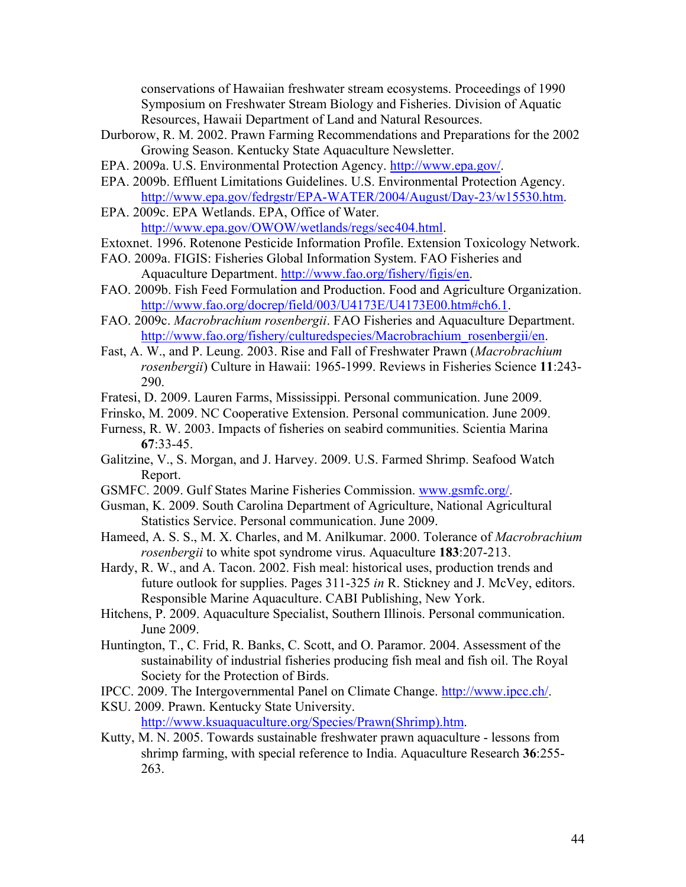conservations of Hawaiian freshwater stream ecosystems. Proceedings of 1990 Symposium on Freshwater Stream Biology and Fisheries. Division of Aquatic Resources, Hawaii Department of Land and Natural Resources.

Durborow, R. M. 2002. Prawn Farming Recommendations and Preparations for the 2002 Growing Season. Kentucky State Aquaculture Newsletter.

EPA. 2009a. U.S. Environmental Protection Agency. http://www.epa.gov/.

EPA. 2009b. Effluent Limitations Guidelines. U.S. Environmental Protection Agency. http://www.epa.gov/fedrgstr/EPA-WATER/2004/August/Day-23/w15530.htm.

EPA. 2009c. EPA Wetlands. EPA, Office of Water. http://www.epa.gov/OWOW/wetlands/regs/sec404.html.

Extoxnet. 1996. Rotenone Pesticide Information Profile. Extension Toxicology Network.

FAO. 2009a. FIGIS: Fisheries Global Information System. FAO Fisheries and Aquaculture Department. http://www.fao.org/fishery/figis/en.

FAO. 2009b. Fish Feed Formulation and Production. Food and Agriculture Organization. http://www.fao.org/docrep/field/003/U4173E/U4173E00.htm#ch6.1.

FAO. 2009c. *Macrobrachium rosenbergii*. FAO Fisheries and Aquaculture Department. http://www.fao.org/fishery/culturedspecies/Macrobrachium_rosenbergii/en.

Fast, A. W., and P. Leung. 2003. Rise and Fall of Freshwater Prawn (*Macrobrachium rosenbergii*) Culture in Hawaii: 1965-1999. Reviews in Fisheries Science **11**:243-290.

Fratesi, D. 2009. Lauren Farms, Mississippi. Personal communication. June 2009.

Frinsko, M. 2009. NC Cooperative Extension. Personal communication. June 2009.

Furness, R. W. 2003. Impacts of fisheries on seabird communities. Scientia Marina **67**:33-45.

Galitzine, V., S. Morgan, and J. Harvey. 2009. U.S. Farmed Shrimp. Seafood Watch Report.

GSMFC. 2009. Gulf States Marine Fisheries Commission. www.gsmfc.org/.

Gusman, K. 2009. South Carolina Department of Agriculture, National Agricultural Statistics Service. Personal communication. June 2009.

Hameed, A. S. S., M. X. Charles, and M. Anilkumar. 2000. Tolerance of *Macrobrachium rosenbergii* to white spot syndrome virus. Aquaculture **183**:207-213.

Hardy, R. W., and A. Tacon. 2002. Fish meal: historical uses, production trends and future outlook for supplies. Pages 311-325 *in* R. Stickney and J. McVey, editors. Responsible Marine Aquaculture. CABI Publishing, New York.

Hitchens, P. 2009. Aquaculture Specialist, Southern Illinois. Personal communication. June 2009.

Huntington, T., C. Frid, R. Banks, C. Scott, and O. Paramor. 2004. Assessment of the sustainability of industrial fisheries producing fish meal and fish oil. The Royal Society for the Protection of Birds.

IPCC. 2009. The Intergovernmental Panel on Climate Change. http://www.ipcc.ch/.

KSU. 2009. Prawn. Kentucky State University. http://www.ksuaquaculture.org/Species/Prawn(Shrimp).htm.

Kutty, M. N. 2005. Towards sustainable freshwater prawn aquaculture - lessons from shrimp farming, with special reference to India. Aquaculture Research **36**:255-263.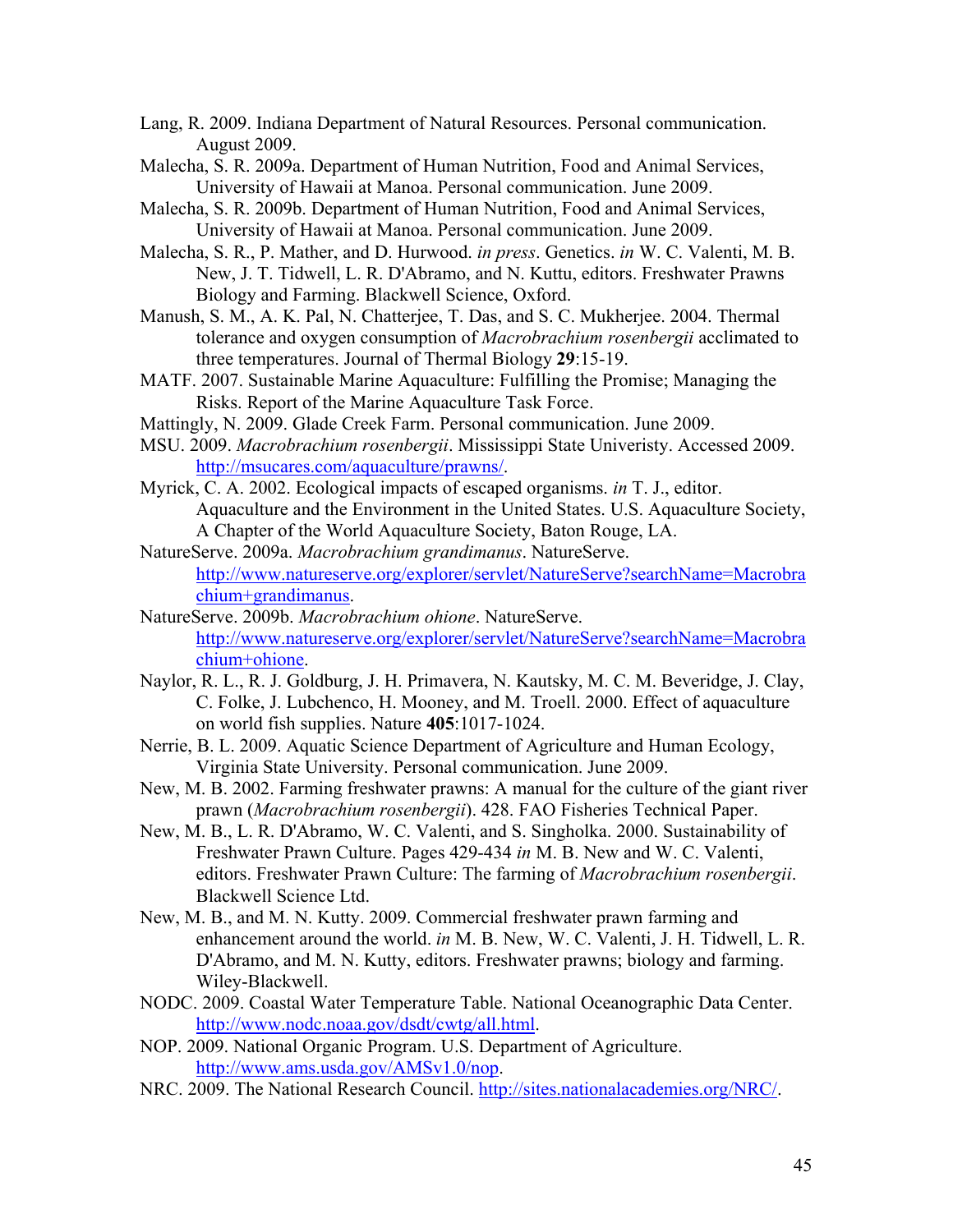Lang, R. 2009. Indiana Department of Natural Resources. Personal communication. August 2009.

Malecha, S. R. 2009a. Department of Human Nutrition, Food and Animal Services, University of Hawaii at Manoa. Personal communication. June 2009.

Malecha, S. R. 2009b. Department of Human Nutrition, Food and Animal Services, University of Hawaii at Manoa. Personal communication. June 2009.

Malecha, S. R., P. Mather, and D. Hurwood. *in press*. Genetics. *in* W. C. Valenti, M. B. New, J. T. Tidwell, L. R. D'Abramo, and N. Kuttu, editors. Freshwater Prawns Biology and Farming. Blackwell Science, Oxford.

Manush, S. M., A. K. Pal, N. Chatterjee, T. Das, and S. C. Mukherjee. 2004. Thermal tolerance and oxygen consumption of *Macrobrachium rosenbergii* acclimated to three temperatures. Journal of Thermal Biology **29**:15-19.

MATF. 2007. Sustainable Marine Aquaculture: Fulfilling the Promise; Managing the Risks. Report of the Marine Aquaculture Task Force.

Mattingly, N. 2009. Glade Creek Farm. Personal communication. June 2009.

MSU. 2009. *Macrobrachium rosenbergii*. Mississippi State Univeristy. Accessed 2009. http://msucares.com/aquaculture/prawns/.

Myrick, C. A. 2002. Ecological impacts of escaped organisms. *in* T. J., editor. Aquaculture and the Environment in the United States. U.S. Aquaculture Society, A Chapter of the World Aquaculture Society, Baton Rouge, LA.

NatureServe. 2009a. *Macrobrachium grandimanus*. NatureServe. http://www.natureserve.org/explorer/servlet/NatureServe?searchName=Macrobrachium+grandimanus.

NatureServe. 2009b. *Macrobrachium ohione*. NatureServe. http://www.natureserve.org/explorer/servlet/NatureServe?searchName=Macrobrachium+ohione.

Naylor, R. L., R. J. Goldburg, J. H. Primavera, N. Kautsky, M. C. M. Beveridge, J. Clay, C. Folke, J. Lubchenco, H. Mooney, and M. Troell. 2000. Effect of aquaculture on world fish supplies. Nature **405**:1017-1024.

Nerrie, B. L. 2009. Aquatic Science Department of Agriculture and Human Ecology, Virginia State University. Personal communication. June 2009.

New, M. B. 2002. Farming freshwater prawns: A manual for the culture of the giant river prawn (*Macrobrachium rosenbergii*). 428. FAO Fisheries Technical Paper.

New, M. B., L. R. D'Abramo, W. C. Valenti, and S. Singholka. 2000. Sustainability of Freshwater Prawn Culture. Pages 429-434 *in* M. B. New and W. C. Valenti, editors. Freshwater Prawn Culture: The farming of *Macrobrachium rosenbergii*. Blackwell Science Ltd.

New, M. B., and M. N. Kutty. 2009. Commercial freshwater prawn farming and enhancement around the world. *in* M. B. New, W. C. Valenti, J. H. Tidwell, L. R. D'Abramo, and M. N. Kutty, editors. Freshwater prawns; biology and farming. Wiley-Blackwell.

NODC. 2009. Coastal Water Temperature Table. National Oceanographic Data Center. http://www.nodc.noaa.gov/dsdt/cwtg/all.html.

NOP. 2009. National Organic Program. U.S. Department of Agriculture. http://www.ams.usda.gov/AMSv1.0/nop.

NRC. 2009. The National Research Council. http://sites.nationalacademies.org/NRC/.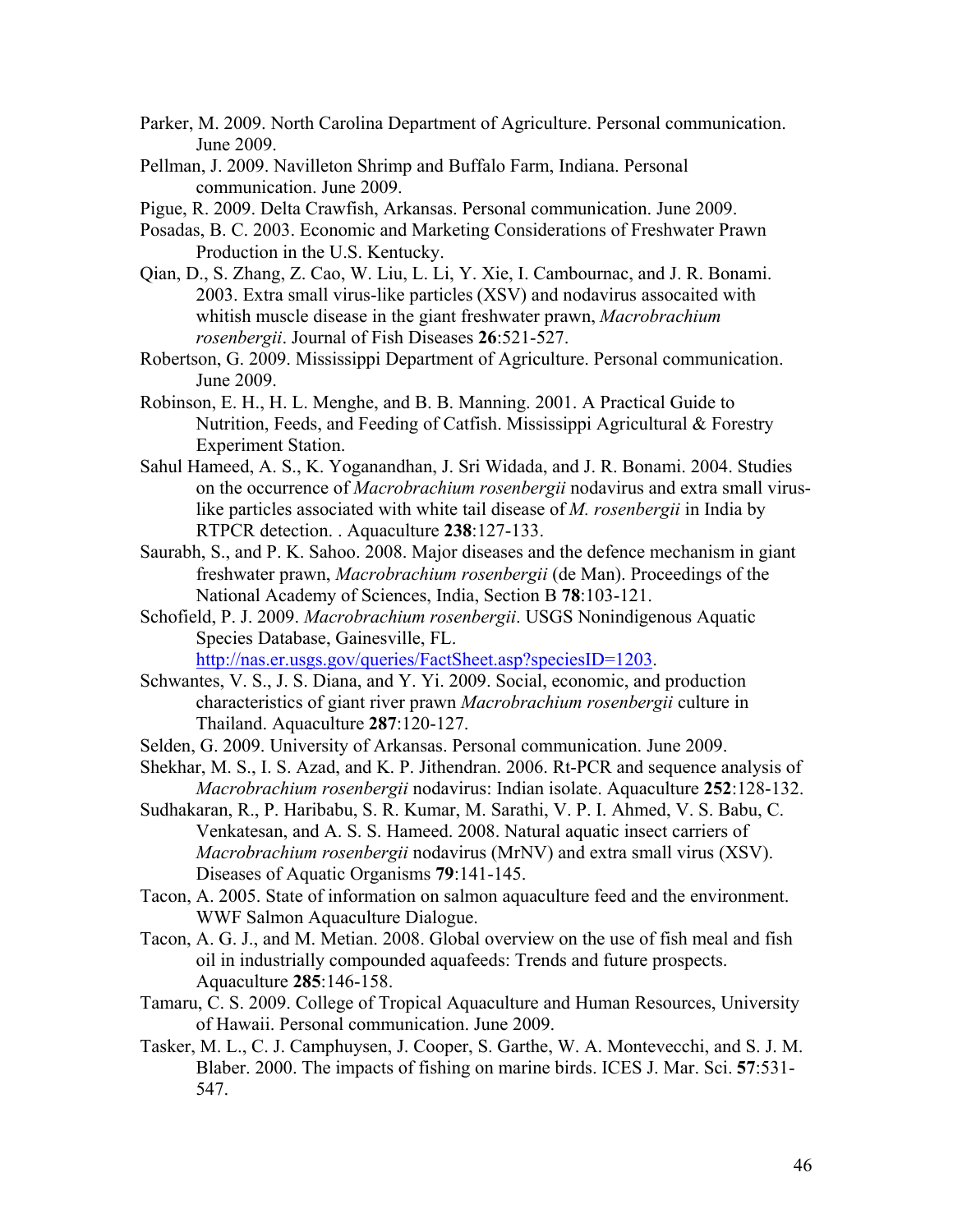Parker, M. 2009. North Carolina Department of Agriculture. Personal communication. June 2009.

Pellman, J. 2009. Navilleton Shrimp and Buffalo Farm, Indiana. Personal communication. June 2009.

Pigue, R. 2009. Delta Crawfish, Arkansas. Personal communication. June 2009.

Posadas, B. C. 2003. Economic and Marketing Considerations of Freshwater Prawn Production in the U.S. Kentucky.

Qian, D., S. Zhang, Z. Cao, W. Liu, L. Li, Y. Xie, I. Cambournac, and J. R. Bonami. 2003. Extra small virus-like particles (XSV) and nodavirus assocaited with whitish muscle disease in the giant freshwater prawn, *Macrobrachium rosenbergii*. Journal of Fish Diseases **26**:521-527.

Robertson, G. 2009. Mississippi Department of Agriculture. Personal communication. June 2009.

Robinson, E. H., H. L. Menghe, and B. B. Manning. 2001. A Practical Guide to Nutrition, Feeds, and Feeding of Catfish. Mississippi Agricultural & Forestry Experiment Station.

Sahul Hameed, A. S., K. Yoganandhan, J. Sri Widada, and J. R. Bonami. 2004. Studies on the occurrence of *Macrobrachium rosenbergii* nodavirus and extra small virus-like particles associated with white tail disease of *M. rosenbergii* in India by RTPCR detection. . Aquaculture **238**:127-133.

Saurabh, S., and P. K. Sahoo. 2008. Major diseases and the defence mechanism in giant freshwater prawn, *Macrobrachium rosenbergii* (de Man). Proceedings of the National Academy of Sciences, India, Section B **78**:103-121.

Schofield, P. J. 2009. *Macrobrachium rosenbergii*. USGS Nonindigenous Aquatic Species Database, Gainesville, FL. http://nas.er.usgs.gov/queries/FactSheet.asp?speciesID=1203.

Schwantes, V. S., J. S. Diana, and Y. Yi. 2009. Social, economic, and production characteristics of giant river prawn *Macrobrachium rosenbergii* culture in Thailand. Aquaculture **287**:120-127.

Selden, G. 2009. University of Arkansas. Personal communication. June 2009.

Shekhar, M. S., I. S. Azad, and K. P. Jithendran. 2006. Rt-PCR and sequence analysis of *Macrobrachium rosenbergii* nodavirus: Indian isolate. Aquaculture **252**:128-132.

Sudhakaran, R., P. Haribabu, S. R. Kumar, M. Sarathi, V. P. I. Ahmed, V. S. Babu, C. Venkatesan, and A. S. S. Hameed. 2008. Natural aquatic insect carriers of *Macrobrachium rosenbergii* nodavirus (MrNV) and extra small virus (XSV). Diseases of Aquatic Organisms **79**:141-145.

Tacon, A. 2005. State of information on salmon aquaculture feed and the environment. WWF Salmon Aquaculture Dialogue.

Tacon, A. G. J., and M. Metian. 2008. Global overview on the use of fish meal and fish oil in industrially compounded aquafeeds: Trends and future prospects. Aquaculture **285**:146-158.

Tamaru, C. S. 2009. College of Tropical Aquaculture and Human Resources, University of Hawaii. Personal communication. June 2009.

Tasker, M. L., C. J. Camphuysen, J. Cooper, S. Garthe, W. A. Montevecchi, and S. J. M. Blaber. 2000. The impacts of fishing on marine birds. ICES J. Mar. Sci. **57**:531-547.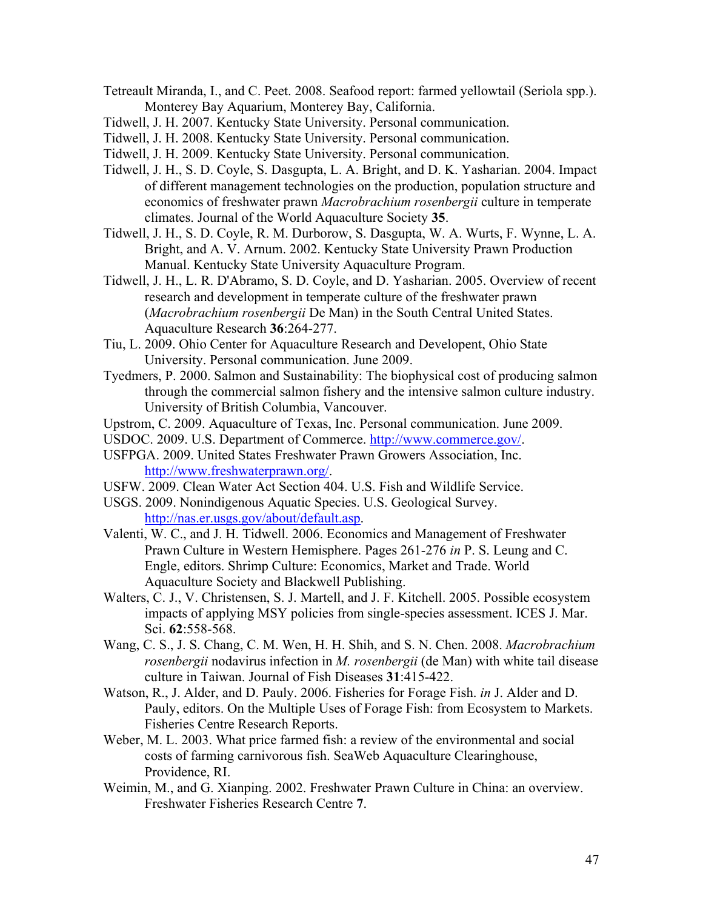Tetreault Miranda, I., and C. Peet. 2008. Seafood report: farmed yellowtail (Seriola spp.). Monterey Bay Aquarium, Monterey Bay, California.

Tidwell, J. H. 2007. Kentucky State University. Personal communication.

Tidwell, J. H. 2008. Kentucky State University. Personal communication.

Tidwell, J. H. 2009. Kentucky State University. Personal communication.

Tidwell, J. H., S. D. Coyle, S. Dasgupta, L. A. Bright, and D. K. Yasharian. 2004. Impact of different management technologies on the production, population structure and economics of freshwater prawn *Macrobrachium rosenbergii* culture in temperate climates. Journal of the World Aquaculture Society **35**.

Tidwell, J. H., S. D. Coyle, R. M. Durborow, S. Dasgupta, W. A. Wurts, F. Wynne, L. A. Bright, and A. V. Arnum. 2002. Kentucky State University Prawn Production Manual. Kentucky State University Aquaculture Program.

Tidwell, J. H., L. R. D'Abramo, S. D. Coyle, and D. Yasharian. 2005. Overview of recent research and development in temperate culture of the freshwater prawn (*Macrobrachium rosenbergii* De Man) in the South Central United States. Aquaculture Research **36**:264-277.

Tiu, L. 2009. Ohio Center for Aquaculture Research and Developent, Ohio State University. Personal communication. June 2009.

Tyedmers, P. 2000. Salmon and Sustainability: The biophysical cost of producing salmon through the commercial salmon fishery and the intensive salmon culture industry. University of British Columbia, Vancouver.

Upstrom, C. 2009. Aquaculture of Texas, Inc. Personal communication. June 2009.

USDOC. 2009. U.S. Department of Commerce. http://www.commerce.gov/.

USFPGA. 2009. United States Freshwater Prawn Growers Association, Inc. http://www.freshwaterprawn.org/.

USFW. 2009. Clean Water Act Section 404. U.S. Fish and Wildlife Service.

USGS. 2009. Nonindigenous Aquatic Species. U.S. Geological Survey. http://nas.er.usgs.gov/about/default.asp.

Valenti, W. C., and J. H. Tidwell. 2006. Economics and Management of Freshwater Prawn Culture in Western Hemisphere. Pages 261-276 *in* P. S. Leung and C. Engle, editors. Shrimp Culture: Economics, Market and Trade. World Aquaculture Society and Blackwell Publishing.

Walters, C. J., V. Christensen, S. J. Martell, and J. F. Kitchell. 2005. Possible ecosystem impacts of applying MSY policies from single-species assessment. ICES J. Mar. Sci. **62**:558-568.

Wang, C. S., J. S. Chang, C. M. Wen, H. H. Shih, and S. N. Chen. 2008. *Macrobrachium rosenbergii* nodavirus infection in *M. rosenbergii* (de Man) with white tail disease culture in Taiwan. Journal of Fish Diseases **31**:415-422.

Watson, R., J. Alder, and D. Pauly. 2006. Fisheries for Forage Fish. *in* J. Alder and D. Pauly, editors. On the Multiple Uses of Forage Fish: from Ecosystem to Markets. Fisheries Centre Research Reports.

Weber, M. L. 2003. What price farmed fish: a review of the environmental and social costs of farming carnivorous fish. SeaWeb Aquaculture Clearinghouse, Providence, RI.

Weimin, M., and G. Xianping. 2002. Freshwater Prawn Culture in China: an overview. Freshwater Fisheries Research Centre **7**.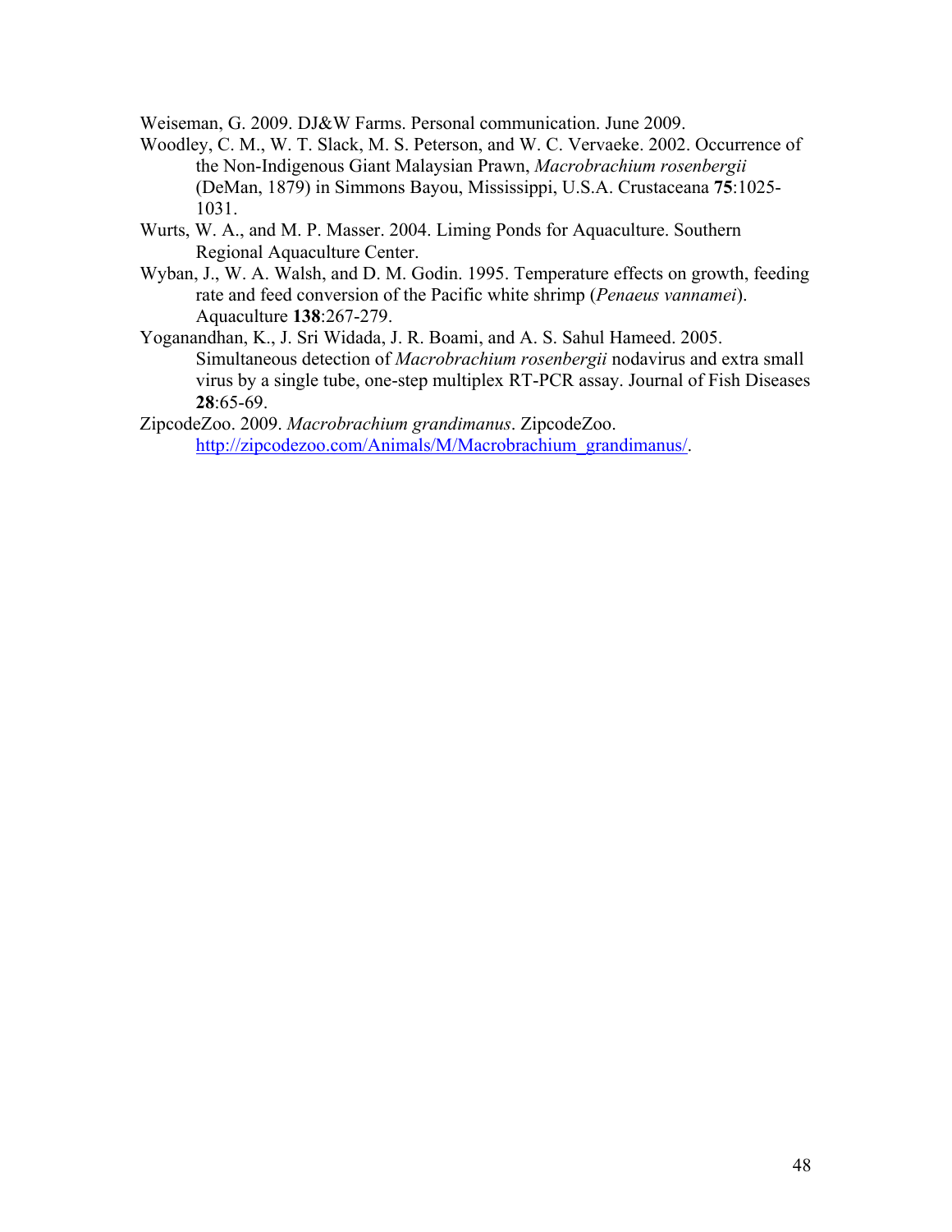Weiseman, G. 2009. DJ&W Farms. Personal communication. June 2009.

Woodley, C. M., W. T. Slack, M. S. Peterson, and W. C. Vervaeke. 2002. Occurrence of the Non-Indigenous Giant Malaysian Prawn, *Macrobrachium rosenbergii* (DeMan, 1879) in Simmons Bayou, Mississippi, U.S.A. Crustaceana **75**:1025-1031.

Wurts, W. A., and M. P. Masser. 2004. Liming Ponds for Aquaculture. Southern Regional Aquaculture Center.

Wyban, J., W. A. Walsh, and D. M. Godin. 1995. Temperature effects on growth, feeding rate and feed conversion of the Pacific white shrimp (*Penaeus vannamei*). Aquaculture **138**:267-279.

Yoganandhan, K., J. Sri Widada, J. R. Boami, and A. S. Sahul Hameed. 2005. Simultaneous detection of *Macrobrachium rosenbergii* nodavirus and extra small virus by a single tube, one-step multiplex RT-PCR assay. Journal of Fish Diseases **28**:65-69.

ZipcodeZoo. 2009. *Macrobrachium grandimanus*. ZipcodeZoo. http://zipcodezoo.com/Animals/M/Macrobrachium_grandimanus/.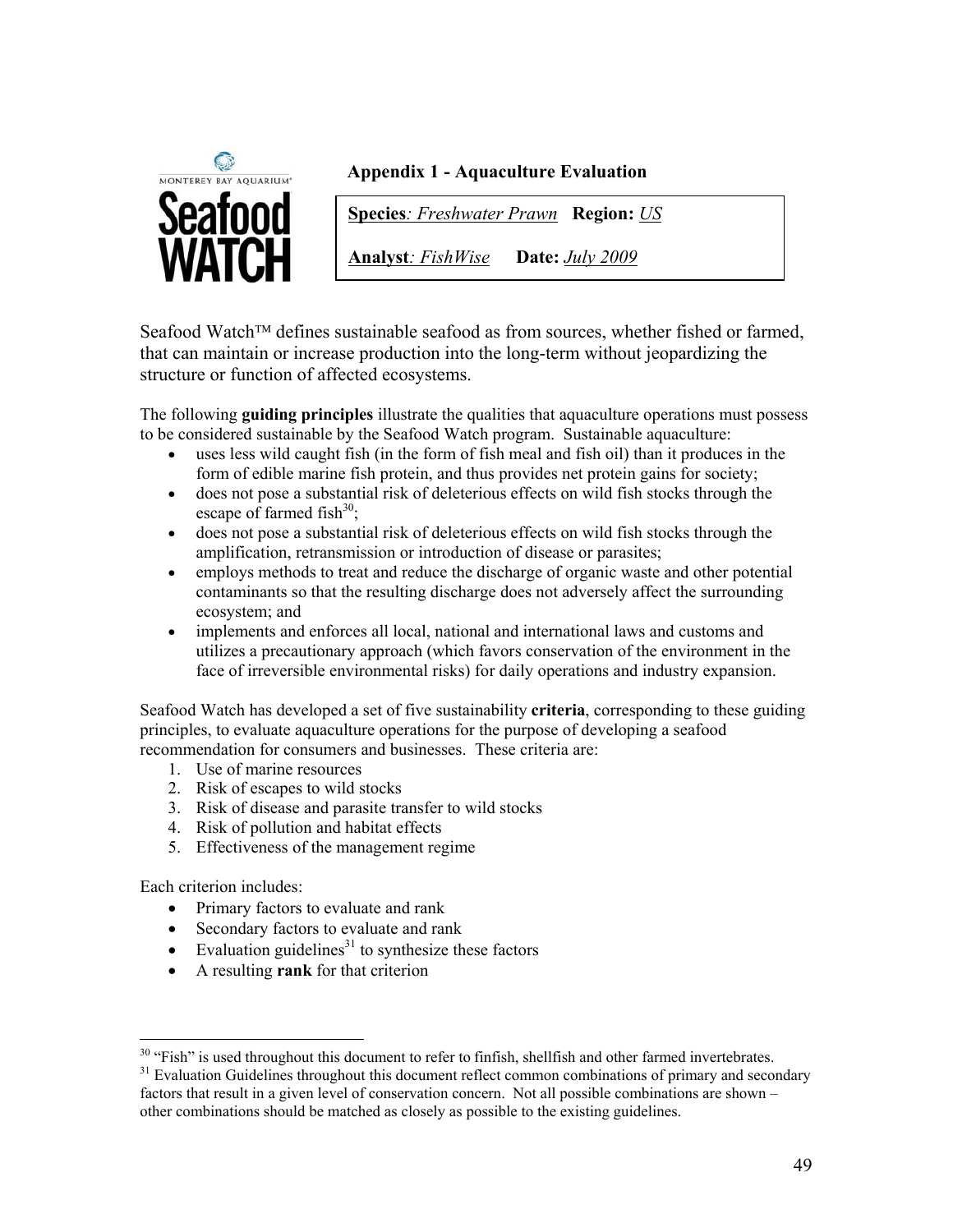## Appendix 1 - Aquaculture Evaluation

**Species**: *Freshwater Prawn* **Region:** US

**Analyst**: *FishWise* **Date:** *July 2009*

Seafood Watch™ defines sustainable seafood as from sources, whether fished or farmed, that can maintain or increase production into the long-term without jeopardizing the structure or function of affected ecosystems.

The following **guiding principles** illustrate the qualities that aquaculture operations must possess to be considered sustainable by the Seafood Watch program. Sustainable aquaculture:

- uses less wild caught fish (in the form of fish meal and fish oil) than it produces in the form of edible marine fish protein, and thus provides net protein gains for society;
- does not pose a substantial risk of deleterious effects on wild fish stocks through the escape of farmed fish[30];
- does not pose a substantial risk of deleterious effects on wild fish stocks through the amplification, retransmission or introduction of disease or parasites;
- employs methods to treat and reduce the discharge of organic waste and other potential contaminants so that the resulting discharge does not adversely affect the surrounding ecosystem; and
- implements and enforces all local, national and international laws and customs and utilizes a precautionary approach (which favors conservation of the environment in the face of irreversible environmental risks) for daily operations and industry expansion.

Seafood Watch has developed a set of five sustainability **criteria**, corresponding to these guiding principles, to evaluate aquaculture operations for the purpose of developing a seafood recommendation for consumers and businesses. These criteria are:

1. Use of marine resources
2. Risk of escapes to wild stocks
3. Risk of disease and parasite transfer to wild stocks
4. Risk of pollution and habitat effects
5. Effectiveness of the management regime

Each criterion includes:

- Primary factors to evaluate and rank
- Secondary factors to evaluate and rank
- Evaluation guidelines[31] to synthesize these factors
- A resulting **rank** for that criterion

[30] "Fish" is used throughout this document to refer to finfish, shellfish and other farmed invertebrates.

[31] Evaluation Guidelines throughout this document reflect common combinations of primary and secondary factors that result in a given level of conservation concern. Not all possible combinations are shown – other combinations should be matched as closely as possible to the existing guidelines.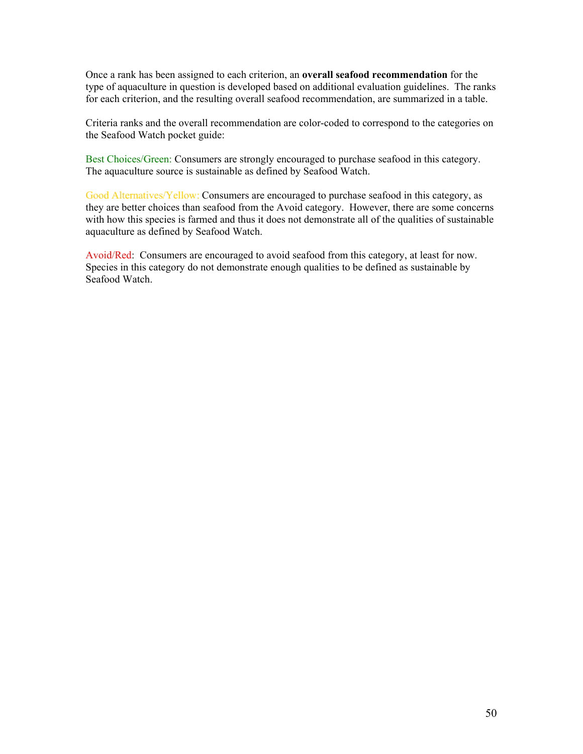Once a rank has been assigned to each criterion, an **overall seafood recommendation** for the type of aquaculture in question is developed based on additional evaluation guidelines. The ranks for each criterion, and the resulting overall seafood recommendation, are summarized in a table.

Criteria ranks and the overall recommendation are color-coded to correspond to the categories on the Seafood Watch pocket guide:

Best Choices/Green: Consumers are strongly encouraged to purchase seafood in this category. The aquaculture source is sustainable as defined by Seafood Watch.

Good Alternatives/Yellow: Consumers are encouraged to purchase seafood in this category, as they are better choices than seafood from the Avoid category. However, there are some concerns with how this species is farmed and thus it does not demonstrate all of the qualities of sustainable aquaculture as defined by Seafood Watch.

Avoid/Red: Consumers are encouraged to avoid seafood from this category, at least for now. Species in this category do not demonstrate enough qualities to be defined as sustainable by Seafood Watch.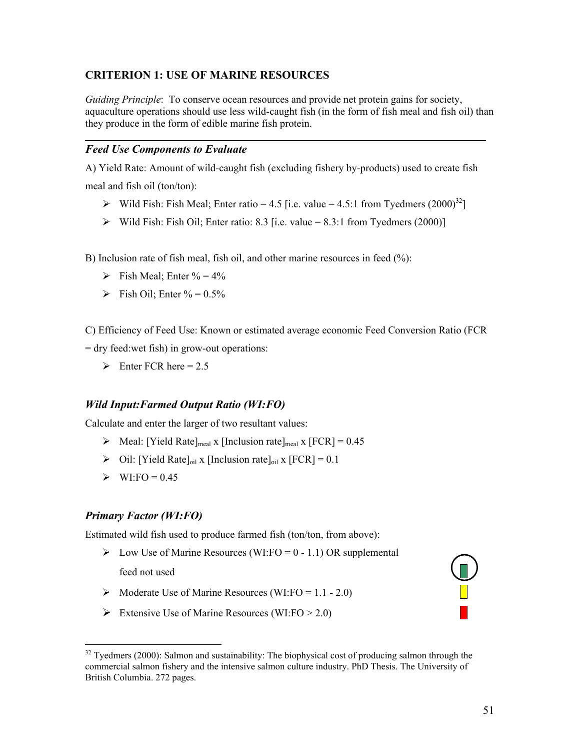## CRITERION 1: USE OF MARINE RESOURCES

*Guiding Principle*: To conserve ocean resources and provide net protein gains for society, aquaculture operations should use less wild-caught fish (in the form of fish meal and fish oil) than they produce in the form of edible marine fish protein.

---

### *Feed Use Components to Evaluate*

A) Yield Rate: Amount of wild-caught fish (excluding fishery by-products) used to create fish meal and fish oil (ton/ton):

- Wild Fish: Fish Meal; Enter ratio = 4.5 [i.e. value = 4.5:1 from Tyedmers (2000)[32]]
- Wild Fish: Fish Oil; Enter ratio: 8.3 [i.e. value = 8.3:1 from Tyedmers (2000)]

B) Inclusion rate of fish meal, fish oil, and other marine resources in feed (%):

- Fish Meal; Enter % = 4%
- Fish Oil; Enter % = 0.5%

C) Efficiency of Feed Use: Known or estimated average economic Feed Conversion Ratio (FCR = dry feed:wet fish) in grow-out operations:

- Enter FCR here = 2.5

### *Wild Input:Farmed Output Ratio (WI:FO)*

Calculate and enter the larger of two resultant values:

- Meal: $[\text{Yield Rate}]_{meal} \times [\text{Inclusion rate}]_{meal} \times [\text{FCR}] = 0.45$
- Oil: $[\text{Yield Rate}]_{oil} \times [\text{Inclusion rate}]_{oil} \times [\text{FCR}] = 0.1$
- WI:FO = 0.45

### *Primary Factor (WI:FO)*

Estimated wild fish used to produce farmed fish (ton/ton, from above):

- Low Use of Marine Resources (WI:FO = 0 - 1.1) OR supplemental feed not used (selected)
- Moderate Use of Marine Resources (WI:FO = 1.1 - 2.0)
- Extensive Use of Marine Resources (WI:FO > 2.0)

---

[32] Tyedmers (2000): Salmon and sustainability: The biophysical cost of producing salmon through the commercial salmon fishery and the intensive salmon culture industry. PhD Thesis. The University of British Columbia. 272 pages.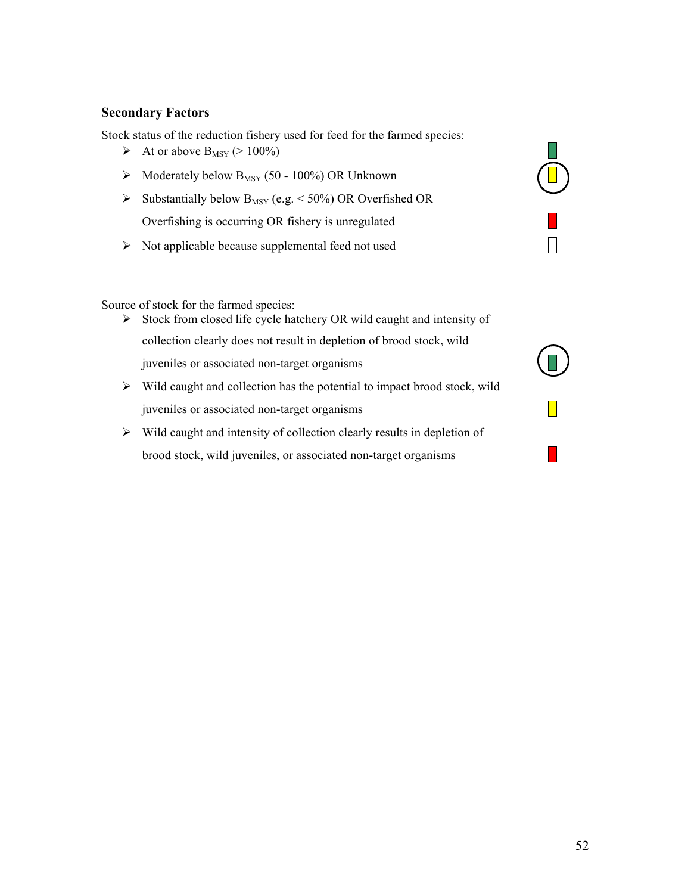### Secondary Factors

Stock status of the reduction fishery used for feed for the farmed species:

- At or above $B_{MSY}$ (> 100%)
- Moderately below $B_{MSY}$ (50 - 100%) OR Unknown
- Substantially below $B_{MSY}$ (e.g. < 50%) OR Overfished OR Overfishing is occurring OR fishery is unregulated
- Not applicable because supplemental feed not used

Source of stock for the farmed species:

- Stock from closed life cycle hatchery OR wild caught and intensity of collection clearly does not result in depletion of brood stock, wild juveniles or associated non-target organisms
- Wild caught and collection has the potential to impact brood stock, wild juveniles or associated non-target organisms
- Wild caught and intensity of collection clearly results in depletion of brood stock, wild juveniles, or associated non-target organisms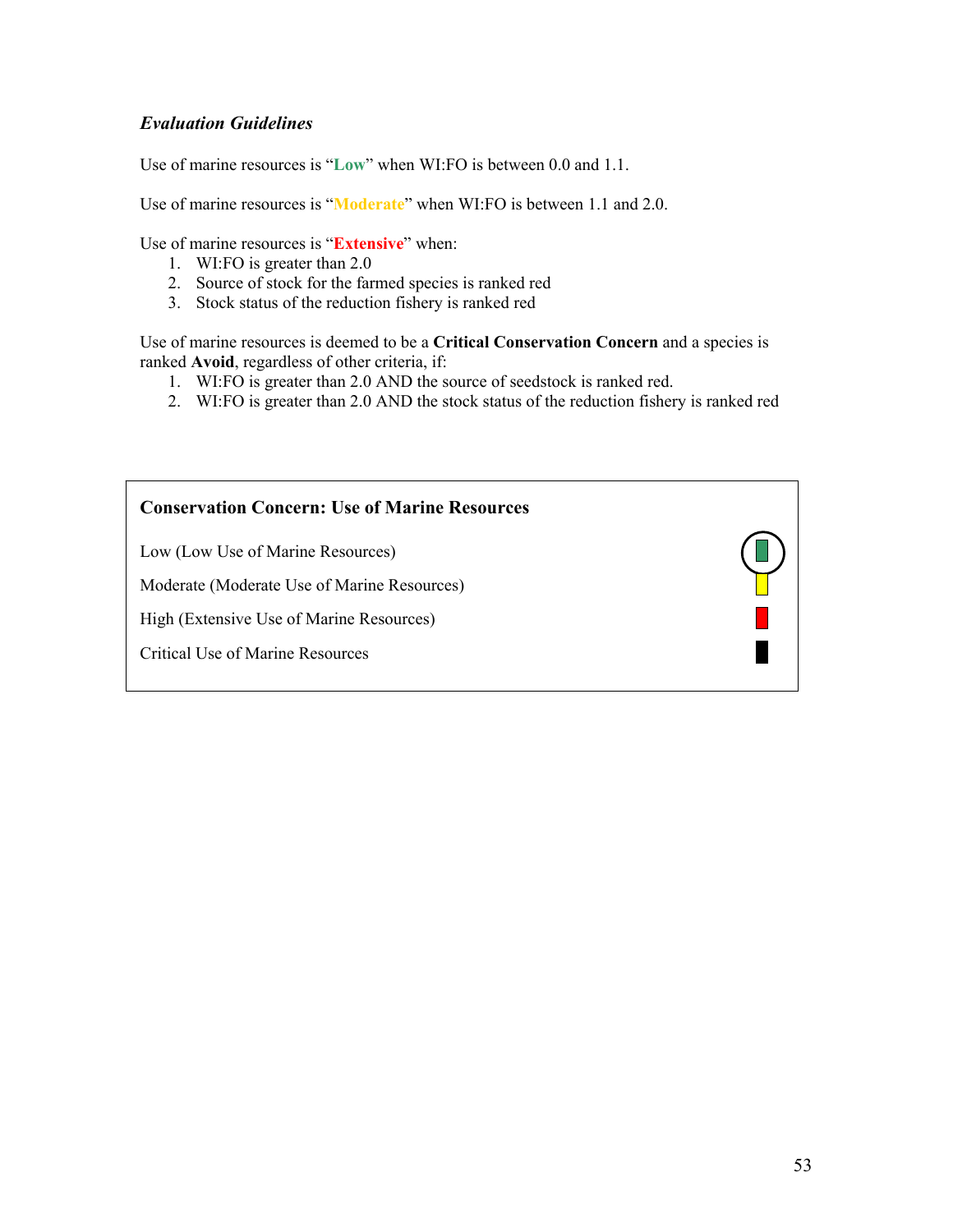***Evaluation Guidelines***

Use of marine resources is “**Low**” when WI:FO is between 0.0 and 1.1.

Use of marine resources is “**Moderate**” when WI:FO is between 1.1 and 2.0.

Use of marine resources is “**Extensive**” when:

1. WI:FO is greater than 2.0
2. Source of stock for the farmed species is ranked red
3. Stock status of the reduction fishery is ranked red

Use of marine resources is deemed to be a **Critical Conservation Concern** and a species is ranked **Avoid**, regardless of other criteria, if:

1. WI:FO is greater than 2.0 AND the source of seedstock is ranked red.
2. WI:FO is greater than 2.0 AND the stock status of the reduction fishery is ranked red

**Conservation Concern: Use of Marine Resources**

| Rank | Selected |
|---|---|
| Low (Low Use of Marine Resources) | ● (selected) |
| Moderate (Moderate Use of Marine Resources) | |
| High (Extensive Use of Marine Resources) | |
| Critical Use of Marine Resources | |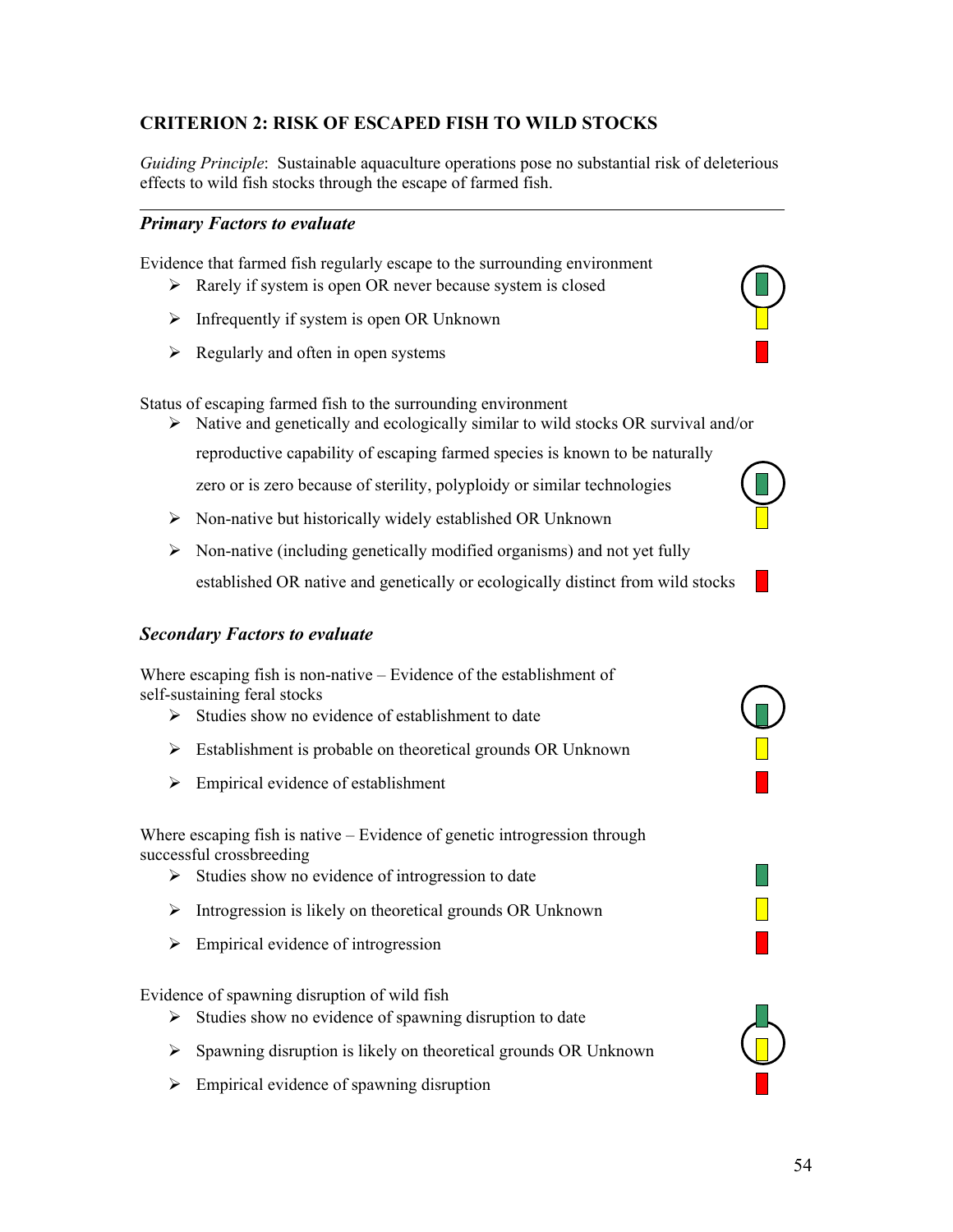## CRITERION 2: RISK OF ESCAPED FISH TO WILD STOCKS

*Guiding Principle*: Sustainable aquaculture operations pose no substantial risk of deleterious effects to wild fish stocks through the escape of farmed fish.

---

### *Primary Factors to evaluate*

Evidence that farmed fish regularly escape to the surrounding environment

- Rarely if system is open OR never because system is closed
- Infrequently if system is open OR Unknown
- Regularly and often in open systems

Status of escaping farmed fish to the surrounding environment

- Native and genetically and ecologically similar to wild stocks OR survival and/or reproductive capability of escaping farmed species is known to be naturally zero or is zero because of sterility, polyploidy or similar technologies
- Non-native but historically widely established OR Unknown
- Non-native (including genetically modified organisms) and not yet fully established OR native and genetically or ecologically distinct from wild stocks

### *Secondary Factors to evaluate*

Where escaping fish is non-native – Evidence of the establishment of self-sustaining feral stocks

- Studies show no evidence of establishment to date
- Establishment is probable on theoretical grounds OR Unknown
- Empirical evidence of establishment

Where escaping fish is native – Evidence of genetic introgression through successful crossbreeding

- Studies show no evidence of introgression to date
- Introgression is likely on theoretical grounds OR Unknown
- Empirical evidence of introgression

Evidence of spawning disruption of wild fish

- Studies show no evidence of spawning disruption to date
- Spawning disruption is likely on theoretical grounds OR Unknown
- Empirical evidence of spawning disruption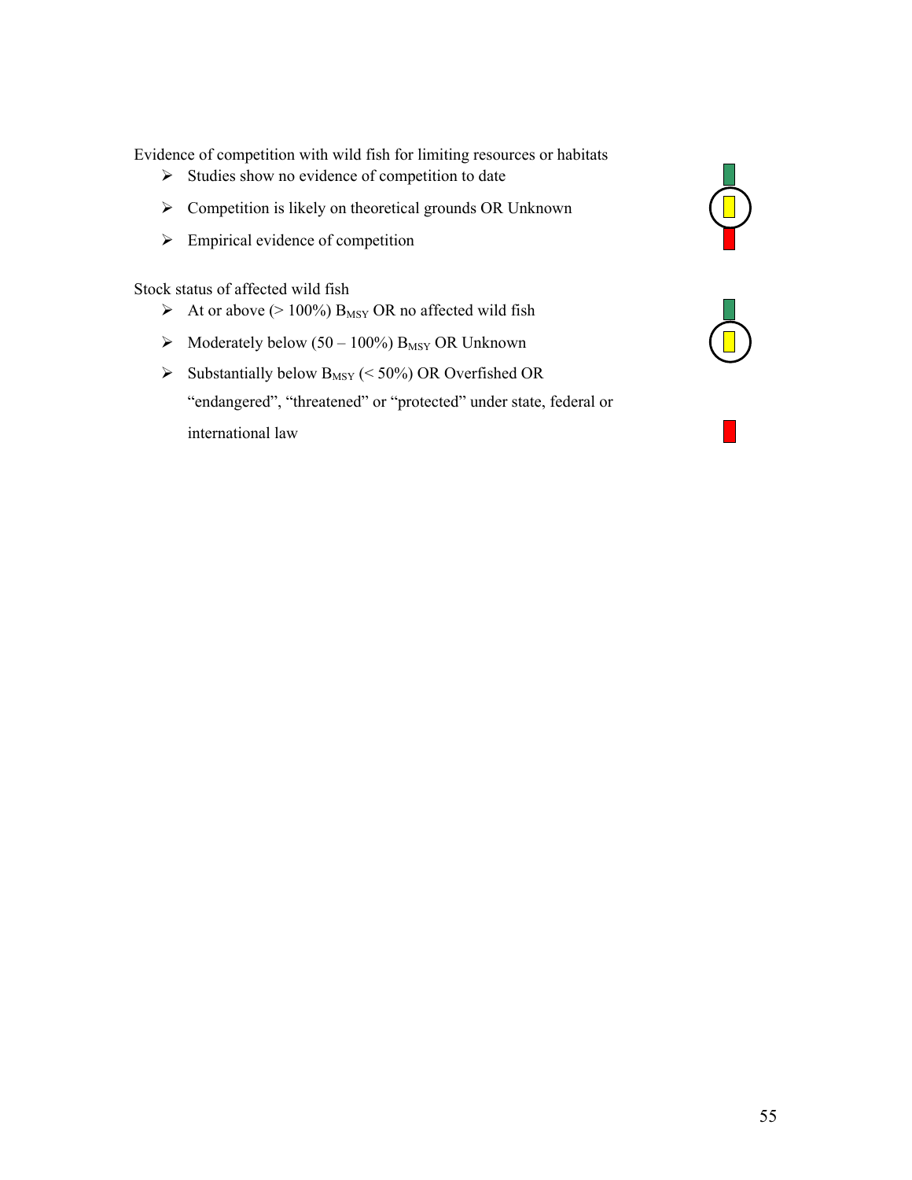Evidence of competition with wild fish for limiting resources or habitats

- Studies show no evidence of competition to date
- Competition is likely on theoretical grounds OR Unknown
- Empirical evidence of competition

Stock status of affected wild fish

- At or above (> 100%) $B_{MSY}$ OR no affected wild fish
- Moderately below (50 – 100%) $B_{MSY}$ OR Unknown
- Substantially below $B_{MSY}$ (< 50%) OR Overfished OR "endangered", "threatened" or "protected" under state, federal or international law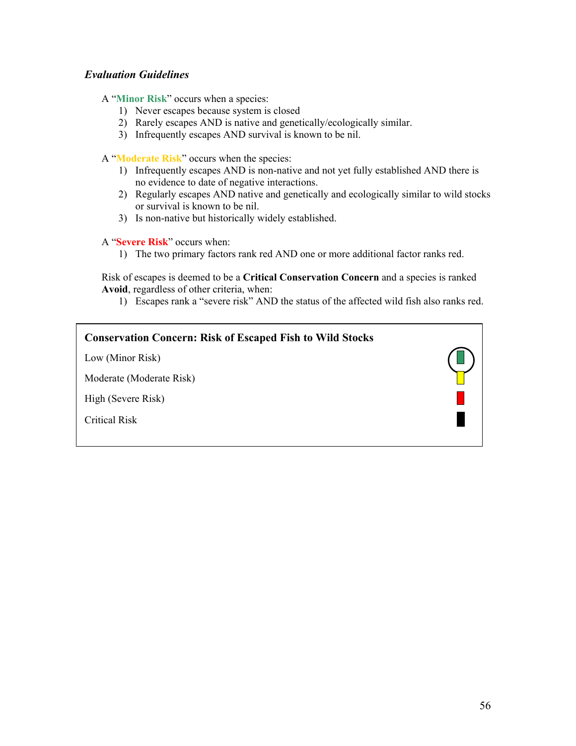### *Evaluation Guidelines*

A "**Minor Risk**" occurs when a species:

1) Never escapes because system is closed
2) Rarely escapes AND is native and genetically/ecologically similar.
3) Infrequently escapes AND survival is known to be nil.

A "**Moderate Risk**" occurs when the species:

1) Infrequently escapes AND is non-native and not yet fully established AND there is no evidence to date of negative interactions.
2) Regularly escapes AND native and genetically and ecologically similar to wild stocks or survival is known to be nil.
3) Is non-native but historically widely established.

A "**Severe Risk**" occurs when:

1) The two primary factors rank red AND one or more additional factor ranks red.

Risk of escapes is deemed to be a **Critical Conservation Concern** and a species is ranked **Avoid**, regardless of other criteria, when:

1) Escapes rank a "severe risk" AND the status of the affected wild fish also ranks red.

| **Conservation Concern: Risk of Escaped Fish to Wild Stocks** | |
|---|---|
| Low (Minor Risk) | ◯ (selected) |
| Moderate (Moderate Risk) | |
| High (Severe Risk) | |
| Critical Risk | |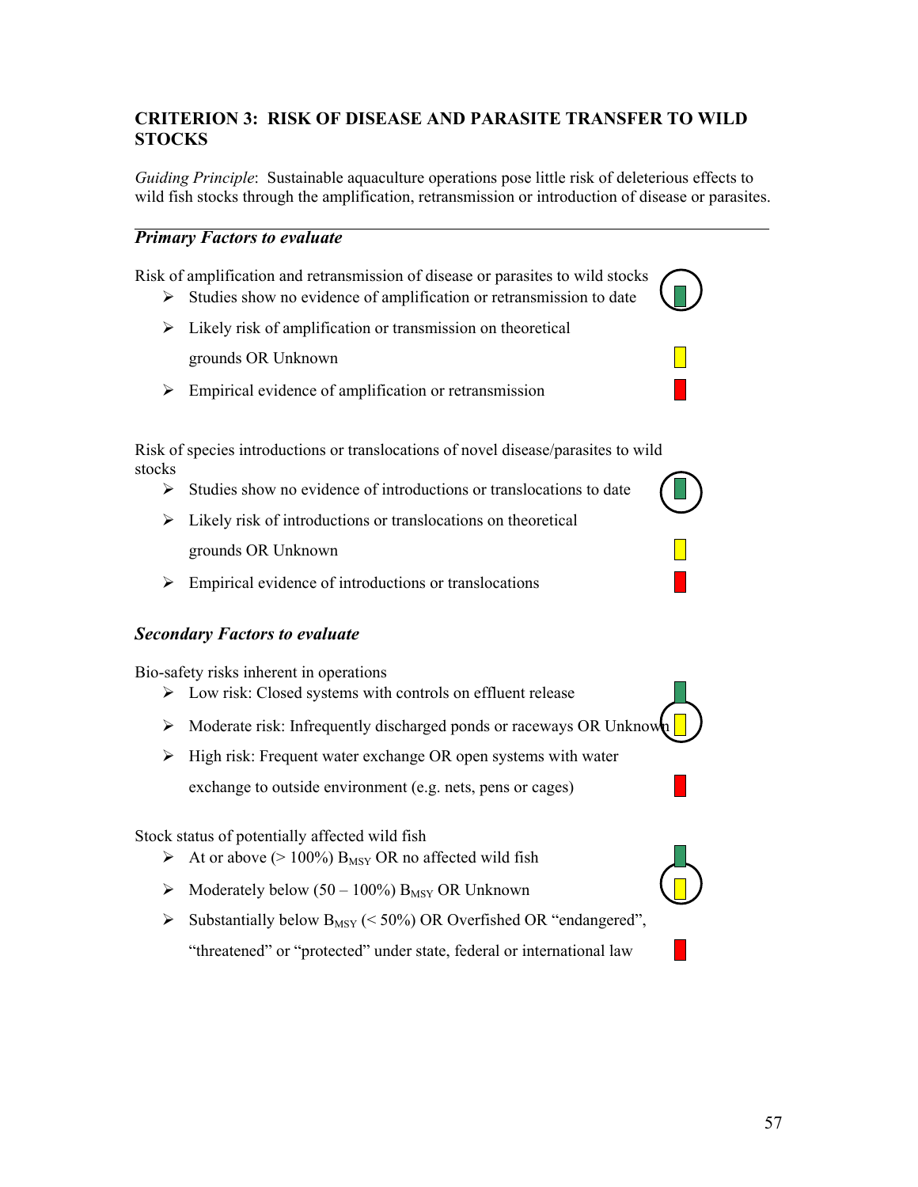## CRITERION 3: RISK OF DISEASE AND PARASITE TRANSFER TO WILD STOCKS

*Guiding Principle*: Sustainable aquaculture operations pose little risk of deleterious effects to wild fish stocks through the amplification, retransmission or introduction of disease or parasites.

### *Primary Factors to evaluate*

Risk of amplification and retransmission of disease or parasites to wild stocks

- Studies show no evidence of amplification or retransmission to date
- Likely risk of amplification or transmission on theoretical grounds OR Unknown
- Empirical evidence of amplification or retransmission

Risk of species introductions or translocations of novel disease/parasites to wild stocks

- Studies show no evidence of introductions or translocations to date
- Likely risk of introductions or translocations on theoretical grounds OR Unknown
- Empirical evidence of introductions or translocations

### *Secondary Factors to evaluate*

Bio-safety risks inherent in operations

- Low risk: Closed systems with controls on effluent release
- Moderate risk: Infrequently discharged ponds or raceways OR Unknown
- High risk: Frequent water exchange OR open systems with water exchange to outside environment (e.g. nets, pens or cages)

Stock status of potentially affected wild fish

- At or above (> 100%) $B_{MSY}$ OR no affected wild fish
- Moderately below (50 – 100%) $B_{MSY}$ OR Unknown
- Substantially below $B_{MSY}$ (< 50%) OR Overfished OR "endangered", "threatened" or "protected" under state, federal or international law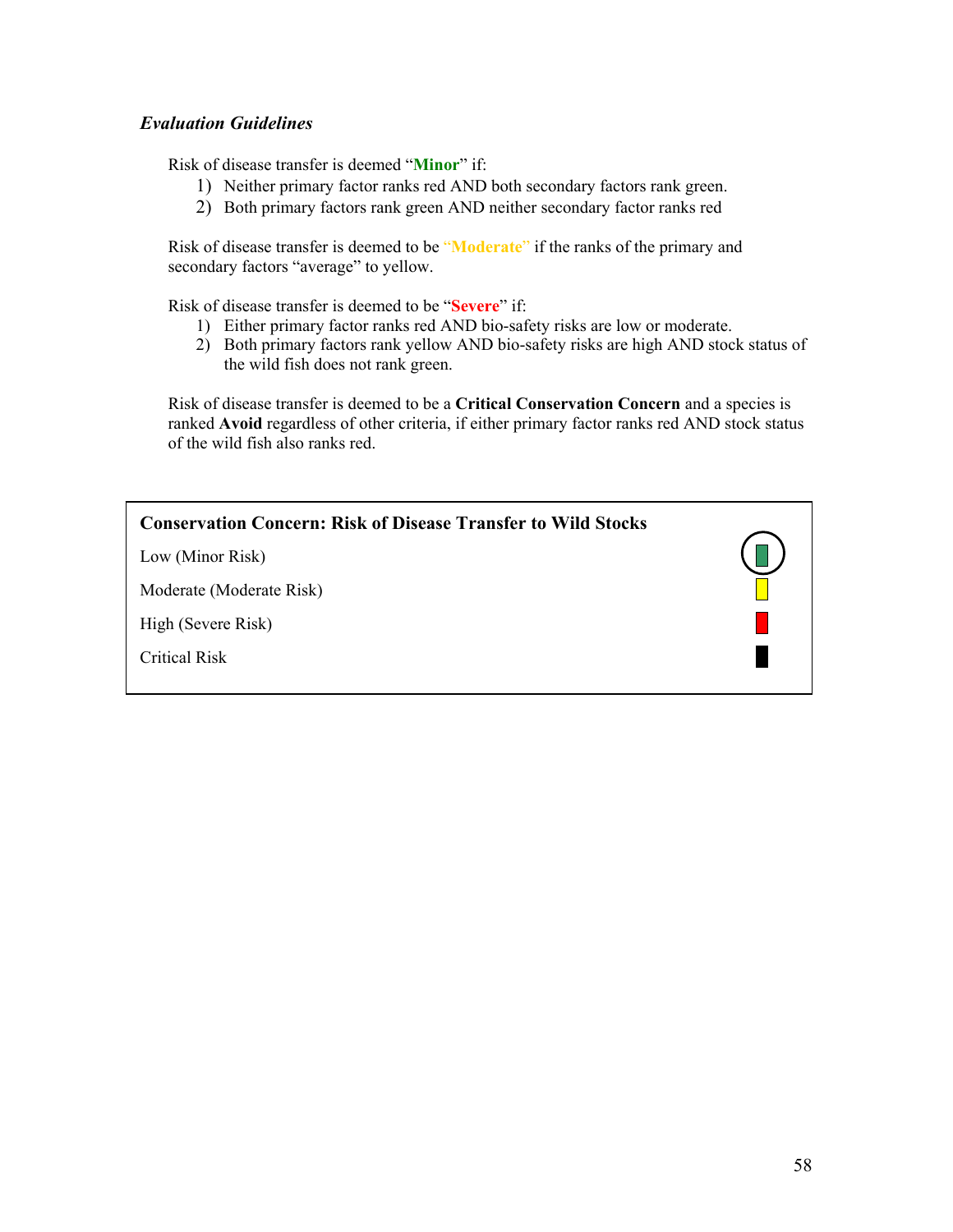### *Evaluation Guidelines*

Risk of disease transfer is deemed "**Minor**" if:

1) Neither primary factor ranks red AND both secondary factors rank green.
2) Both primary factors rank green AND neither secondary factor ranks red

Risk of disease transfer is deemed to be "**Moderate**" if the ranks of the primary and secondary factors "average" to yellow.

Risk of disease transfer is deemed to be "**Severe**" if:

1) Either primary factor ranks red AND bio-safety risks are low or moderate.
2) Both primary factors rank yellow AND bio-safety risks are high AND stock status of the wild fish does not rank green.

Risk of disease transfer is deemed to be a **Critical Conservation Concern** and a species is ranked **Avoid** regardless of other criteria, if either primary factor ranks red AND stock status of the wild fish also ranks red.

| **Conservation Concern: Risk of Disease Transfer to Wild Stocks** | |
|---|---|
| Low (Minor Risk) | ■ (green, selected) |
| Moderate (Moderate Risk) | ■ (yellow) |
| High (Severe Risk) | ■ (red) |
| Critical Risk | ■ (black) |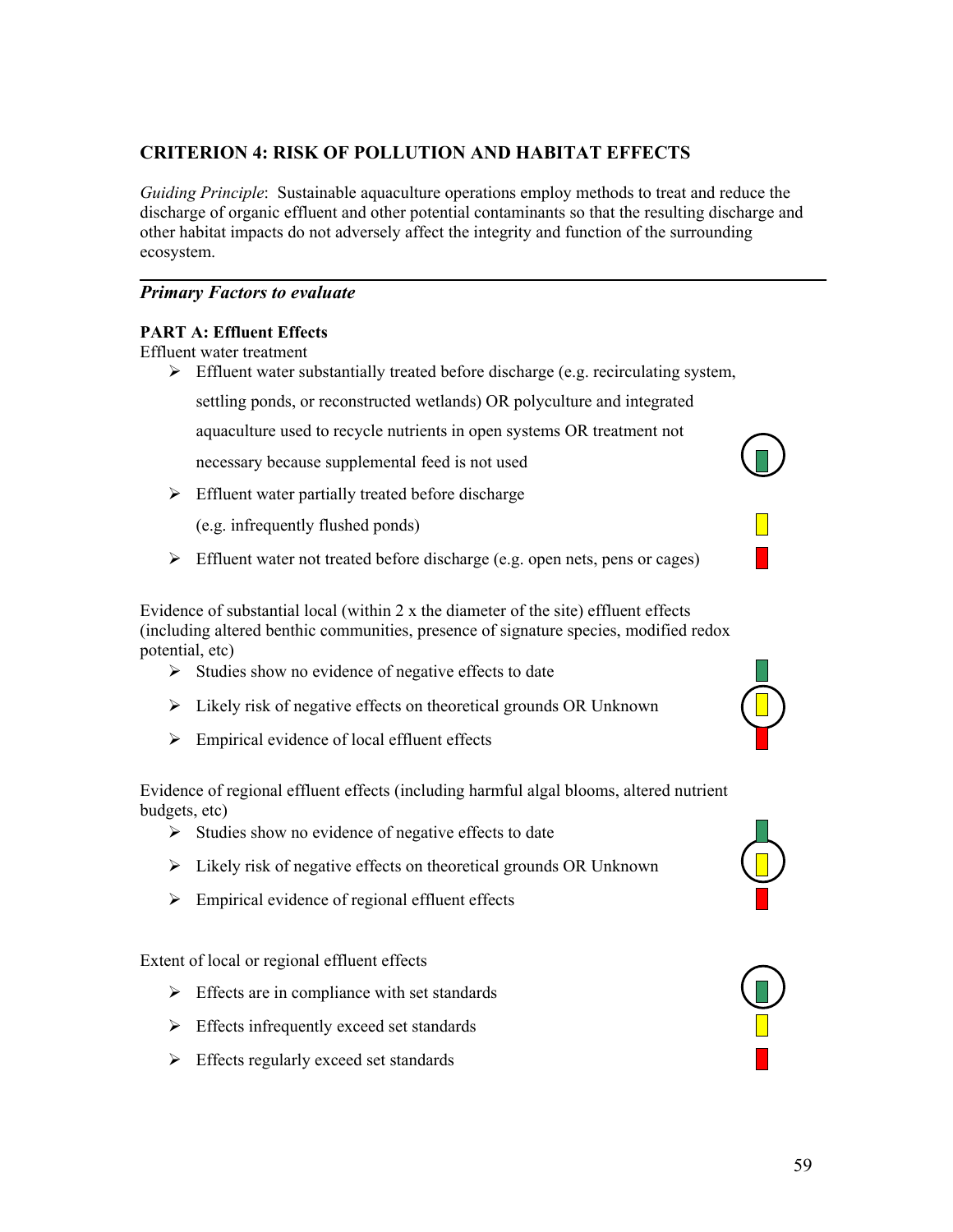## CRITERION 4: RISK OF POLLUTION AND HABITAT EFFECTS

*Guiding Principle*: Sustainable aquaculture operations employ methods to treat and reduce the discharge of organic effluent and other potential contaminants so that the resulting discharge and other habitat impacts do not adversely affect the integrity and function of the surrounding ecosystem.

---

### *Primary Factors to evaluate*

**PART A: Effluent Effects**

Effluent water treatment

- Effluent water substantially treated before discharge (e.g. recirculating system, settling ponds, or reconstructed wetlands) OR polyculture and integrated aquaculture used to recycle nutrients in open systems OR treatment not necessary because supplemental feed is not used
- Effluent water partially treated before discharge (e.g. infrequently flushed ponds)
- Effluent water not treated before discharge (e.g. open nets, pens or cages)

Evidence of substantial local (within 2 x the diameter of the site) effluent effects (including altered benthic communities, presence of signature species, modified redox potential, etc)

- Studies show no evidence of negative effects to date
- Likely risk of negative effects on theoretical grounds OR Unknown
- Empirical evidence of local effluent effects

Evidence of regional effluent effects (including harmful algal blooms, altered nutrient budgets, etc)

- Studies show no evidence of negative effects to date
- Likely risk of negative effects on theoretical grounds OR Unknown
- Empirical evidence of regional effluent effects

Extent of local or regional effluent effects

- Effects are in compliance with set standards
- Effects infrequently exceed set standards
- Effects regularly exceed set standards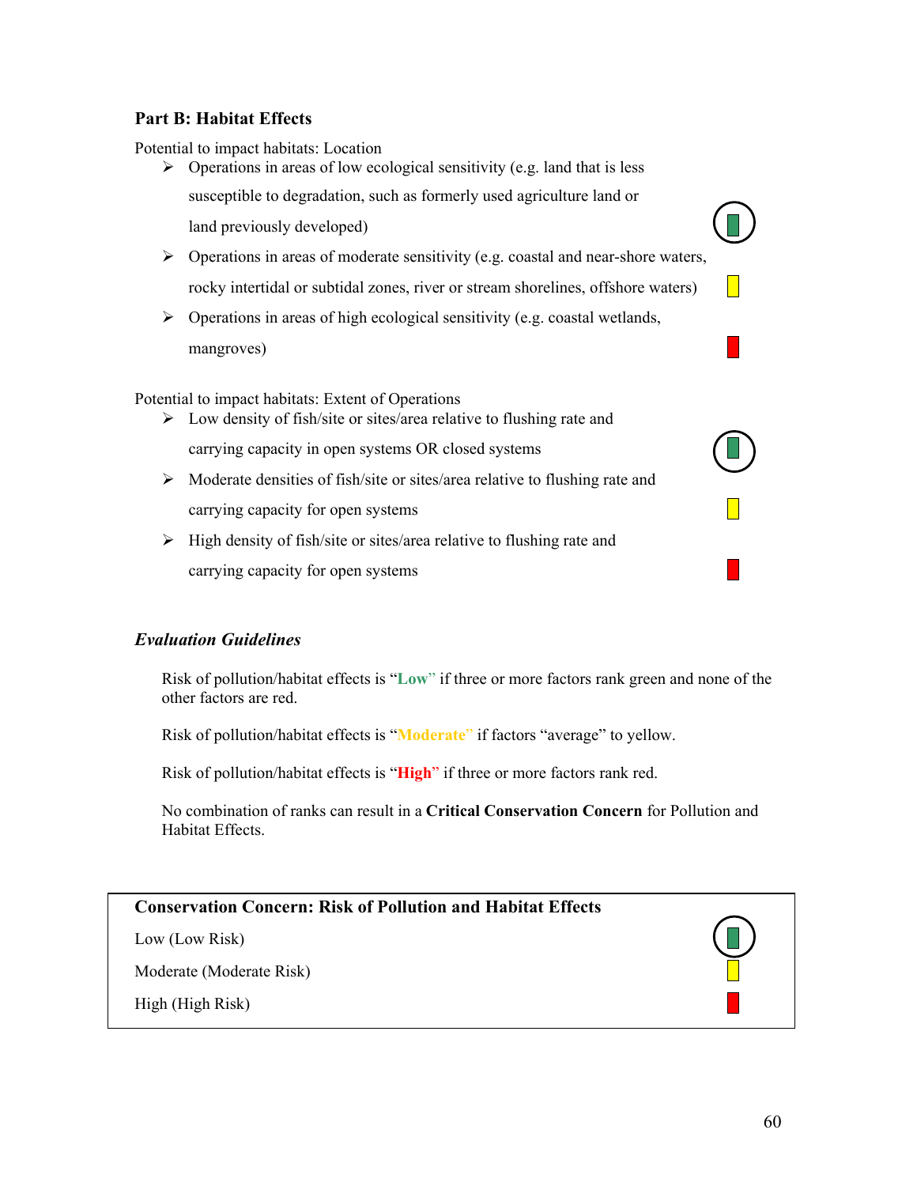### Part B: Habitat Effects

Potential to impact habitats: Location

- Operations in areas of low ecological sensitivity (e.g. land that is less susceptible to degradation, such as formerly used agriculture land or land previously developed)
- Operations in areas of moderate sensitivity (e.g. coastal and near-shore waters, rocky intertidal or subtidal zones, river or stream shorelines, offshore waters)
- Operations in areas of high ecological sensitivity (e.g. coastal wetlands, mangroves)

Potential to impact habitats: Extent of Operations

- Low density of fish/site or sites/area relative to flushing rate and carrying capacity in open systems OR closed systems
- Moderate densities of fish/site or sites/area relative to flushing rate and carrying capacity for open systems
- High density of fish/site or sites/area relative to flushing rate and carrying capacity for open systems

### *Evaluation Guidelines*

Risk of pollution/habitat effects is "**Low**" if three or more factors rank green and none of the other factors are red.

Risk of pollution/habitat effects is "**Moderate**" if factors "average" to yellow.

Risk of pollution/habitat effects is "**High**" if three or more factors rank red.

No combination of ranks can result in a **Critical Conservation Concern** for Pollution and Habitat Effects.

| **Conservation Concern: Risk of Pollution and Habitat Effects** |
|---|
| Low (Low Risk) |
| Moderate (Moderate Risk) |
| High (High Risk) |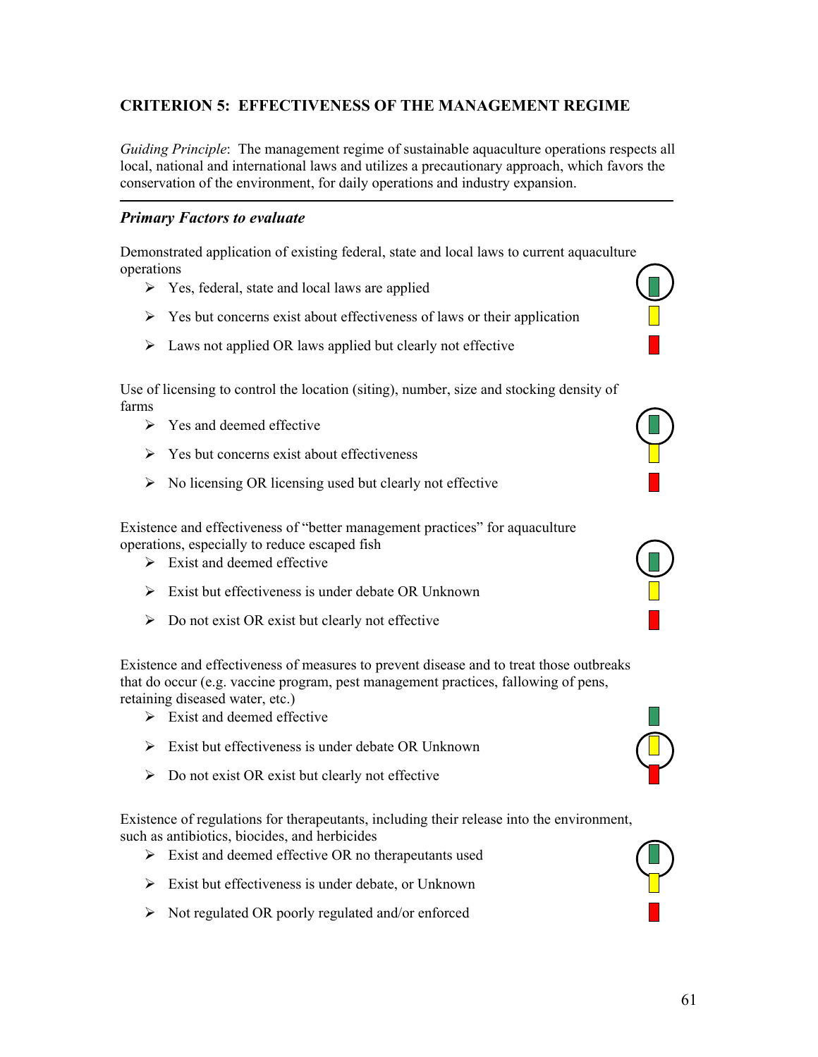## CRITERION 5: EFFECTIVENESS OF THE MANAGEMENT REGIME

*Guiding Principle*: The management regime of sustainable aquaculture operations respects all local, national and international laws and utilizes a precautionary approach, which favors the conservation of the environment, for daily operations and industry expansion.

---

### *Primary Factors to evaluate*

Demonstrated application of existing federal, state and local laws to current aquaculture operations

- Yes, federal, state and local laws are applied
- Yes but concerns exist about effectiveness of laws or their application
- Laws not applied OR laws applied but clearly not effective

Use of licensing to control the location (siting), number, size and stocking density of farms

- Yes and deemed effective
- Yes but concerns exist about effectiveness
- No licensing OR licensing used but clearly not effective

Existence and effectiveness of "better management practices" for aquaculture operations, especially to reduce escaped fish

- Exist and deemed effective
- Exist but effectiveness is under debate OR Unknown
- Do not exist OR exist but clearly not effective

Existence and effectiveness of measures to prevent disease and to treat those outbreaks that do occur (e.g. vaccine program, pest management practices, fallowing of pens, retaining diseased water, etc.)

- Exist and deemed effective
- Exist but effectiveness is under debate OR Unknown
- Do not exist OR exist but clearly not effective

Existence of regulations for therapeutants, including their release into the environment, such as antibiotics, biocides, and herbicides

- Exist and deemed effective OR no therapeutants used
- Exist but effectiveness is under debate, or Unknown
- Not regulated OR poorly regulated and/or enforced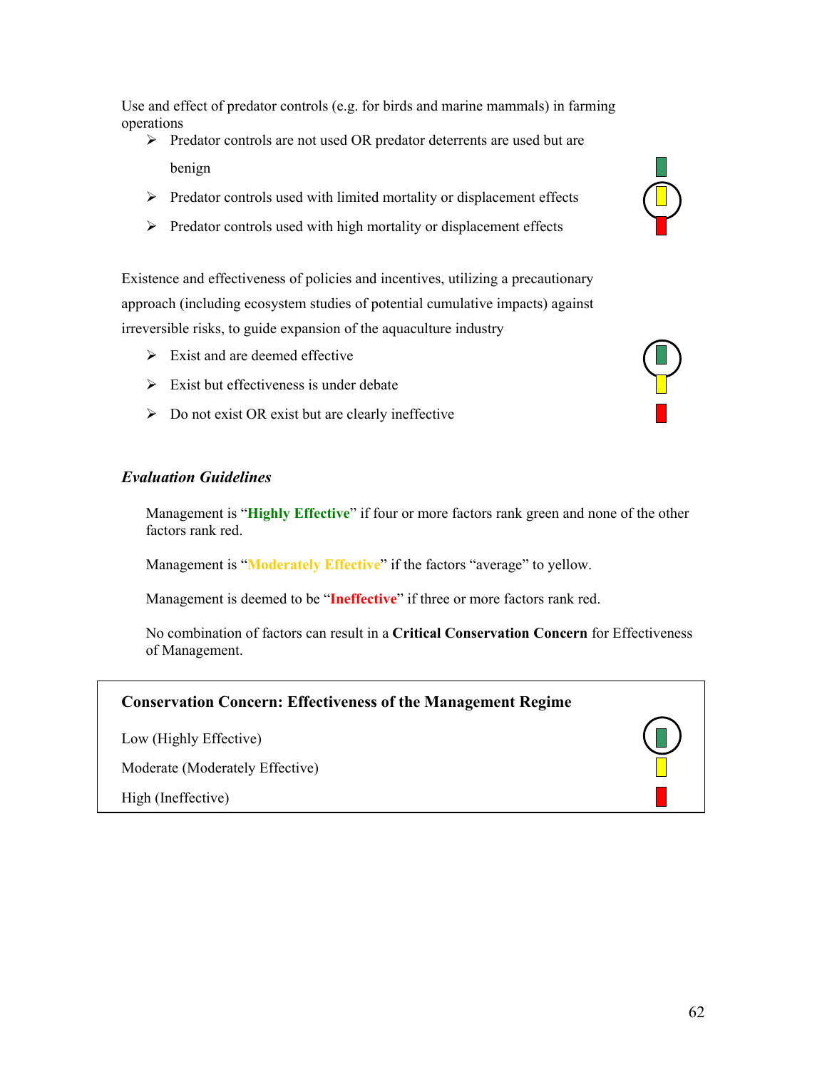Use and effect of predator controls (e.g. for birds and marine mammals) in farming operations

- Predator controls are not used OR predator deterrents are used but are benign
- Predator controls used with limited mortality or displacement effects
- Predator controls used with high mortality or displacement effects

Existence and effectiveness of policies and incentives, utilizing a precautionary approach (including ecosystem studies of potential cumulative impacts) against irreversible risks, to guide expansion of the aquaculture industry

- Exist and are deemed effective
- Exist but effectiveness is under debate
- Do not exist OR exist but are clearly ineffective

### *Evaluation Guidelines*

Management is "**Highly Effective**" if four or more factors rank green and none of the other factors rank red.

Management is "**Moderately Effective**" if the factors "average" to yellow.

Management is deemed to be "**Ineffective**" if three or more factors rank red.

No combination of factors can result in a **Critical Conservation Concern** for Effectiveness of Management.

**Conservation Concern: Effectiveness of the Management Regime**

Low (Highly Effective)

Moderate (Moderately Effective)

High (Ineffective)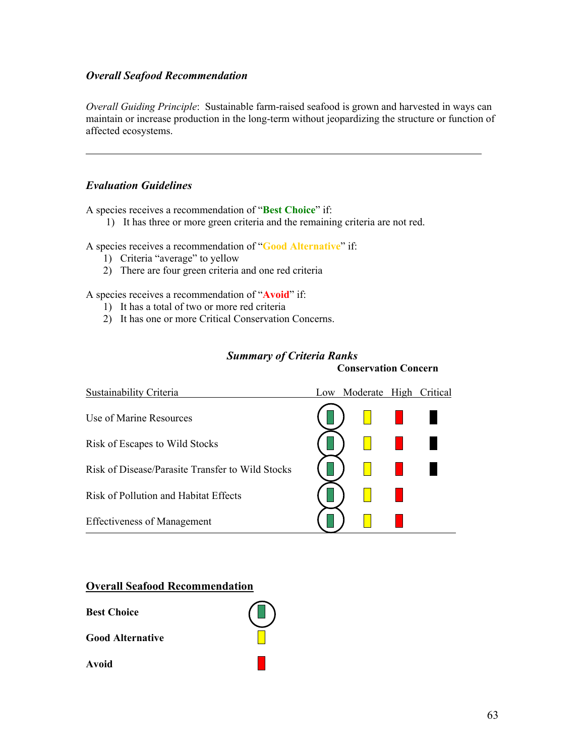### *Overall Seafood Recommendation*

*Overall Guiding Principle*: Sustainable farm-raised seafood is grown and harvested in ways can maintain or increase production in the long-term without jeopardizing the structure or function of affected ecosystems.

---

### *Evaluation Guidelines*

A species receives a recommendation of "**Best Choice**" if:

1) It has three or more green criteria and the remaining criteria are not red.

A species receives a recommendation of "**Good Alternative**" if:

1) Criteria "average" to yellow
2) There are four green criteria and one red criteria

A species receives a recommendation of "**Avoid**" if:

1) It has a total of two or more red criteria
2) It has one or more Critical Conservation Concerns.

### *Summary of Criteria Ranks*

| Sustainability Criteria | Conservation Concern: Low | Moderate | High | Critical |
|---|---|---|---|---|
| Use of Marine Resources | ✓ | | | |
| Risk of Escapes to Wild Stocks | ✓ | | | |
| Risk of Disease/Parasite Transfer to Wild Stocks | ✓ | | | |
| Risk of Pollution and Habitat Effects | ✓ | | | |
| Effectiveness of Management | ✓ | | | |

**Overall Seafood Recommendation**

| | |
|---|---|
| **Best Choice** | ✓ |
| **Good Alternative** | |
| **Avoid** | |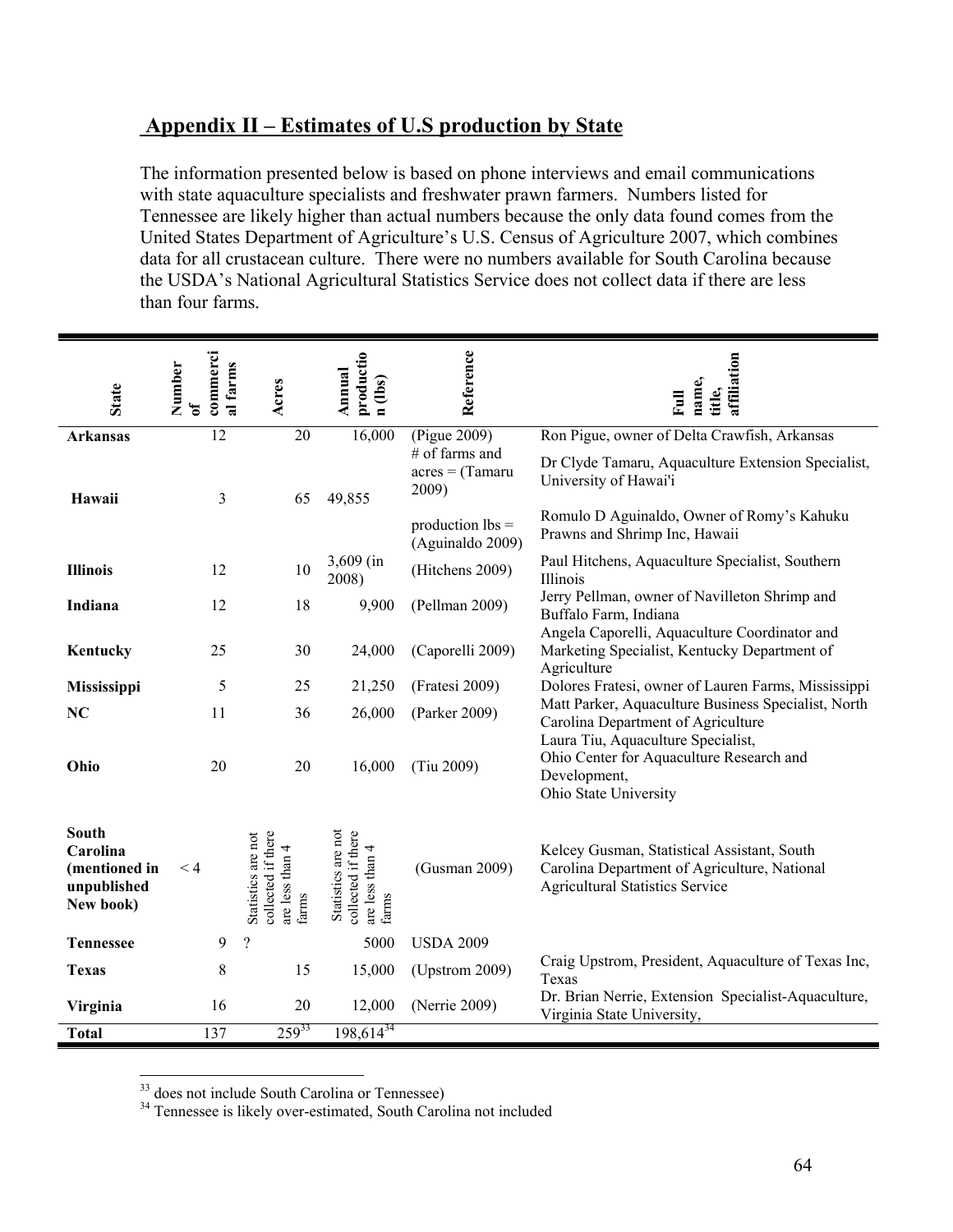## Appendix II – Estimates of U.S production by State

The information presented below is based on phone interviews and email communications with state aquaculture specialists and freshwater prawn farmers. Numbers listed for Tennessee are likely higher than actual numbers because the only data found comes from the United States Department of Agriculture's U.S. Census of Agriculture 2007, which combines data for all crustacean culture. There were no numbers available for South Carolina because the USDA's National Agricultural Statistics Service does not collect data if there are less than four farms.

| State | Number of commercial farms | Acres | Annual production (lbs) | Reference | Full name, title, affiliation |
|---|---|---|---|---|---|
| **Arkansas** | 12 | 20 | 16,000 | (Pigue 2009) | Ron Pigue, owner of Delta Crawfish, Arkansas |
| **Hawaii** | 3 | 65 | 49,855 | # of farms and acres = (Tamaru 2009) | Dr Clyde Tamaru, Aquaculture Extension Specialist, University of Hawai'i |
| | | | | production lbs = (Aguinaldo 2009) | Romulo D Aguinaldo, Owner of Romy's Kahuku Prawns and Shrimp Inc, Hawaii |
| **Illinois** | 12 | 10 | 3,609 (in 2008) | (Hitchens 2009) | Paul Hitchens, Aquaculture Specialist, Southern Illinois |
| **Indiana** | 12 | 18 | 9,900 | (Pellman 2009) | Jerry Pellman, owner of Navilleton Shrimp and Buffalo Farm, Indiana |
| **Kentucky** | 25 | 30 | 24,000 | (Caporelli 2009) | Angela Caporelli, Aquaculture Coordinator and Marketing Specialist, Kentucky Department of Agriculture |
| **Mississippi** | 5 | 25 | 21,250 | (Fratesi 2009) | Dolores Fratesi, owner of Lauren Farms, Mississippi |
| **NC** | 11 | 36 | 26,000 | (Parker 2009) | Matt Parker, Aquaculture Business Specialist, North Carolina Department of Agriculture |
| **Ohio** | 20 | 20 | 16,000 | (Tiu 2009) | Laura Tiu, Aquaculture Specialist, Ohio Center for Aquaculture Research and Development, Ohio State University |
| **South Carolina (mentioned in unpublished New book)** | < 4 | Statistics are not collected if there are less than 4 farms | Statistics are not collected if there are less than 4 farms | (Gusman 2009) | Kelcey Gusman, Statistical Assistant, South Carolina Department of Agriculture, National Agricultural Statistics Service |
| **Tennessee** | 9 | ? | 5000 | USDA 2009 | |
| **Texas** | 8 | 15 | 15,000 | (Upstrom 2009) | Craig Upstrom, President, Aquaculture of Texas Inc, Texas |
| **Virginia** | 16 | 20 | 12,000 | (Nerrie 2009) | Dr. Brian Nerrie, Extension Specialist-Aquaculture, Virginia State University, |
| **Total** | 137 | 259[33] | 198,614[34] | | |

[33] does not include South Carolina or Tennessee)

[34] Tennessee is likely over-estimated, South Carolina not included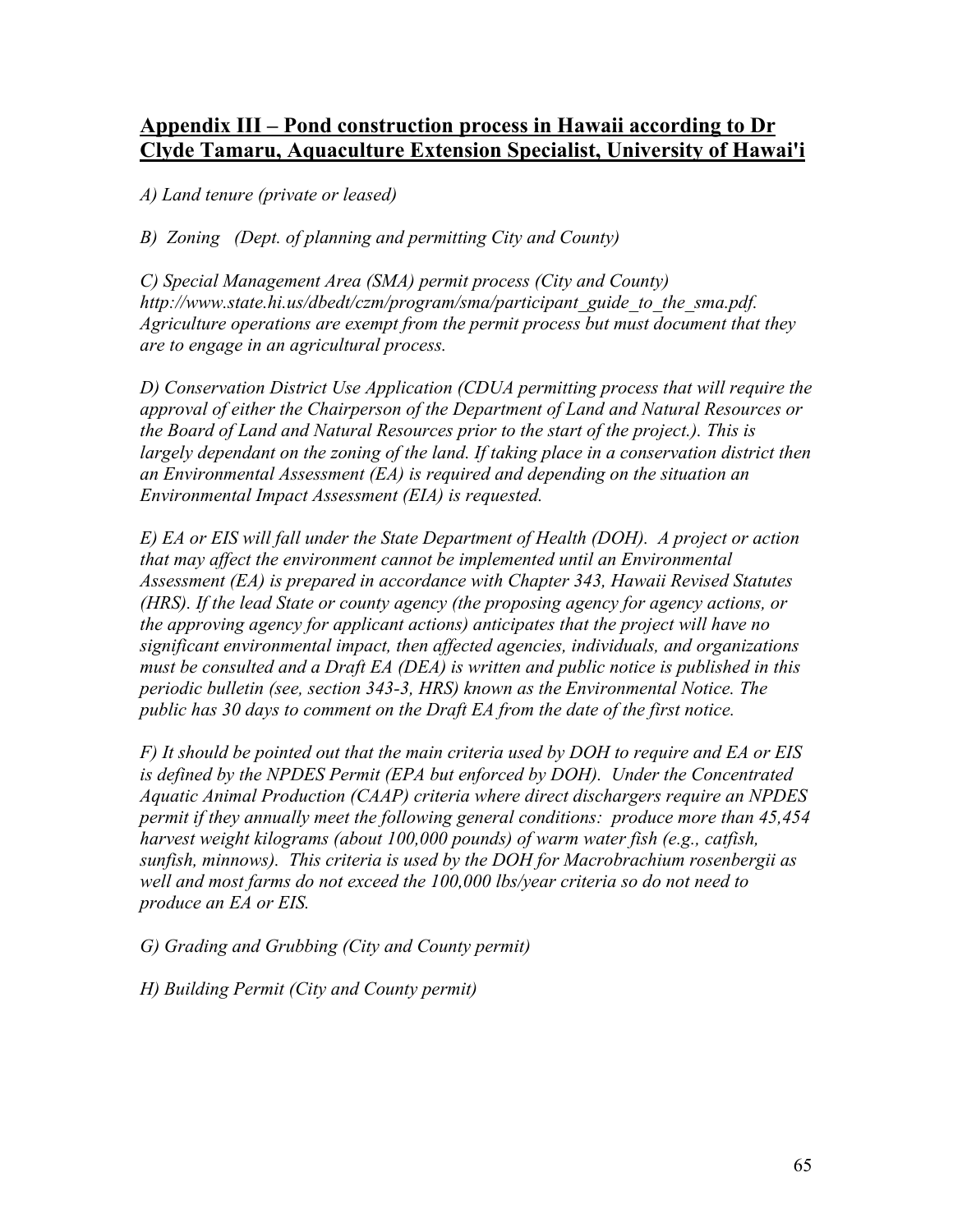## Appendix III – Pond construction process in Hawaii according to Dr Clyde Tamaru, Aquaculture Extension Specialist, University of Hawai'i

*A) Land tenure (private or leased)*

*B) Zoning (Dept. of planning and permitting City and County)*

*C) Special Management Area (SMA) permit process (City and County) http://www.state.hi.us/dbedt/czm/program/sma/participant_guide_to_the_sma.pdf. Agriculture operations are exempt from the permit process but must document that they are to engage in an agricultural process.*

*D) Conservation District Use Application (CDUA permitting process that will require the approval of either the Chairperson of the Department of Land and Natural Resources or the Board of Land and Natural Resources prior to the start of the project.). This is largely dependant on the zoning of the land. If taking place in a conservation district then an Environmental Assessment (EA) is required and depending on the situation an Environmental Impact Assessment (EIA) is requested.*

*E) EA or EIS will fall under the State Department of Health (DOH). A project or action that may affect the environment cannot be implemented until an Environmental Assessment (EA) is prepared in accordance with Chapter 343, Hawaii Revised Statutes (HRS). If the lead State or county agency (the proposing agency for agency actions, or the approving agency for applicant actions) anticipates that the project will have no significant environmental impact, then affected agencies, individuals, and organizations must be consulted and a Draft EA (DEA) is written and public notice is published in this periodic bulletin (see, section 343-3, HRS) known as the Environmental Notice. The public has 30 days to comment on the Draft EA from the date of the first notice.*

*F) It should be pointed out that the main criteria used by DOH to require and EA or EIS is defined by the NPDES Permit (EPA but enforced by DOH). Under the Concentrated Aquatic Animal Production (CAAP) criteria where direct dischargers require an NPDES permit if they annually meet the following general conditions: produce more than 45,454 harvest weight kilograms (about 100,000 pounds) of warm water fish (e.g., catfish, sunfish, minnows). This criteria is used by the DOH for Macrobrachium rosenbergii as well and most farms do not exceed the 100,000 lbs/year criteria so do not need to produce an EA or EIS.*

*G) Grading and Grubbing (City and County permit)*

*H) Building Permit (City and County permit)*